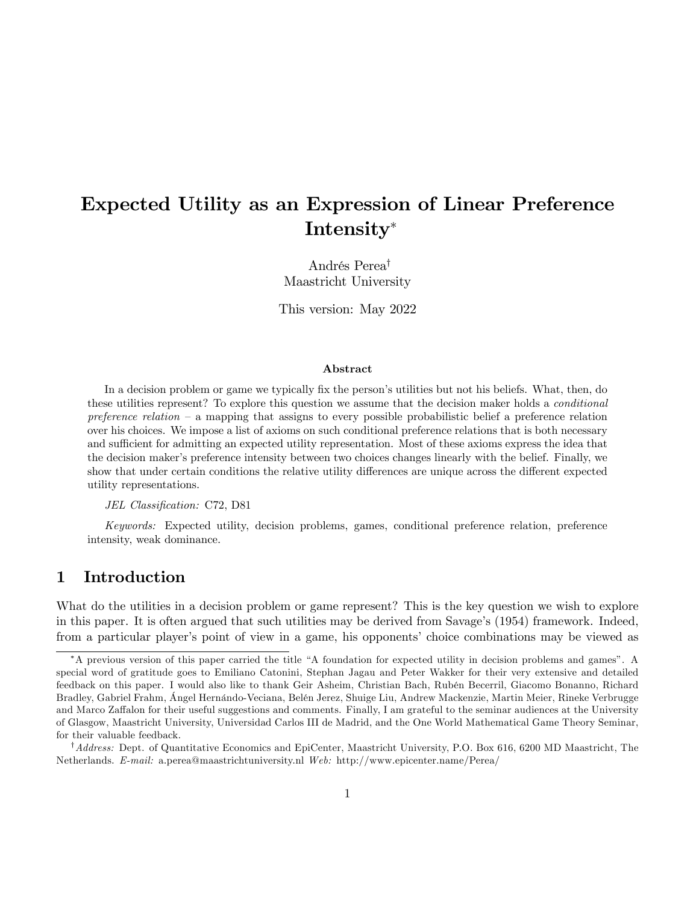# Expected Utility as an Expression of Linear Preference Intensity[*]

Andrés Perea[†]
Maastricht University

This version: May 2022

### Abstract

In a decision problem or game we typically fix the person's utilities but not his beliefs. What, then, do these utilities represent? To explore this question we assume that the decision maker holds a *conditional preference relation* – a mapping that assigns to every possible probabilistic belief a preference relation over his choices. We impose a list of axioms on such conditional preference relations that is both necessary and sufficient for admitting an expected utility representation. Most of these axioms express the idea that the decision maker's preference intensity between two choices changes linearly with the belief. Finally, we show that under certain conditions the relative utility differences are unique across the different expected utility representations.

*JEL Classification:* C72, D81

*Keywords:* Expected utility, decision problems, games, conditional preference relation, preference intensity, weak dominance.

## 1 Introduction

What do the utilities in a decision problem or game represent? This is the key question we wish to explore in this paper. It is often argued that such utilities may be derived from Savage's (1954) framework. Indeed, from a particular player's point of view in a game, his opponents' choice combinations may be viewed as

---

[*] A previous version of this paper carried the title "A foundation for expected utility in decision problems and games". A special word of gratitude goes to Emiliano Catonini, Stephan Jagau and Peter Wakker for their very extensive and detailed feedback on this paper. I would also like to thank Geir Asheim, Christian Bach, Rubén Becerril, Giacomo Bonanno, Richard Bradley, Gabriel Frahm, Ángel Hernándo-Veciana, Belén Jerez, Shuige Liu, Andrew Mackenzie, Martin Meier, Rineke Verbrugge and Marco Zaffalon for their useful suggestions and comments. Finally, I am grateful to the seminar audiences at the University of Glasgow, Maastricht University, Universidad Carlos III de Madrid, and the One World Mathematical Game Theory Seminar, for their valuable feedback.

[†] *Address:* Dept. of Quantitative Economics and EpiCenter, Maastricht University, P.O. Box 616, 6200 MD Maastricht, The Netherlands. *E-mail:* a.perea@maastrichtuniversity.nl *Web:* http://www.epicenter.name/Perea/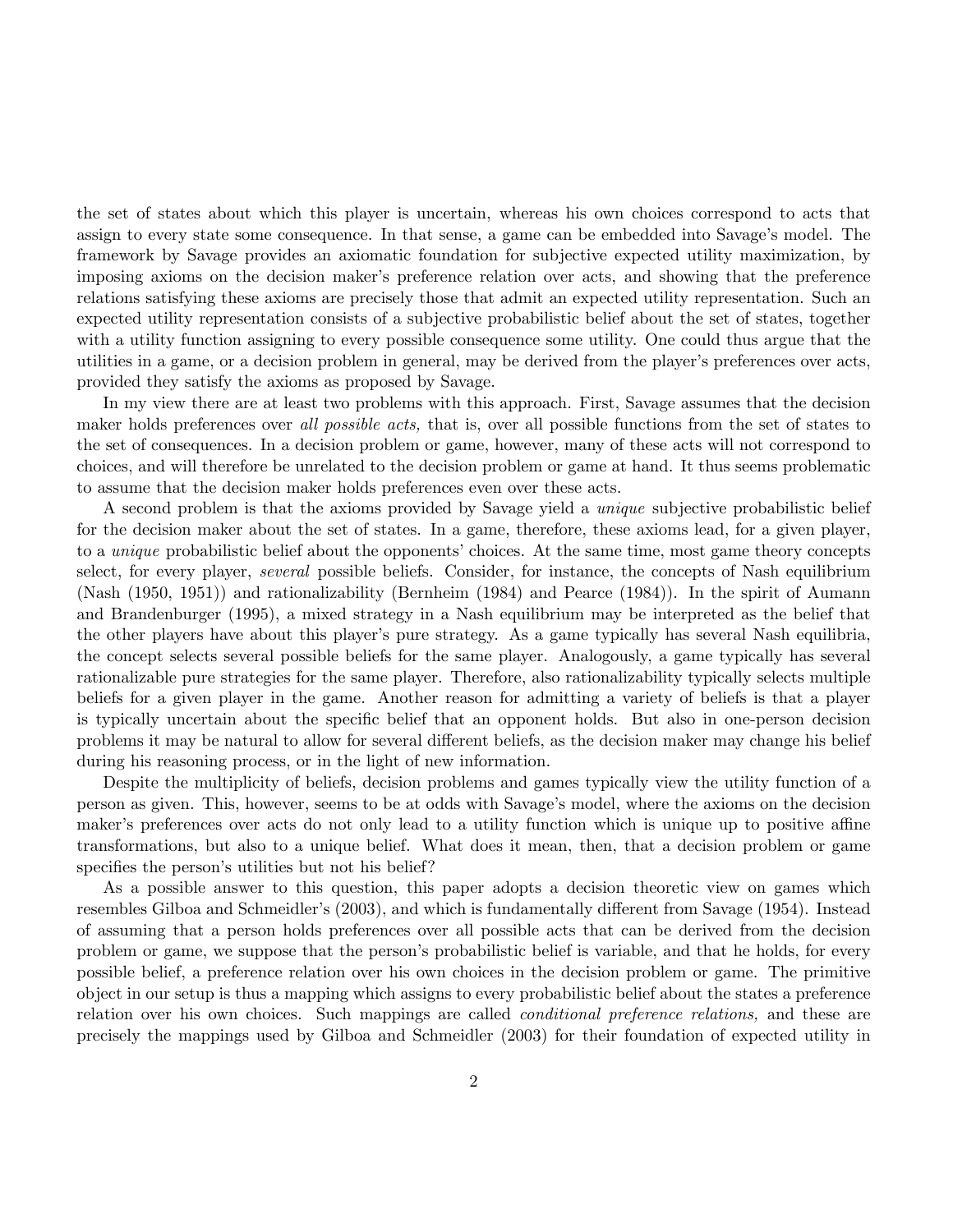the set of states about which this player is uncertain, whereas his own choices correspond to acts that assign to every state some consequence. In that sense, a game can be embedded into Savage's model. The framework by Savage provides an axiomatic foundation for subjective expected utility maximization, by imposing axioms on the decision maker's preference relation over acts, and showing that the preference relations satisfying these axioms are precisely those that admit an expected utility representation. Such an expected utility representation consists of a subjective probabilistic belief about the set of states, together with a utility function assigning to every possible consequence some utility. One could thus argue that the utilities in a game, or a decision problem in general, may be derived from the player's preferences over acts, provided they satisfy the axioms as proposed by Savage.

In my view there are at least two problems with this approach. First, Savage assumes that the decision maker holds preferences over *all possible acts,* that is, over all possible functions from the set of states to the set of consequences. In a decision problem or game, however, many of these acts will not correspond to choices, and will therefore be unrelated to the decision problem or game at hand. It thus seems problematic to assume that the decision maker holds preferences even over these acts.

A second problem is that the axioms provided by Savage yield a *unique* subjective probabilistic belief for the decision maker about the set of states. In a game, therefore, these axioms lead, for a given player, to a *unique* probabilistic belief about the opponents' choices. At the same time, most game theory concepts select, for every player, *several* possible beliefs. Consider, for instance, the concepts of Nash equilibrium (Nash (1950, 1951)) and rationalizability (Bernheim (1984) and Pearce (1984)). In the spirit of Aumann and Brandenburger (1995), a mixed strategy in a Nash equilibrium may be interpreted as the belief that the other players have about this player's pure strategy. As a game typically has several Nash equilibria, the concept selects several possible beliefs for the same player. Analogously, a game typically has several rationalizable pure strategies for the same player. Therefore, also rationalizability typically selects multiple beliefs for a given player in the game. Another reason for admitting a variety of beliefs is that a player is typically uncertain about the specific belief that an opponent holds. But also in one-person decision problems it may be natural to allow for several different beliefs, as the decision maker may change his belief during his reasoning process, or in the light of new information.

Despite the multiplicity of beliefs, decision problems and games typically view the utility function of a person as given. This, however, seems to be at odds with Savage's model, where the axioms on the decision maker's preferences over acts do not only lead to a utility function which is unique up to positive affine transformations, but also to a unique belief. What does it mean, then, that a decision problem or game specifies the person's utilities but not his belief?

As a possible answer to this question, this paper adopts a decision theoretic view on games which resembles Gilboa and Schmeidler's (2003), and which is fundamentally different from Savage (1954). Instead of assuming that a person holds preferences over all possible acts that can be derived from the decision problem or game, we suppose that the person's probabilistic belief is variable, and that he holds, for every possible belief, a preference relation over his own choices in the decision problem or game. The primitive object in our setup is thus a mapping which assigns to every probabilistic belief about the states a preference relation over his own choices. Such mappings are called *conditional preference relations,* and these are precisely the mappings used by Gilboa and Schmeidler (2003) for their foundation of expected utility in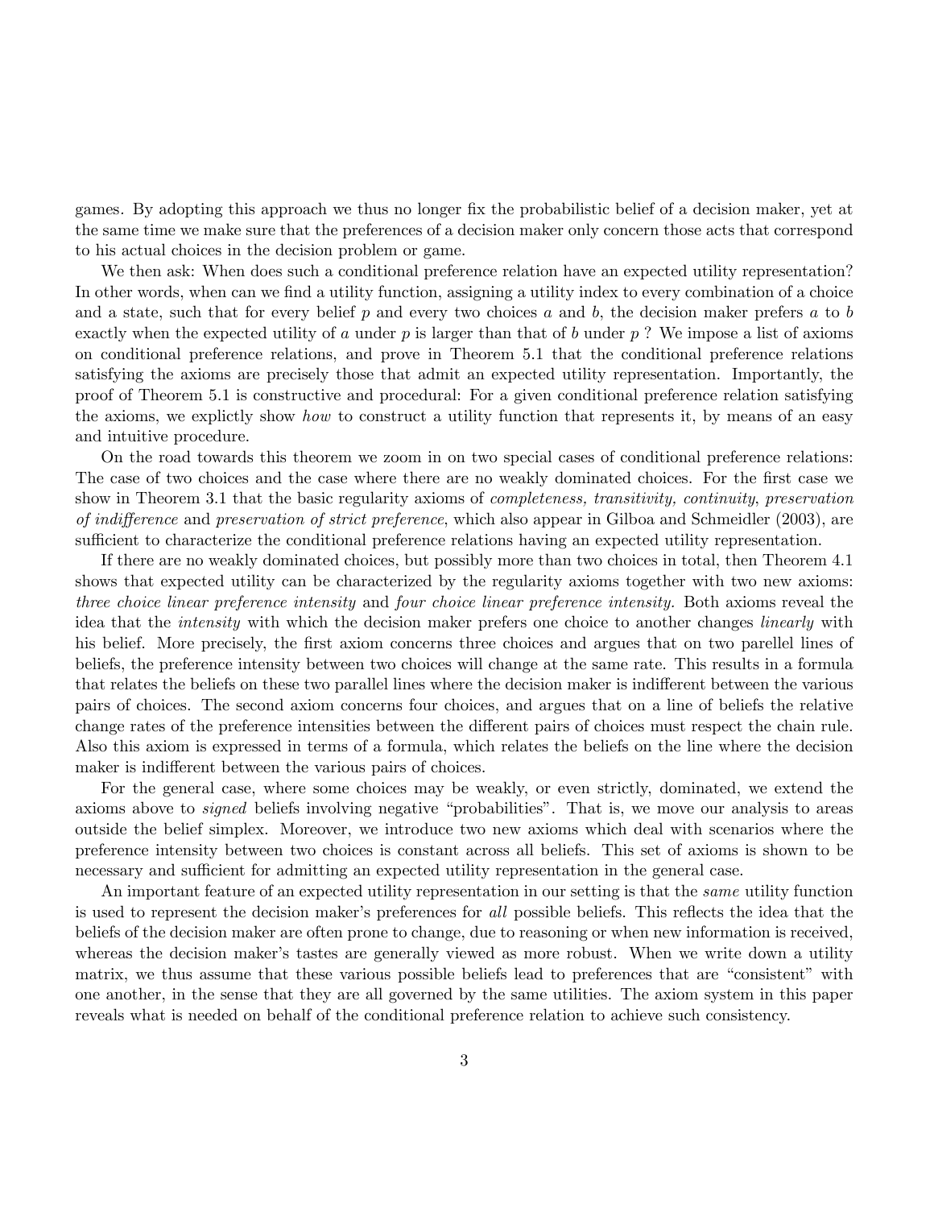games. By adopting this approach we thus no longer fix the probabilistic belief of a decision maker, yet at the same time we make sure that the preferences of a decision maker only concern those acts that correspond to his actual choices in the decision problem or game.

We then ask: When does such a conditional preference relation have an expected utility representation? In other words, when can we find a utility function, assigning a utility index to every combination of a choice and a state, such that for every belief $p$ and every two choices $a$ and $b$, the decision maker prefers $a$ to $b$ exactly when the expected utility of $a$ under $p$ is larger than that of $b$ under $p$ ? We impose a list of axioms on conditional preference relations, and prove in Theorem 5.1 that the conditional preference relations satisfying the axioms are precisely those that admit an expected utility representation. Importantly, the proof of Theorem 5.1 is constructive and procedural: For a given conditional preference relation satisfying the axioms, we explictly show *how* to construct a utility function that represents it, by means of an easy and intuitive procedure.

On the road towards this theorem we zoom in on two special cases of conditional preference relations: The case of two choices and the case where there are no weakly dominated choices. For the first case we show in Theorem 3.1 that the basic regularity axioms of *completeness, transitivity, continuity, preservation of indifference* and *preservation of strict preference*, which also appear in Gilboa and Schmeidler (2003), are sufficient to characterize the conditional preference relations having an expected utility representation.

If there are no weakly dominated choices, but possibly more than two choices in total, then Theorem 4.1 shows that expected utility can be characterized by the regularity axioms together with two new axioms: *three choice linear preference intensity* and *four choice linear preference intensity.* Both axioms reveal the idea that the *intensity* with which the decision maker prefers one choice to another changes *linearly* with his belief. More precisely, the first axiom concerns three choices and argues that on two parellel lines of beliefs, the preference intensity between two choices will change at the same rate. This results in a formula that relates the beliefs on these two parallel lines where the decision maker is indifferent between the various pairs of choices. The second axiom concerns four choices, and argues that on a line of beliefs the relative change rates of the preference intensities between the different pairs of choices must respect the chain rule. Also this axiom is expressed in terms of a formula, which relates the beliefs on the line where the decision maker is indifferent between the various pairs of choices.

For the general case, where some choices may be weakly, or even strictly, dominated, we extend the axioms above to *signed* beliefs involving negative "probabilities". That is, we move our analysis to areas outside the belief simplex. Moreover, we introduce two new axioms which deal with scenarios where the preference intensity between two choices is constant across all beliefs. This set of axioms is shown to be necessary and sufficient for admitting an expected utility representation in the general case.

An important feature of an expected utility representation in our setting is that the *same* utility function is used to represent the decision maker's preferences for *all* possible beliefs. This reflects the idea that the beliefs of the decision maker are often prone to change, due to reasoning or when new information is received, whereas the decision maker's tastes are generally viewed as more robust. When we write down a utility matrix, we thus assume that these various possible beliefs lead to preferences that are "consistent" with one another, in the sense that they are all governed by the same utilities. The axiom system in this paper reveals what is needed on behalf of the conditional preference relation to achieve such consistency.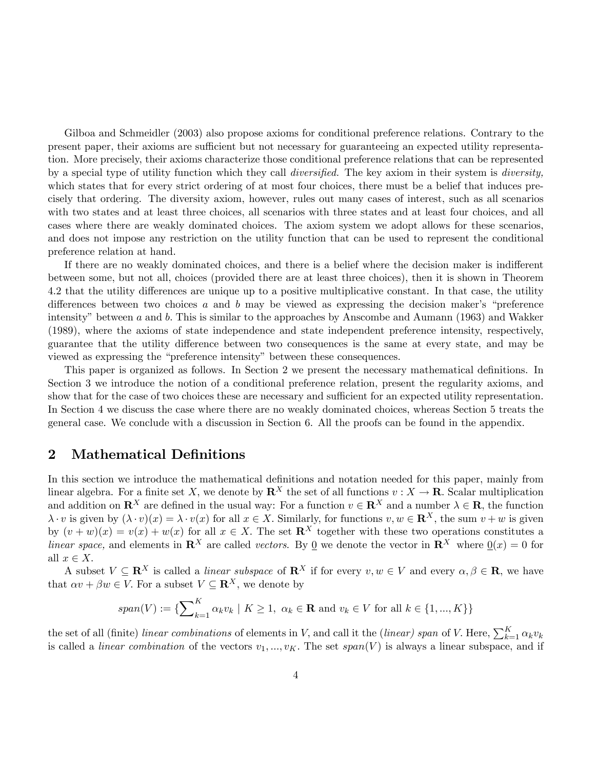Gilboa and Schmeidler (2003) also propose axioms for conditional preference relations. Contrary to the present paper, their axioms are sufficient but not necessary for guaranteeing an expected utility representation. More precisely, their axioms characterize those conditional preference relations that can be represented by a special type of utility function which they call *diversified.* The key axiom in their system is *diversity,* which states that for every strict ordering of at most four choices, there must be a belief that induces precisely that ordering. The diversity axiom, however, rules out many cases of interest, such as all scenarios with two states and at least three choices, all scenarios with three states and at least four choices, and all cases where there are weakly dominated choices. The axiom system we adopt allows for these scenarios, and does not impose any restriction on the utility function that can be used to represent the conditional preference relation at hand.

If there are no weakly dominated choices, and there is a belief where the decision maker is indifferent between some, but not all, choices (provided there are at least three choices), then it is shown in Theorem 4.2 that the utility differences are unique up to a positive multiplicative constant. In that case, the utility differences between two choices $a$ and $b$ may be viewed as expressing the decision maker's "preference intensity" between $a$ and $b$. This is similar to the approaches by Anscombe and Aumann (1963) and Wakker (1989), where the axioms of state independence and state independent preference intensity, respectively, guarantee that the utility difference between two consequences is the same at every state, and may be viewed as expressing the "preference intensity" between these consequences.

This paper is organized as follows. In Section 2 we present the necessary mathematical definitions. In Section 3 we introduce the notion of a conditional preference relation, present the regularity axioms, and show that for the case of two choices these are necessary and sufficient for an expected utility representation. In Section 4 we discuss the case where there are no weakly dominated choices, whereas Section 5 treats the general case. We conclude with a discussion in Section 6. All the proofs can be found in the appendix.

## 2 Mathematical Definitions

In this section we introduce the mathematical definitions and notation needed for this paper, mainly from linear algebra. For a finite set $X$, we denote by $\mathbf{R}^X$ the set of all functions $v : X \to \mathbf{R}$. Scalar multiplication and addition on $\mathbf{R}^X$ are defined in the usual way: For a function $v \in \mathbf{R}^X$ and a number $\lambda \in \mathbf{R}$, the function $\lambda \cdot v$ is given by $(\lambda \cdot v)(x) = \lambda \cdot v(x)$ for all $x \in X$. Similarly, for functions $v, w \in \mathbf{R}^X$, the sum $v + w$ is given by $(v + w)(x) = v(x) + w(x)$ for all $x \in X$. The set $\mathbf{R}^X$ together with these two operations constitutes a *linear space,* and elements in $\mathbf{R}^X$ are called *vectors*. By $\underline{0}$ we denote the vector in $\mathbf{R}^X$ where $\underline{0}(x) = 0$ for all $x \in X$.

A subset $V \subseteq \mathbf{R}^X$ is called a *linear subspace* of $\mathbf{R}^X$ if for every $v, w \in V$ and every $\alpha, \beta \in \mathbf{R}$, we have that $\alpha v + \beta w \in V$. For a subset $V \subseteq \mathbf{R}^X$, we denote by

$$span(V) := \{\sum_{k=1}^{K} \alpha_k v_k \mid K \geq 1, \ \alpha_k \in \mathbf{R} \text{ and } v_k \in V \text{ for all } k \in \{1, ..., K\}\}$$

the set of all (finite) *linear combinations* of elements in $V$, and call it the (*linear) span* of $V$. Here, $\sum_{k=1}^{K} \alpha_k v_k$ is called a *linear combination* of the vectors $v_1, ..., v_K$. The set $span(V)$ is always a linear subspace, and if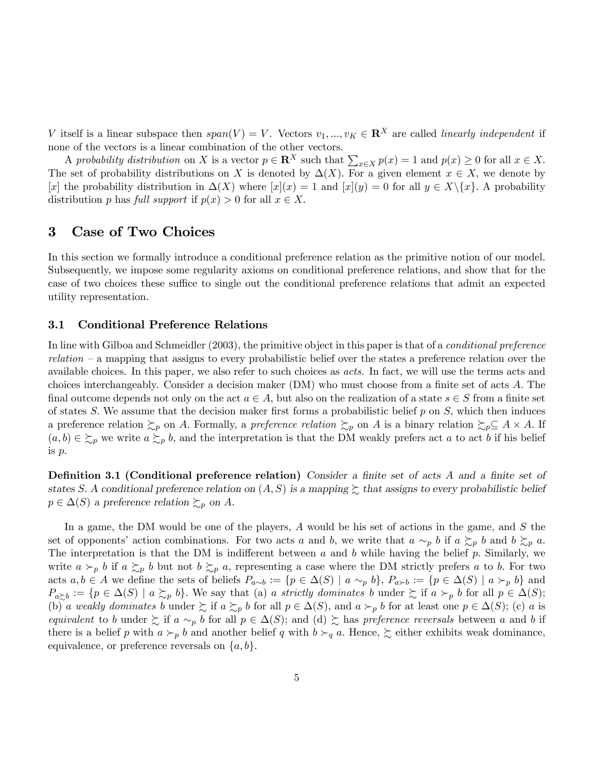$V$ itself is a linear subspace then $span(V) = V$. Vectors $v_1, ..., v_K \in \mathbf{R}^X$ are called *linearly independent* if none of the vectors is a linear combination of the other vectors.

A *probability distribution* on $X$ is a vector $p \in \mathbf{R}^X$ such that $\sum_{x \in X} p(x) = 1$ and $p(x) \geq 0$ for all $x \in X$. The set of probability distributions on $X$ is denoted by $\Delta(X)$. For a given element $x \in X$, we denote by $[x]$ the probability distribution in $\Delta(X)$ where $[x](x) = 1$ and $[x](y) = 0$ for all $y \in X \backslash \{x\}$. A probability distribution $p$ has *full support* if $p(x) > 0$ for all $x \in X$.

# 3 Case of Two Choices

In this section we formally introduce a conditional preference relation as the primitive notion of our model. Subsequently, we impose some regularity axioms on conditional preference relations, and show that for the case of two choices these suffice to single out the conditional preference relations that admit an expected utility representation.

## 3.1 Conditional Preference Relations

In line with Gilboa and Schmeidler (2003), the primitive object in this paper is that of a *conditional preference relation* – a mapping that assigns to every probabilistic belief over the states a preference relation over the available choices. In this paper, we also refer to such choices as *acts*. In fact, we will use the terms acts and choices interchangeably. Consider a decision maker (DM) who must choose from a finite set of acts $A$. The final outcome depends not only on the act $a \in A$, but also on the realization of a state $s \in S$ from a finite set of states $S$. We assume that the decision maker first forms a probabilistic belief $p$ on $S$, which then induces a preference relation $\succsim_p$ on $A$. Formally, a *preference relation* $\succsim_p$ on $A$ is a binary relation $\succsim_p \subseteq A \times A$. If $(a, b) \in \succsim_p$ we write $a \succsim_p b$, and the interpretation is that the DM weakly prefers act $a$ to act $b$ if his belief is $p$.

**Definition 3.1 (Conditional preference relation)** *Consider a finite set of acts $A$ and a finite set of states $S$. A conditional preference relation on $(A, S)$ is a mapping $\succsim$ that assigns to every probabilistic belief $p \in \Delta(S)$ a preference relation $\succsim_p$ on $A$.*

In a game, the DM would be one of the players, $A$ would be his set of actions in the game, and $S$ the set of opponents' action combinations. For two acts $a$ and $b$, we write that $a \sim_p b$ if $a \succsim_p b$ and $b \succsim_p a$. The interpretation is that the DM is indifferent between $a$ and $b$ while having the belief $p$. Similarly, we write $a \succ_p b$ if $a \succsim_p b$ but not $b \succsim_p a$, representing a case where the DM strictly prefers $a$ to $b$. For two acts $a, b \in A$ we define the sets of beliefs $P_{a \sim b} := \{p \in \Delta(S) \mid a \sim_p b\}$, $P_{a \succ b} := \{p \in \Delta(S) \mid a \succ_p b\}$ and $P_{a \succsim b} := \{p \in \Delta(S) \mid a \succsim_p b\}$. We say that (a) *a strictly dominates* $b$ under $\succsim$ if $a \succ_p b$ for all $p \in \Delta(S)$; (b) *a weakly dominates* $b$ under $\succsim$ if $a \succsim_p b$ for all $p \in \Delta(S)$, and $a \succ_p b$ for at least one $p \in \Delta(S)$; (c) $a$ is *equivalent* to $b$ under $\succsim$ if $a \sim_p b$ for all $p \in \Delta(S)$; and (d) $\succsim$ has *preference reversals* between $a$ and $b$ if there is a belief $p$ with $a \succ_p b$ and another belief $q$ with $b \succ_q a$. Hence, $\succsim$ either exhibits weak dominance, equivalence, or preference reversals on $\{a, b\}$.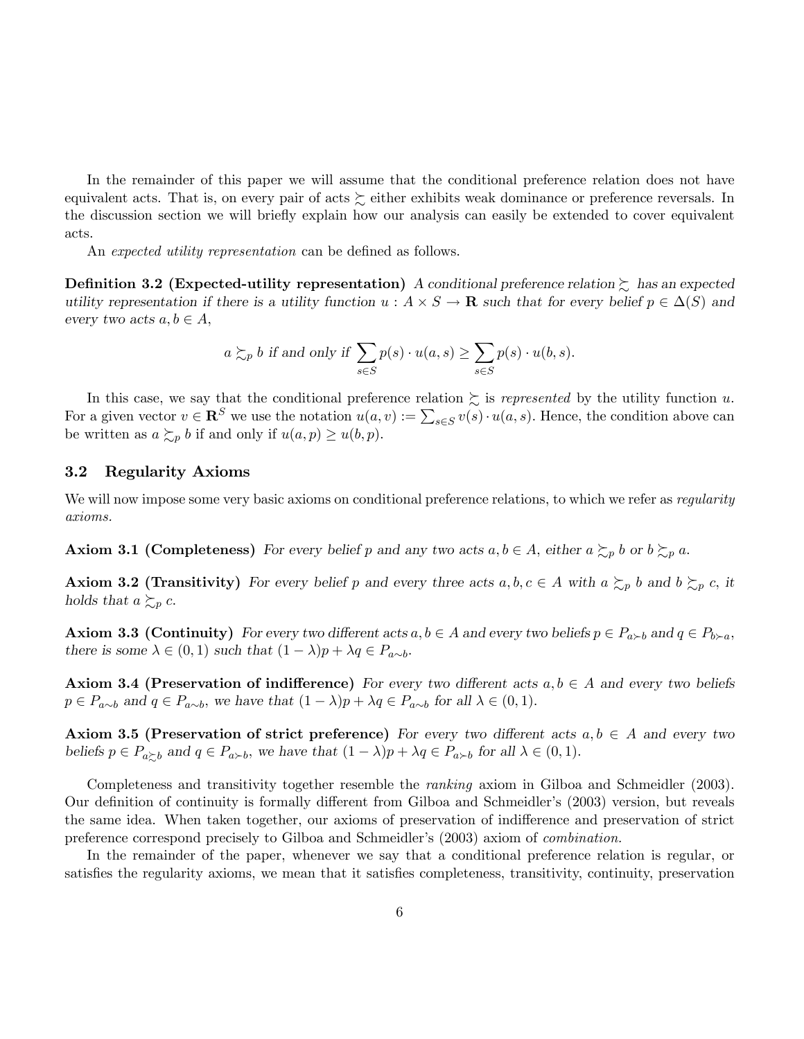In the remainder of this paper we will assume that the conditional preference relation does not have equivalent acts. That is, on every pair of acts $\succsim$ either exhibits weak dominance or preference reversals. In the discussion section we will briefly explain how our analysis can easily be extended to cover equivalent acts.

An *expected utility representation* can be defined as follows.

**Definition 3.2 (Expected-utility representation)** *A conditional preference relation $\succsim$ has an expected utility representation if there is a utility function $u : A \times S \to \mathbf{R}$ such that for every belief $p \in \Delta(S)$ and every two acts $a, b \in A$,*

$$a \succsim_p b \text{ if and only if } \sum_{s \in S} p(s) \cdot u(a, s) \geq \sum_{s \in S} p(s) \cdot u(b, s).$$

In this case, we say that the conditional preference relation $\succsim$ is *represented* by the utility function $u$. For a given vector $v \in \mathbf{R}^S$ we use the notation $u(a, v) := \sum_{s \in S} v(s) \cdot u(a, s)$. Hence, the condition above can be written as $a \succsim_p b$ if and only if $u(a, p) \geq u(b, p)$.

### 3.2 Regularity Axioms

We will now impose some very basic axioms on conditional preference relations, to which we refer as *regularity axioms*.

**Axiom 3.1 (Completeness)** *For every belief $p$ and any two acts $a, b \in A$, either $a \succsim_p b$ or $b \succsim_p a$.*

**Axiom 3.2 (Transitivity)** *For every belief $p$ and every three acts $a, b, c \in A$ with $a \succsim_p b$ and $b \succsim_p c$, it holds that $a \succsim_p c$.*

**Axiom 3.3 (Continuity)** *For every two different acts $a, b \in A$ and every two beliefs $p \in P_{a \succ b}$ and $q \in P_{b \succ a}$, there is some $\lambda \in (0, 1)$ such that $(1 - \lambda)p + \lambda q \in P_{a \sim b}$.*

**Axiom 3.4 (Preservation of indifference)** *For every two different acts $a, b \in A$ and every two beliefs $p \in P_{a \sim b}$ and $q \in P_{a \sim b}$, we have that $(1 - \lambda)p + \lambda q \in P_{a \sim b}$ for all $\lambda \in (0, 1)$.*

**Axiom 3.5 (Preservation of strict preference)** *For every two different acts $a, b \in A$ and every two beliefs $p \in P_{a \succsim b}$ and $q \in P_{a \succ b}$, we have that $(1 - \lambda)p + \lambda q \in P_{a \succ b}$ for all $\lambda \in (0, 1)$.*

Completeness and transitivity together resemble the *ranking* axiom in Gilboa and Schmeidler (2003). Our definition of continuity is formally different from Gilboa and Schmeidler's (2003) version, but reveals the same idea. When taken together, our axioms of preservation of indifference and preservation of strict preference correspond precisely to Gilboa and Schmeidler's (2003) axiom of *combination*.

In the remainder of the paper, whenever we say that a conditional preference relation is regular, or satisfies the regularity axioms, we mean that it satisfies completeness, transitivity, continuity, preservation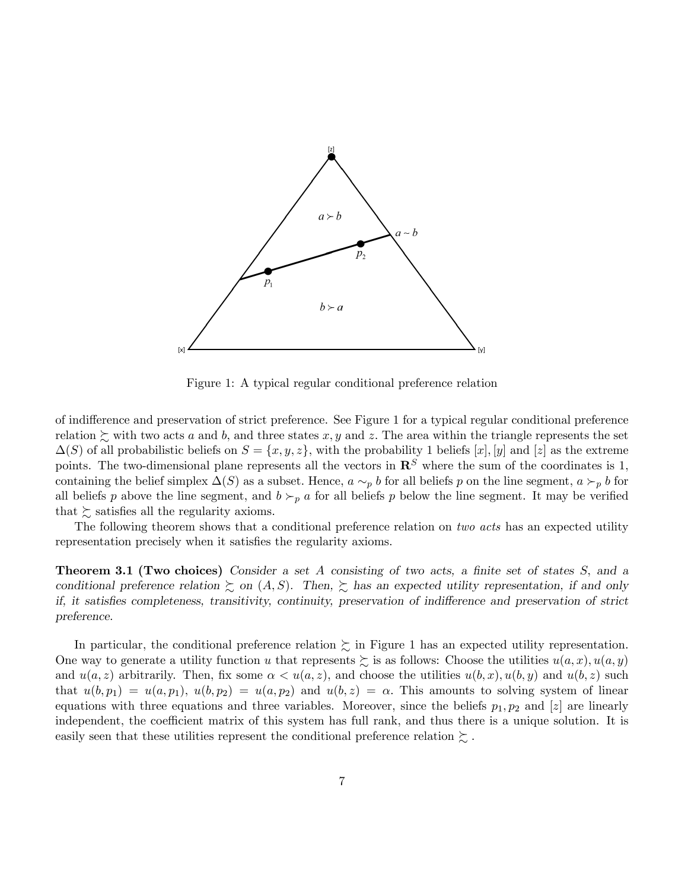Figure 1: A typical regular conditional preference relation

of indifference and preservation of strict preference. See Figure 1 for a typical regular conditional preference relation $\succsim$ with two acts $a$ and $b$, and three states $x, y$ and $z$. The area within the triangle represents the set $\Delta(S)$ of all probabilistic beliefs on $S = \{x, y, z\}$, with the probability 1 beliefs $[x], [y]$ and $[z]$ as the extreme points. The two-dimensional plane represents all the vectors in $\mathbf{R}^S$ where the sum of the coordinates is 1, containing the belief simplex $\Delta(S)$ as a subset. Hence, $a \sim_p b$ for all beliefs $p$ on the line segment, $a \succ_p b$ for all beliefs $p$ above the line segment, and $b \succ_p a$ for all beliefs $p$ below the line segment. It may be verified that $\succsim$ satisfies all the regularity axioms.

The following theorem shows that a conditional preference relation on *two acts* has an expected utility representation precisely when it satisfies the regularity axioms.

**Theorem 3.1 (Two choices)** *Consider a set $A$ consisting of two acts, a finite set of states $S$, and a conditional preference relation $\succsim$ on $(A, S)$. Then, $\succsim$ has an expected utility representation, if and only if, it satisfies completeness, transitivity, continuity, preservation of indifference and preservation of strict preference.*

In particular, the conditional preference relation $\succsim$ in Figure 1 has an expected utility representation. One way to generate a utility function $u$ that represents $\succsim$ is as follows: Choose the utilities $u(a, x), u(a, y)$ and $u(a, z)$ arbitrarily. Then, fix some $\alpha < u(a, z)$, and choose the utilities $u(b, x), u(b, y)$ and $u(b, z)$ such that $u(b, p_1) = u(a, p_1)$, $u(b, p_2) = u(a, p_2)$ and $u(b, z) = \alpha$. This amounts to solving system of linear equations with three equations and three variables. Moreover, since the beliefs $p_1, p_2$ and $[z]$ are linearly independent, the coefficient matrix of this system has full rank, and thus there is a unique solution. It is easily seen that these utilities represent the conditional preference relation $\succsim$.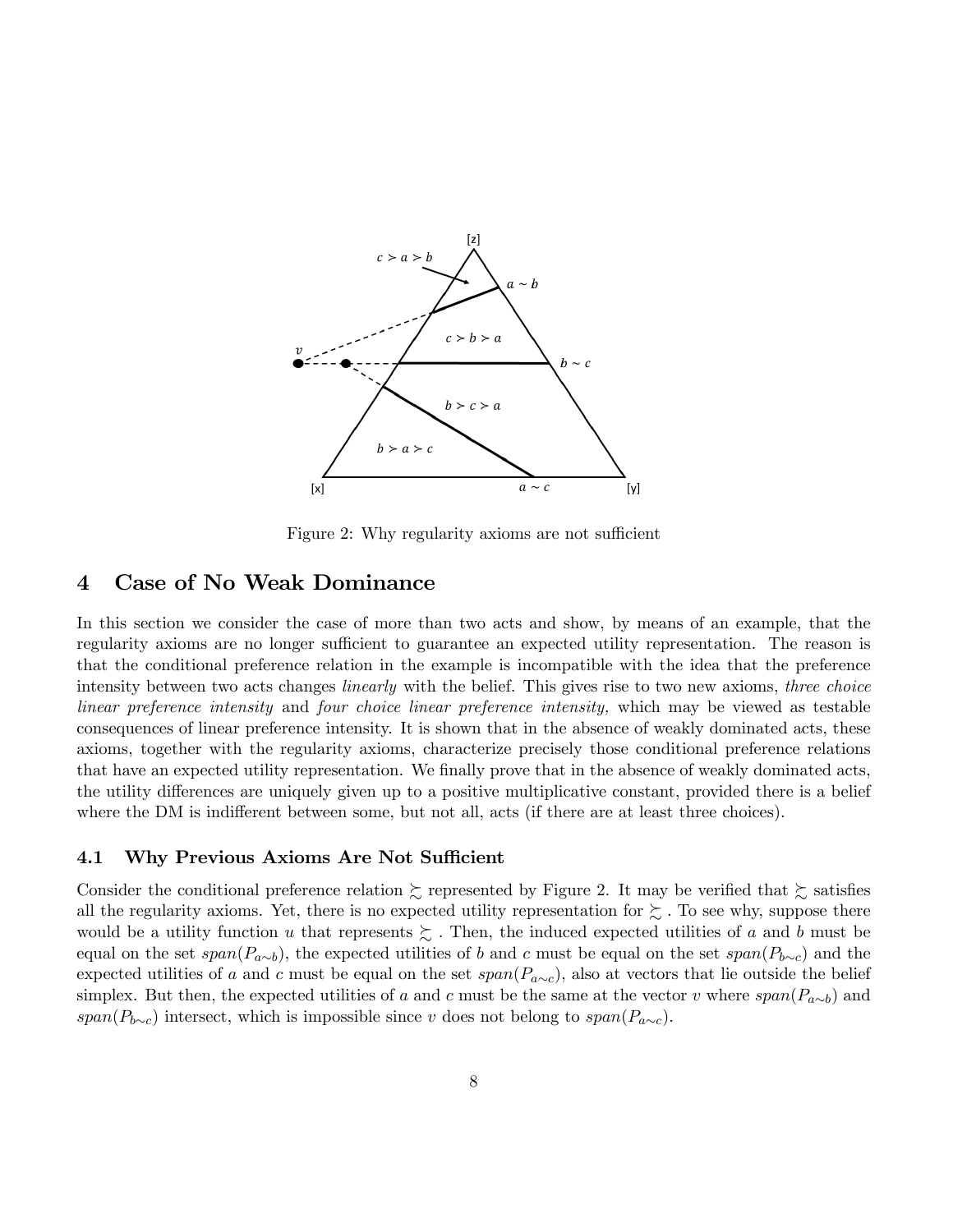Figure 2: Why regularity axioms are not sufficient

## 4 Case of No Weak Dominance

In this section we consider the case of more than two acts and show, by means of an example, that the regularity axioms are no longer sufficient to guarantee an expected utility representation. The reason is that the conditional preference relation in the example is incompatible with the idea that the preference intensity between two acts changes *linearly* with the belief. This gives rise to two new axioms, *three choice linear preference intensity* and *four choice linear preference intensity,* which may be viewed as testable consequences of linear preference intensity. It is shown that in the absence of weakly dominated acts, these axioms, together with the regularity axioms, characterize precisely those conditional preference relations that have an expected utility representation. We finally prove that in the absence of weakly dominated acts, the utility differences are uniquely given up to a positive multiplicative constant, provided there is a belief where the DM is indifferent between some, but not all, acts (if there are at least three choices).

### 4.1 Why Previous Axioms Are Not Sufficient

Consider the conditional preference relation $\succsim$ represented by Figure 2. It may be verified that $\succsim$ satisfies all the regularity axioms. Yet, there is no expected utility representation for $\succsim$ . To see why, suppose there would be a utility function $u$ that represents $\succsim$ . Then, the induced expected utilities of $a$ and $b$ must be equal on the set $span(P_{a\sim b})$, the expected utilities of $b$ and $c$ must be equal on the set $span(P_{b\sim c})$ and the expected utilities of $a$ and $c$ must be equal on the set $span(P_{a\sim c})$, also at vectors that lie outside the belief simplex. But then, the expected utilities of $a$ and $c$ must be the same at the vector $v$ where $span(P_{a\sim b})$ and $span(P_{b\sim c})$ intersect, which is impossible since $v$ does not belong to $span(P_{a\sim c})$.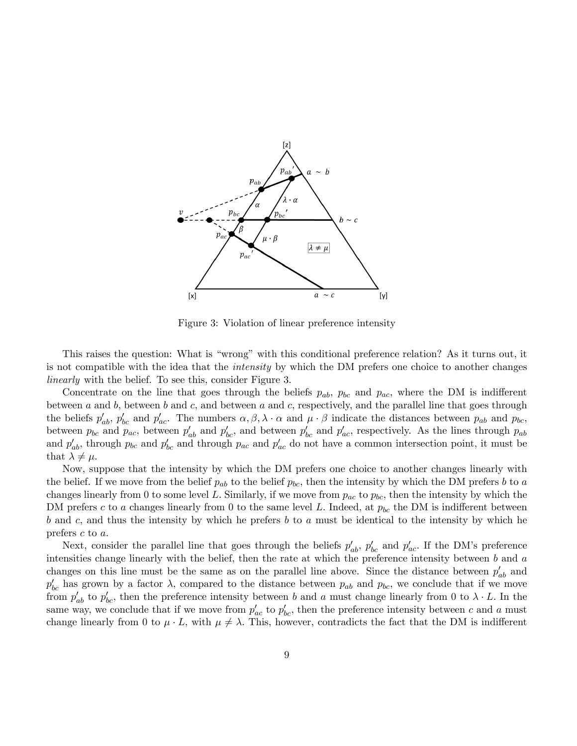Figure 3: Violation of linear preference intensity

This raises the question: What is "wrong" with this conditional preference relation? As it turns out, it is not compatible with the idea that the *intensity* by which the DM prefers one choice to another changes *linearly* with the belief. To see this, consider Figure 3.

Concentrate on the line that goes through the beliefs $p_{ab}$, $p_{bc}$ and $p_{ac}$, where the DM is indifferent between $a$ and $b$, between $b$ and $c$, and between $a$ and $c$, respectively, and the parallel line that goes through the beliefs $p'_{ab}$, $p'_{bc}$ and $p'_{ac}$. The numbers $\alpha, \beta, \lambda \cdot \alpha$ and $\mu \cdot \beta$ indicate the distances between $p_{ab}$ and $p_{bc}$, between $p_{bc}$ and $p_{ac}$, between $p'_{ab}$ and $p'_{bc}$, and between $p'_{bc}$ and $p'_{ac}$, respectively. As the lines through $p_{ab}$ and $p'_{ab}$, through $p_{bc}$ and $p'_{bc}$ and through $p_{ac}$ and $p'_{ac}$ do not have a common intersection point, it must be that $\lambda \neq \mu$.

Now, suppose that the intensity by which the DM prefers one choice to another changes linearly with the belief. If we move from the belief $p_{ab}$ to the belief $p_{bc}$, then the intensity by which the DM prefers $b$ to $a$ changes linearly from 0 to some level $L$. Similarly, if we move from $p_{ac}$ to $p_{bc}$, then the intensity by which the DM prefers $c$ to $a$ changes linearly from 0 to the same level $L$. Indeed, at $p_{bc}$ the DM is indifferent between $b$ and $c$, and thus the intensity by which he prefers $b$ to $a$ must be identical to the intensity by which he prefers $c$ to $a$.

Next, consider the parallel line that goes through the beliefs $p'_{ab}$, $p'_{bc}$ and $p'_{ac}$. If the DM's preference intensities change linearly with the belief, then the rate at which the preference intensity between $b$ and $a$ changes on this line must be the same as on the parallel line above. Since the distance between $p'_{ab}$ and $p'_{bc}$ has grown by a factor $\lambda$, compared to the distance between $p_{ab}$ and $p_{bc}$, we conclude that if we move from $p'_{ab}$ to $p'_{bc}$, then the preference intensity between $b$ and $a$ must change linearly from 0 to $\lambda \cdot L$. In the same way, we conclude that if we move from $p'_{ac}$ to $p'_{bc}$, then the preference intensity between $c$ and $a$ must change linearly from 0 to $\mu \cdot L$, with $\mu \neq \lambda$. This, however, contradicts the fact that the DM is indifferent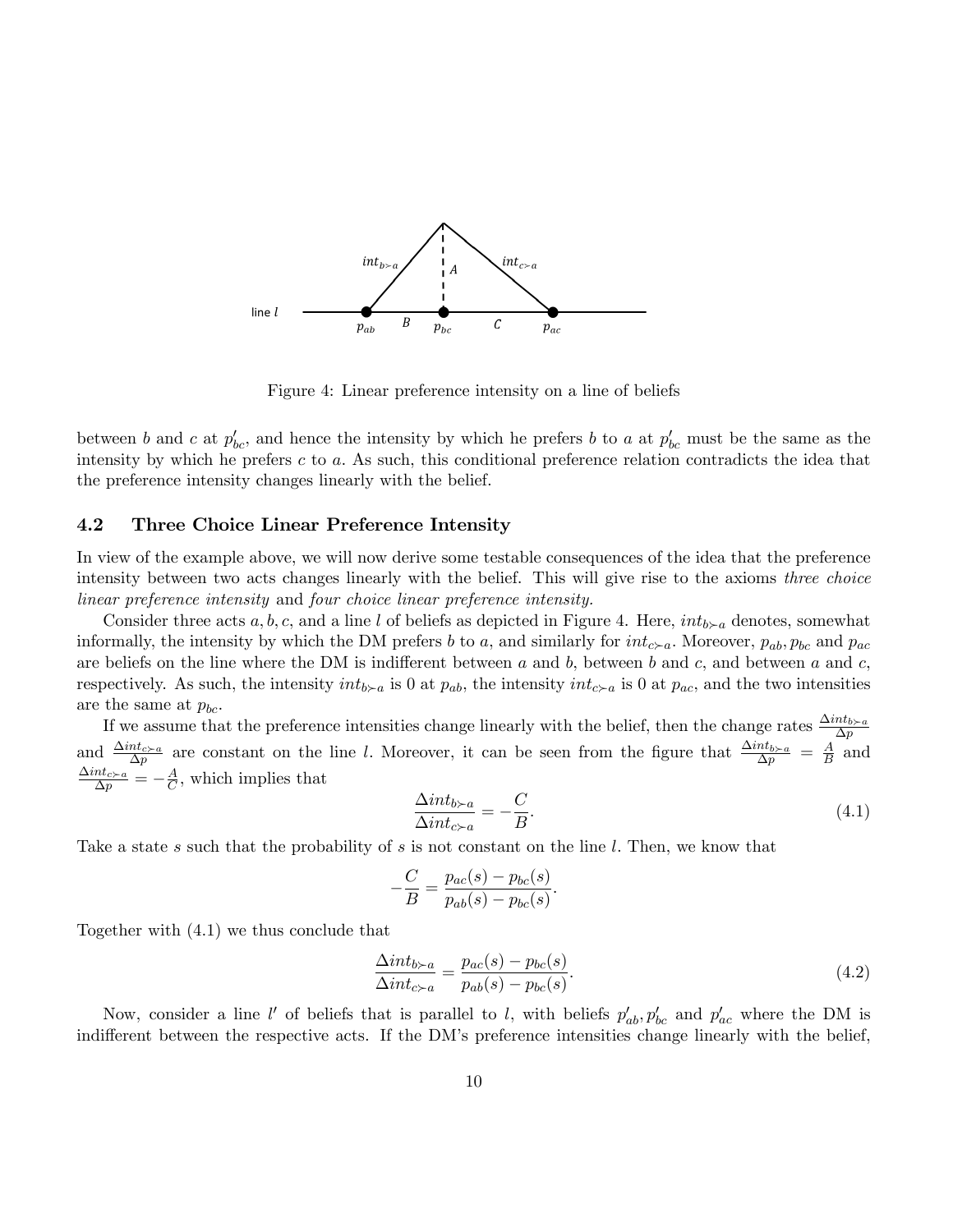Figure 4: Linear preference intensity on a line of beliefs

between $b$ and $c$ at $p'_{bc}$, and hence the intensity by which he prefers $b$ to $a$ at $p'_{bc}$ must be the same as the intensity by which he prefers $c$ to $a$. As such, this conditional preference relation contradicts the idea that the preference intensity changes linearly with the belief.

### 4.2 Three Choice Linear Preference Intensity

In view of the example above, we will now derive some testable consequences of the idea that the preference intensity between two acts changes linearly with the belief. This will give rise to the axioms *three choice linear preference intensity* and *four choice linear preference intensity.*

Consider three acts $a, b, c$, and a line $l$ of beliefs as depicted in Figure 4. Here, $int_{b \succ a}$ denotes, somewhat informally, the intensity by which the DM prefers $b$ to $a$, and similarly for $int_{c \succ a}$. Moreover, $p_{ab}, p_{bc}$ and $p_{ac}$ are beliefs on the line where the DM is indifferent between $a$ and $b$, between $b$ and $c$, and between $a$ and $c$, respectively. As such, the intensity $int_{b \succ a}$ is 0 at $p_{ab}$, the intensity $int_{c \succ a}$ is 0 at $p_{ac}$, and the two intensities are the same at $p_{bc}$.

If we assume that the preference intensities change linearly with the belief, then the change rates $\frac{\Delta int_{b \succ a}}{\Delta p}$ and $\frac{\Delta int_{c \succ a}}{\Delta p}$ are constant on the line $l$. Moreover, it can be seen from the figure that $\frac{\Delta int_{b \succ a}}{\Delta p} = \frac{A}{B}$ and $\frac{\Delta int_{c \succ a}}{\Delta p} = -\frac{A}{C}$, which implies that

$$\frac{\Delta int_{b \succ a}}{\Delta int_{c \succ a}} = -\frac{C}{B}. \tag{4.1}$$

Take a state $s$ such that the probability of $s$ is not constant on the line $l$. Then, we know that

$$-\frac{C}{B} = \frac{p_{ac}(s) - p_{bc}(s)}{p_{ab}(s) - p_{bc}(s)}.$$

Together with (4.1) we thus conclude that

$$\frac{\Delta int_{b \succ a}}{\Delta int_{c \succ a}} = \frac{p_{ac}(s) - p_{bc}(s)}{p_{ab}(s) - p_{bc}(s)}. \tag{4.2}$$

Now, consider a line $l'$ of beliefs that is parallel to $l$, with beliefs $p'_{ab}, p'_{bc}$ and $p'_{ac}$ where the DM is indifferent between the respective acts. If the DM's preference intensities change linearly with the belief,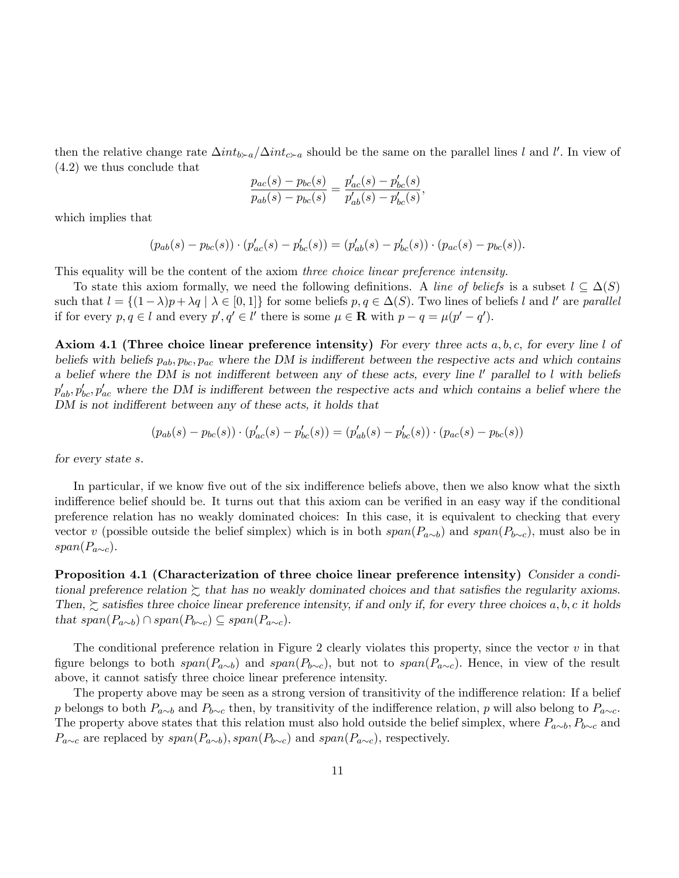then the relative change rate $\Delta int_{b \succ a} / \Delta int_{c \succ a}$ should be the same on the parallel lines $l$ and $l'$. In view of (4.2) we thus conclude that

$$\frac{p_{ac}(s) - p_{bc}(s)}{p_{ab}(s) - p_{bc}(s)} = \frac{p'_{ac}(s) - p'_{bc}(s)}{p'_{ab}(s) - p'_{bc}(s)},$$

which implies that

$$(p_{ab}(s) - p_{bc}(s)) \cdot (p'_{ac}(s) - p'_{bc}(s)) = (p'_{ab}(s) - p'_{bc}(s)) \cdot (p_{ac}(s) - p_{bc}(s)).$$

This equality will be the content of the axiom *three choice linear preference intensity.*

To state this axiom formally, we need the following definitions. A *line of beliefs* is a subset $l \subseteq \Delta(S)$ such that $l = \{(1-\lambda)p + \lambda q \mid \lambda \in [0,1]\}$ for some beliefs $p, q \in \Delta(S)$. Two lines of beliefs $l$ and $l'$ are *parallel* if for every $p, q \in l$ and every $p', q' \in l'$ there is some $\mu \in \mathbf{R}$ with $p - q = \mu(p' - q')$.

**Axiom 4.1 (Three choice linear preference intensity)** *For every three acts $a, b, c$, for every line $l$ of beliefs with beliefs $p_{ab}, p_{bc}, p_{ac}$ where the DM is indifferent between the respective acts and which contains a belief where the DM is not indifferent between any of these acts, every line $l'$ parallel to $l$ with beliefs $p'_{ab}, p'_{bc}, p'_{ac}$ where the DM is indifferent between the respective acts and which contains a belief where the DM is not indifferent between any of these acts, it holds that*

$$(p_{ab}(s) - p_{bc}(s)) \cdot (p'_{ac}(s) - p'_{bc}(s)) = (p'_{ab}(s) - p'_{bc}(s)) \cdot (p_{ac}(s) - p_{bc}(s))$$

*for every state $s$.*

In particular, if we know five out of the six indifference beliefs above, then we also know what the sixth indifference belief should be. It turns out that this axiom can be verified in an easy way if the conditional preference relation has no weakly dominated choices: In this case, it is equivalent to checking that every vector $v$ (possible outside the belief simplex) which is in both $span(P_{a\sim b})$ and $span(P_{b\sim c})$, must also be in $span(P_{a\sim c})$.

**Proposition 4.1 (Characterization of three choice linear preference intensity)** *Consider a conditional preference relation $\succsim$ that has no weakly dominated choices and that satisfies the regularity axioms. Then, $\succsim$ satisfies three choice linear preference intensity, if and only if, for every three choices $a, b, c$ it holds that $span(P_{a\sim b}) \cap span(P_{b\sim c}) \subseteq span(P_{a\sim c})$.*

The conditional preference relation in Figure 2 clearly violates this property, since the vector $v$ in that figure belongs to both $span(P_{a\sim b})$ and $span(P_{b\sim c})$, but not to $span(P_{a\sim c})$. Hence, in view of the result above, it cannot satisfy three choice linear preference intensity.

The property above may be seen as a strong version of transitivity of the indifference relation: If a belief $p$ belongs to both $P_{a\sim b}$ and $P_{b\sim c}$ then, by transitivity of the indifference relation, $p$ will also belong to $P_{a\sim c}$. The property above states that this relation must also hold outside the belief simplex, where $P_{a\sim b}, P_{b\sim c}$ and $P_{a\sim c}$ are replaced by $span(P_{a\sim b}), span(P_{b\sim c})$ and $span(P_{a\sim c})$, respectively.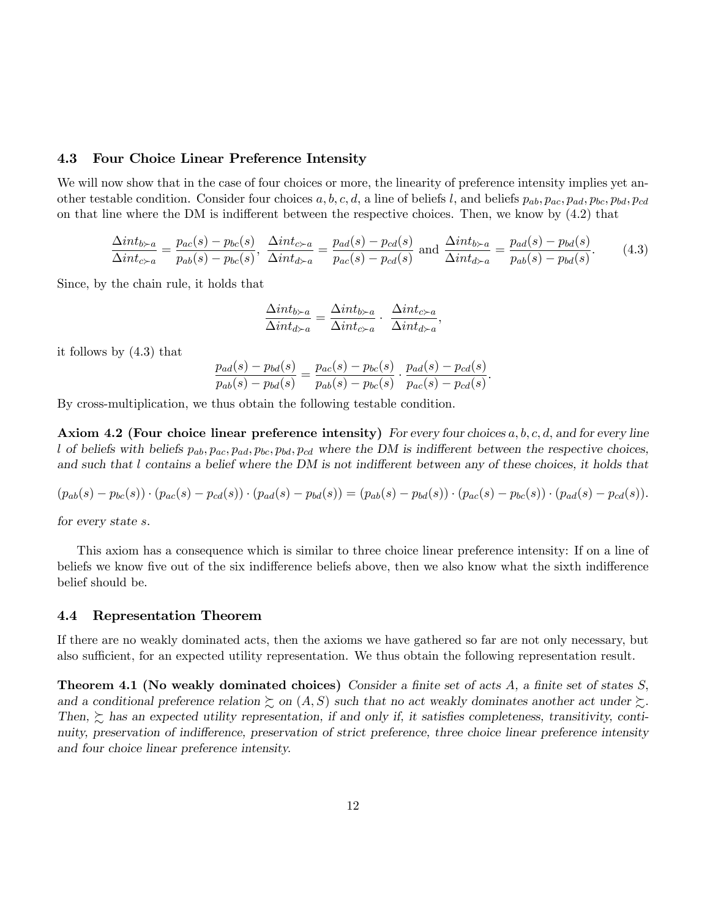### 4.3 Four Choice Linear Preference Intensity

We will now show that in the case of four choices or more, the linearity of preference intensity implies yet another testable condition. Consider four choices $a, b, c, d$, a line of beliefs $l$, and beliefs $p_{ab}, p_{ac}, p_{ad}, p_{bc}, p_{bd}, p_{cd}$ on that line where the DM is indifferent between the respective choices. Then, we know by (4.2) that

$$\frac{\Delta int_{b \succ a}}{\Delta int_{c \succ a}} = \frac{p_{ac}(s) - p_{bc}(s)}{p_{ab}(s) - p_{bc}(s)}, \ \frac{\Delta int_{c \succ a}}{\Delta int_{d \succ a}} = \frac{p_{ad}(s) - p_{cd}(s)}{p_{ac}(s) - p_{cd}(s)} \text{ and } \frac{\Delta int_{b \succ a}}{\Delta int_{d \succ a}} = \frac{p_{ad}(s) - p_{bd}(s)}{p_{ab}(s) - p_{bd}(s)}. \tag{4.3}$$

Since, by the chain rule, it holds that

$$\frac{\Delta int_{b \succ a}}{\Delta int_{d \succ a}} = \frac{\Delta int_{b \succ a}}{\Delta int_{c \succ a}} \cdot \frac{\Delta int_{c \succ a}}{\Delta int_{d \succ a}},$$

it follows by (4.3) that

$$\frac{p_{ad}(s) - p_{bd}(s)}{p_{ab}(s) - p_{bd}(s)} = \frac{p_{ac}(s) - p_{bc}(s)}{p_{ab}(s) - p_{bc}(s)} \cdot \frac{p_{ad}(s) - p_{cd}(s)}{p_{ac}(s) - p_{cd}(s)}.$$

By cross-multiplication, we thus obtain the following testable condition.

**Axiom 4.2 (Four choice linear preference intensity)** *For every four choices $a, b, c, d$, and for every line $l$ of beliefs with beliefs $p_{ab}, p_{ac}, p_{ad}, p_{bc}, p_{bd}, p_{cd}$ where the DM is indifferent between the respective choices, and such that $l$ contains a belief where the DM is not indifferent between any of these choices, it holds that*

$$(p_{ab}(s) - p_{bc}(s)) \cdot (p_{ac}(s) - p_{cd}(s)) \cdot (p_{ad}(s) - p_{bd}(s)) = (p_{ab}(s) - p_{bd}(s)) \cdot (p_{ac}(s) - p_{bc}(s)) \cdot (p_{ad}(s) - p_{cd}(s)).$$

*for every state $s$.*

This axiom has a consequence which is similar to three choice linear preference intensity: If on a line of beliefs we know five out of the six indifference beliefs above, then we also know what the sixth indifference belief should be.

### 4.4 Representation Theorem

If there are no weakly dominated acts, then the axioms we have gathered so far are not only necessary, but also sufficient, for an expected utility representation. We thus obtain the following representation result.

**Theorem 4.1 (No weakly dominated choices)** *Consider a finite set of acts $A$, a finite set of states $S$, and a conditional preference relation $\succsim$ on $(A, S)$ such that no act weakly dominates another act under $\succsim$. Then, $\succsim$ has an expected utility representation, if and only if, it satisfies completeness, transitivity, continuity, preservation of indifference, preservation of strict preference, three choice linear preference intensity and four choice linear preference intensity.*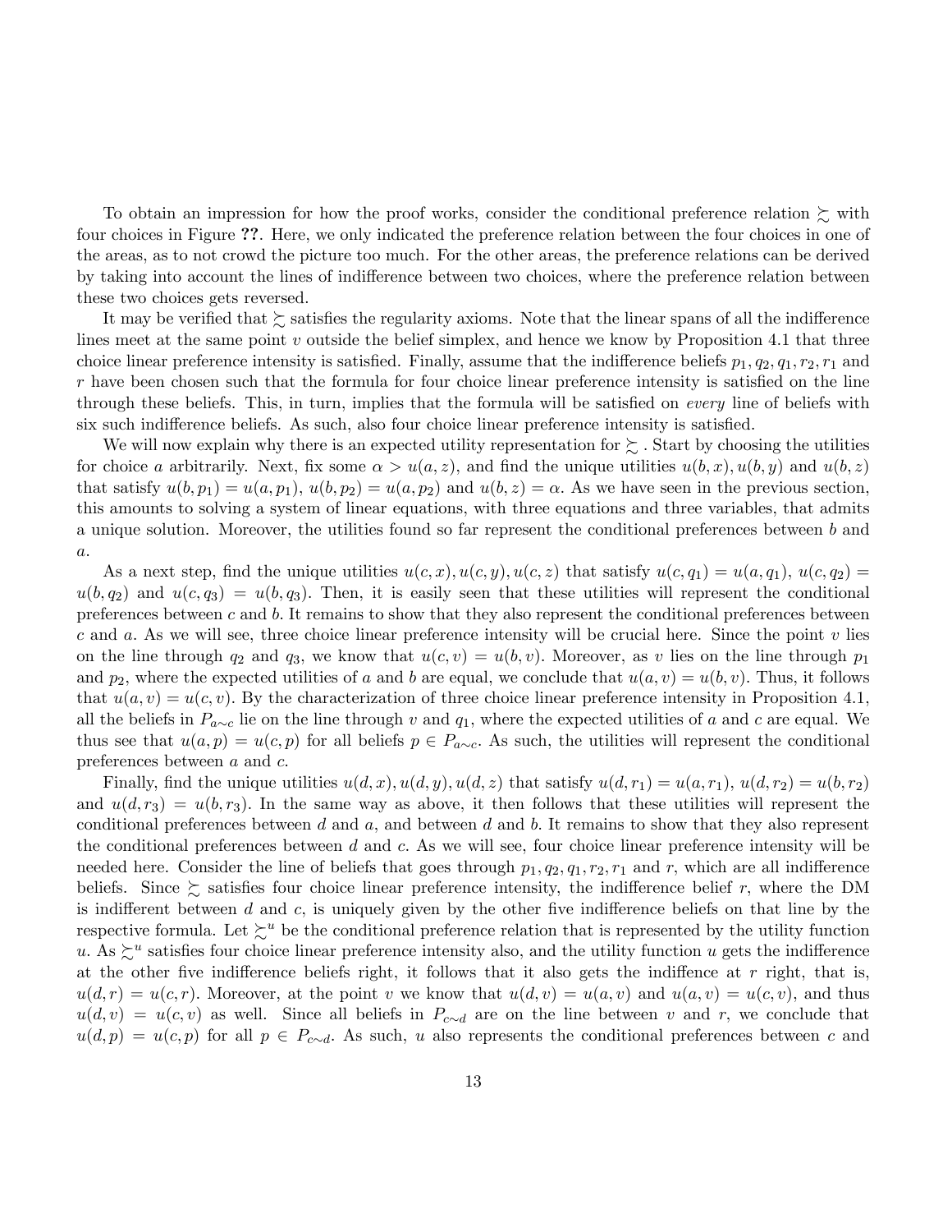To obtain an impression for how the proof works, consider the conditional preference relation $\succsim$ with four choices in Figure ??. Here, we only indicated the preference relation between the four choices in one of the areas, as to not crowd the picture too much. For the other areas, the preference relations can be derived by taking into account the lines of indifference between two choices, where the preference relation between these two choices gets reversed.

It may be verified that $\succsim$ satisfies the regularity axioms. Note that the linear spans of all the indifference lines meet at the same point $v$ outside the belief simplex, and hence we know by Proposition 4.1 that three choice linear preference intensity is satisfied. Finally, assume that the indifference beliefs $p_1, q_2, q_1, r_2, r_1$ and $r$ have been chosen such that the formula for four choice linear preference intensity is satisfied on the line through these beliefs. This, in turn, implies that the formula will be satisfied on *every* line of beliefs with six such indifference beliefs. As such, also four choice linear preference intensity is satisfied.

We will now explain why there is an expected utility representation for $\succsim$. Start by choosing the utilities for choice $a$ arbitrarily. Next, fix some $\alpha > u(a, z)$, and find the unique utilities $u(b, x), u(b, y)$ and $u(b, z)$ that satisfy $u(b, p_1) = u(a, p_1)$, $u(b, p_2) = u(a, p_2)$ and $u(b, z) = \alpha$. As we have seen in the previous section, this amounts to solving a system of linear equations, with three equations and three variables, that admits a unique solution. Moreover, the utilities found so far represent the conditional preferences between $b$ and $a$.

As a next step, find the unique utilities $u(c, x), u(c, y), u(c, z)$ that satisfy $u(c, q_1) = u(a, q_1)$, $u(c, q_2) = u(b, q_2)$ and $u(c, q_3) = u(b, q_3)$. Then, it is easily seen that these utilities will represent the conditional preferences between $c$ and $b$. It remains to show that they also represent the conditional preferences between $c$ and $a$. As we will see, three choice linear preference intensity will be crucial here. Since the point $v$ lies on the line through $q_2$ and $q_3$, we know that $u(c, v) = u(b, v)$. Moreover, as $v$ lies on the line through $p_1$ and $p_2$, where the expected utilities of $a$ and $b$ are equal, we conclude that $u(a, v) = u(b, v)$. Thus, it follows that $u(a, v) = u(c, v)$. By the characterization of three choice linear preference intensity in Proposition 4.1, all the beliefs in $P_{a\sim c}$ lie on the line through $v$ and $q_1$, where the expected utilities of $a$ and $c$ are equal. We thus see that $u(a, p) = u(c, p)$ for all beliefs $p \in P_{a\sim c}$. As such, the utilities will represent the conditional preferences between $a$ and $c$.

Finally, find the unique utilities $u(d, x), u(d, y), u(d, z)$ that satisfy $u(d, r_1) = u(a, r_1)$, $u(d, r_2) = u(b, r_2)$ and $u(d, r_3) = u(b, r_3)$. In the same way as above, it then follows that these utilities will represent the conditional preferences between $d$ and $a$, and between $d$ and $b$. It remains to show that they also represent the conditional preferences between $d$ and $c$. As we will see, four choice linear preference intensity will be needed here. Consider the line of beliefs that goes through $p_1, q_2, q_1, r_2, r_1$ and $r$, which are all indifference beliefs. Since $\succsim$ satisfies four choice linear preference intensity, the indifference belief $r$, where the DM is indifferent between $d$ and $c$, is uniquely given by the other five indifference beliefs on that line by the respective formula. Let $\succsim^u$ be the conditional preference relation that is represented by the utility function $u$. As $\succsim^u$ satisfies four choice linear preference intensity also, and the utility function $u$ gets the indifference at the other five indifference beliefs right, it follows that it also gets the indiffence at $r$ right, that is, $u(d, r) = u(c, r)$. Moreover, at the point $v$ we know that $u(d, v) = u(a, v)$ and $u(a, v) = u(c, v)$, and thus $u(d, v) = u(c, v)$ as well. Since all beliefs in $P_{c\sim d}$ are on the line between $v$ and $r$, we conclude that $u(d, p) = u(c, p)$ for all $p \in P_{c\sim d}$. As such, $u$ also represents the conditional preferences between $c$ and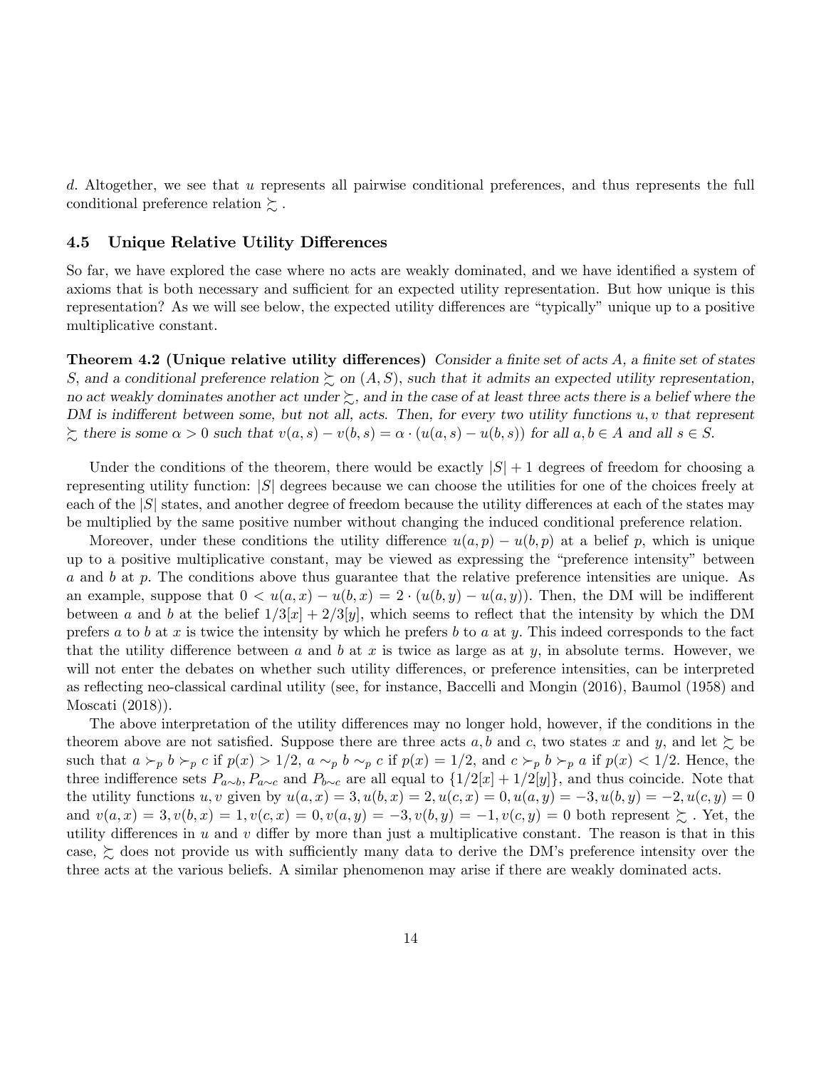$d$. Altogether, we see that $u$ represents all pairwise conditional preferences, and thus represents the full conditional preference relation $\succsim$.

### 4.5 Unique Relative Utility Differences

So far, we have explored the case where no acts are weakly dominated, and we have identified a system of axioms that is both necessary and sufficient for an expected utility representation. But how unique is this representation? As we will see below, the expected utility differences are "typically" unique up to a positive multiplicative constant.

**Theorem 4.2 (Unique relative utility differences)** *Consider a finite set of acts $A$, a finite set of states $S$, and a conditional preference relation $\succsim$ on $(A, S)$, such that it admits an expected utility representation, no act weakly dominates another act under $\succsim$, and in the case of at least three acts there is a belief where the DM is indifferent between some, but not all, acts. Then, for every two utility functions $u, v$ that represent $\succsim$ there is some $\alpha > 0$ such that $v(a,s) - v(b,s) = \alpha \cdot (u(a,s) - u(b,s))$ for all $a, b \in A$ and all $s \in S$.*

Under the conditions of the theorem, there would be exactly $|S|+1$ degrees of freedom for choosing a representing utility function: $|S|$ degrees because we can choose the utilities for one of the choices freely at each of the $|S|$ states, and another degree of freedom because the utility differences at each of the states may be multiplied by the same positive number without changing the induced conditional preference relation.

Moreover, under these conditions the utility difference $u(a,p) - u(b,p)$ at a belief $p$, which is unique up to a positive multiplicative constant, may be viewed as expressing the "preference intensity" between $a$ and $b$ at $p$. The conditions above thus guarantee that the relative preference intensities are unique. As an example, suppose that $0 < u(a,x) - u(b,x) = 2 \cdot (u(b,y) - u(a,y))$. Then, the DM will be indifferent between $a$ and $b$ at the belief $1/3[x] + 2/3[y]$, which seems to reflect that the intensity by which the DM prefers $a$ to $b$ at $x$ is twice the intensity by which he prefers $b$ to $a$ at $y$. This indeed corresponds to the fact that the utility difference between $a$ and $b$ at $x$ is twice as large as at $y$, in absolute terms. However, we will not enter the debates on whether such utility differences, or preference intensities, can be interpreted as reflecting neo-classical cardinal utility (see, for instance, Baccelli and Mongin (2016), Baumol (1958) and Moscati (2018)).

The above interpretation of the utility differences may no longer hold, however, if the conditions in the theorem above are not satisfied. Suppose there are three acts $a, b$ and $c$, two states $x$ and $y$, and let $\succsim$ be such that $a \succ_p b \succ_p c$ if $p(x) > 1/2$, $a \sim_p b \sim_p c$ if $p(x) = 1/2$, and $c \succ_p b \succ_p a$ if $p(x) < 1/2$. Hence, the three indifference sets $P_{a \sim b}, P_{a \sim c}$ and $P_{b \sim c}$ are all equal to $\{1/2[x] + 1/2[y]\}$, and thus coincide. Note that the utility functions $u, v$ given by $u(a,x) = 3, u(b,x) = 2, u(c,x) = 0, u(a,y) = -3, u(b,y) = -2, u(c,y) = 0$ and $v(a,x) = 3, v(b,x) = 1, v(c,x) = 0, v(a,y) = -3, v(b,y) = -1, v(c,y) = 0$ both represent $\succsim$. Yet, the utility differences in $u$ and $v$ differ by more than just a multiplicative constant. The reason is that in this case, $\succsim$ does not provide us with sufficiently many data to derive the DM's preference intensity over the three acts at the various beliefs. A similar phenomenon may arise if there are weakly dominated acts.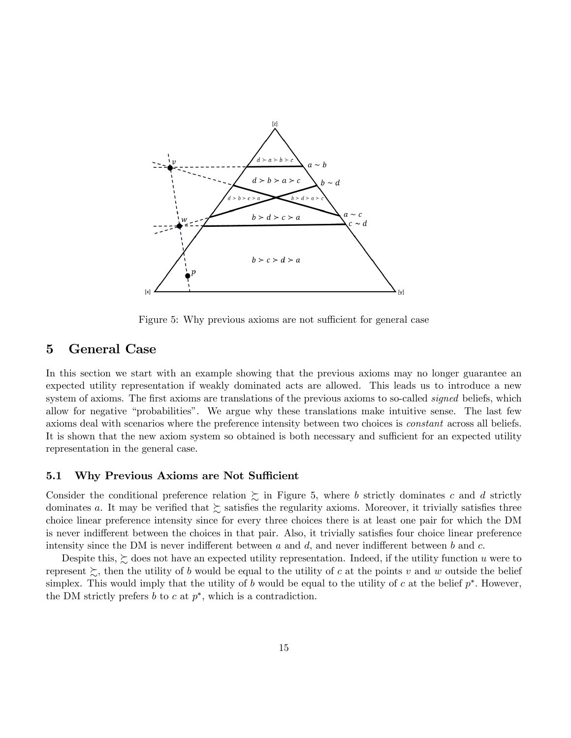Figure 5: Why previous axioms are not sufficient for general case

## 5 General Case

In this section we start with an example showing that the previous axioms may no longer guarantee an expected utility representation if weakly dominated acts are allowed. This leads us to introduce a new system of axioms. The first axioms are translations of the previous axioms to so-called *signed* beliefs, which allow for negative "probabilities". We argue why these translations make intuitive sense. The last few axioms deal with scenarios where the preference intensity between two choices is *constant* across all beliefs. It is shown that the new axiom system so obtained is both necessary and sufficient for an expected utility representation in the general case.

### 5.1 Why Previous Axioms are Not Sufficient

Consider the conditional preference relation $\succsim$ in Figure 5, where $b$ strictly dominates $c$ and $d$ strictly dominates $a$. It may be verified that $\succsim$ satisfies the regularity axioms. Moreover, it trivially satisfies three choice linear preference intensity since for every three choices there is at least one pair for which the DM is never indifferent between the choices in that pair. Also, it trivially satisfies four choice linear preference intensity since the DM is never indifferent between $a$ and $d$, and never indifferent between $b$ and $c$.

Despite this, $\succsim$ does not have an expected utility representation. Indeed, if the utility function $u$ were to represent $\succsim$, then the utility of $b$ would be equal to the utility of $c$ at the points $v$ and $w$ outside the belief simplex. This would imply that the utility of $b$ would be equal to the utility of $c$ at the belief $p^*$. However, the DM strictly prefers $b$ to $c$ at $p^*$, which is a contradiction.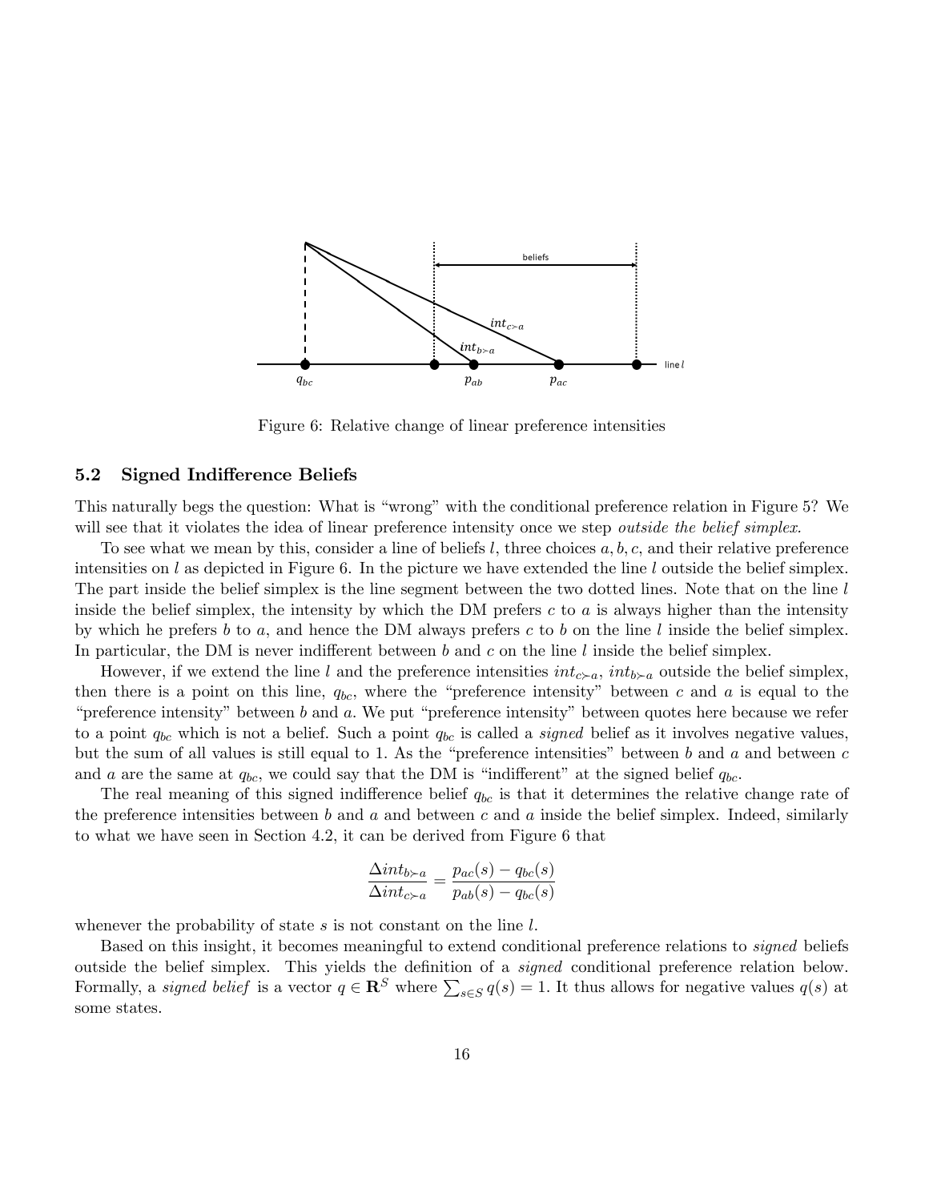Figure 6: Relative change of linear preference intensities

### 5.2 Signed Indifference Beliefs

This naturally begs the question: What is "wrong" with the conditional preference relation in Figure 5? We will see that it violates the idea of linear preference intensity once we step *outside the belief simplex.*

To see what we mean by this, consider a line of beliefs $l$, three choices $a, b, c$, and their relative preference intensities on $l$ as depicted in Figure 6. In the picture we have extended the line $l$ outside the belief simplex. The part inside the belief simplex is the line segment between the two dotted lines. Note that on the line $l$ inside the belief simplex, the intensity by which the DM prefers $c$ to $a$ is always higher than the intensity by which he prefers $b$ to $a$, and hence the DM always prefers $c$ to $b$ on the line $l$ inside the belief simplex. In particular, the DM is never indifferent between $b$ and $c$ on the line $l$ inside the belief simplex.

However, if we extend the line $l$ and the preference intensities $int_{c \succ a}$, $int_{b \succ a}$ outside the belief simplex, then there is a point on this line, $q_{bc}$, where the "preference intensity" between $c$ and $a$ is equal to the "preference intensity" between $b$ and $a$. We put "preference intensity" between quotes here because we refer to a point $q_{bc}$ which is not a belief. Such a point $q_{bc}$ is called a *signed* belief as it involves negative values, but the sum of all values is still equal to 1. As the "preference intensities" between $b$ and $a$ and between $c$ and $a$ are the same at $q_{bc}$, we could say that the DM is "indifferent" at the signed belief $q_{bc}$.

The real meaning of this signed indifference belief $q_{bc}$ is that it determines the relative change rate of the preference intensities between $b$ and $a$ and between $c$ and $a$ inside the belief simplex. Indeed, similarly to what we have seen in Section 4.2, it can be derived from Figure 6 that

$$\frac{\Delta int_{b \succ a}}{\Delta int_{c \succ a}} = \frac{p_{ac}(s) - q_{bc}(s)}{p_{ab}(s) - q_{bc}(s)}$$

whenever the probability of state $s$ is not constant on the line $l$.

Based on this insight, it becomes meaningful to extend conditional preference relations to *signed* beliefs outside the belief simplex. This yields the definition of a *signed* conditional preference relation below. Formally, a *signed belief* is a vector $q \in \mathbf{R}^S$ where $\sum_{s \in S} q(s) = 1$. It thus allows for negative values $q(s)$ at some states.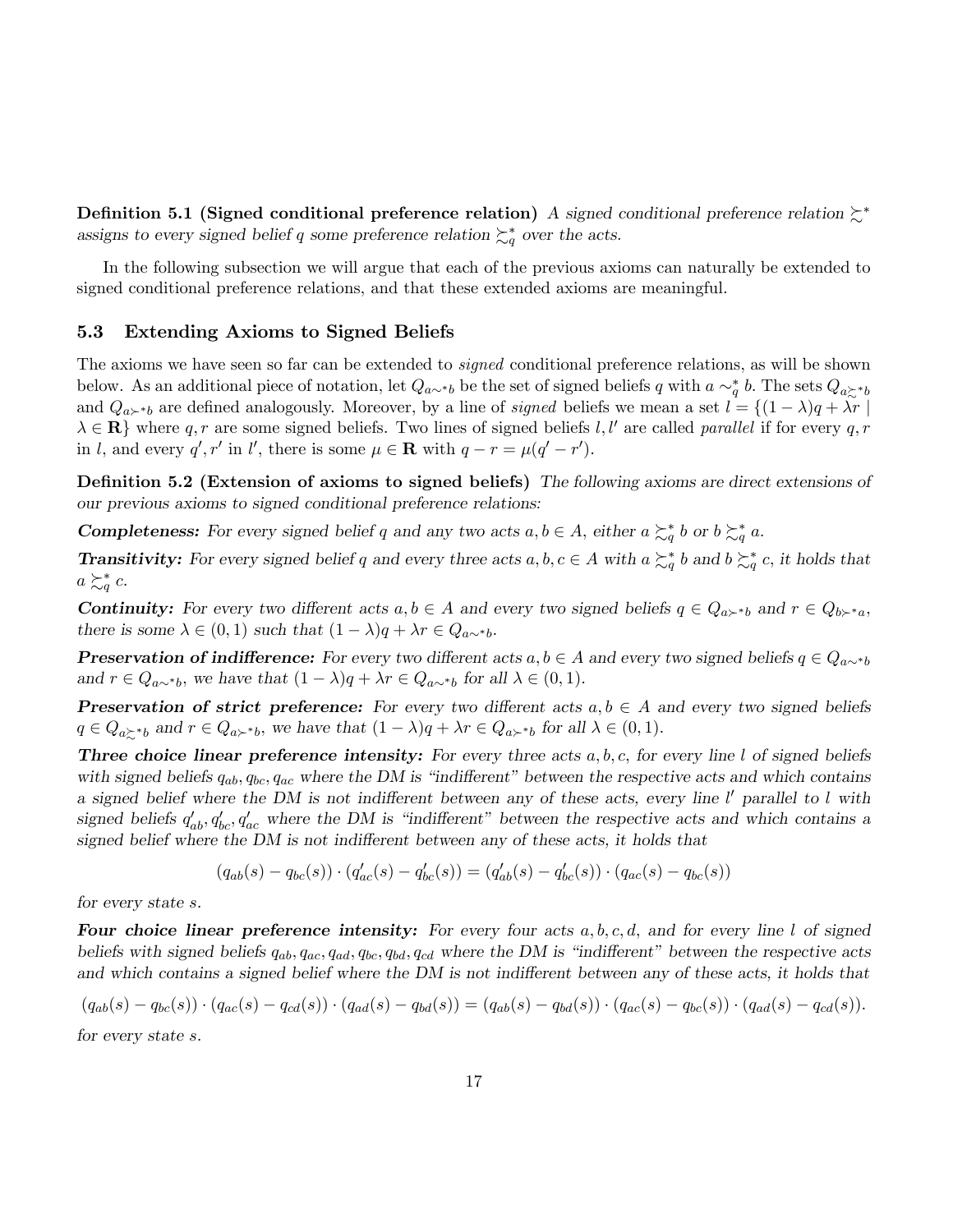**Definition 5.1 (Signed conditional preference relation)** *A signed conditional preference relation $\succsim^*$ assigns to every signed belief $q$ some preference relation $\succsim^*_q$ over the acts.*

In the following subsection we will argue that each of the previous axioms can naturally be extended to signed conditional preference relations, and that these extended axioms are meaningful.

### 5.3 Extending Axioms to Signed Beliefs

The axioms we have seen so far can be extended to *signed* conditional preference relations, as will be shown below. As an additional piece of notation, let $Q_{a\sim^* b}$ be the set of signed beliefs $q$ with $a \sim^*_q b$. The sets $Q_{a\succsim^* b}$ and $Q_{a\succ^* b}$ are defined analogously. Moreover, by a line of *signed* beliefs we mean a set $l = \{(1-\lambda)q + \lambda r \mid \lambda \in \mathbf{R}\}$ where $q, r$ are some signed beliefs. Two lines of signed beliefs $l, l'$ are called *parallel* if for every $q, r$ in $l$, and every $q', r'$ in $l'$, there is some $\mu \in \mathbf{R}$ with $q - r = \mu(q' - r')$.

**Definition 5.2 (Extension of axioms to signed beliefs)** *The following axioms are direct extensions of our previous axioms to signed conditional preference relations:*

***Completeness:*** *For every signed belief $q$ and any two acts $a, b \in A$, either $a \succsim^*_q b$ or $b \succsim^*_q a$.*

***Transitivity:*** *For every signed belief $q$ and every three acts $a, b, c \in A$ with $a \succsim^*_q b$ and $b \succsim^*_q c$, it holds that $a \succsim^*_q c$.*

***Continuity:*** *For every two different acts $a, b \in A$ and every two signed beliefs $q \in Q_{a\succ^* b}$ and $r \in Q_{b\succ^* a}$, there is some $\lambda \in (0,1)$ such that $(1-\lambda)q + \lambda r \in Q_{a\sim^* b}$.*

***Preservation of indifference:*** *For every two different acts $a, b \in A$ and every two signed beliefs $q \in Q_{a\sim^* b}$ and $r \in Q_{a\sim^* b}$, we have that $(1-\lambda)q + \lambda r \in Q_{a\sim^* b}$ for all $\lambda \in (0,1)$.*

***Preservation of strict preference:*** *For every two different acts $a, b \in A$ and every two signed beliefs $q \in Q_{a\succsim^* b}$ and $r \in Q_{a\succ^* b}$, we have that $(1-\lambda)q + \lambda r \in Q_{a\succ^* b}$ for all $\lambda \in (0,1)$.*

***Three choice linear preference intensity:*** *For every three acts $a, b, c$, for every line $l$ of signed beliefs with signed beliefs $q_{ab}, q_{bc}, q_{ac}$ where the DM is "indifferent" between the respective acts and which contains a signed belief where the DM is not indifferent between any of these acts, every line $l'$ parallel to $l$ with signed beliefs $q'_{ab}, q'_{bc}, q'_{ac}$ where the DM is "indifferent" between the respective acts and which contains a signed belief where the DM is not indifferent between any of these acts, it holds that*

$$(q_{ab}(s) - q_{bc}(s)) \cdot (q'_{ac}(s) - q'_{bc}(s)) = (q'_{ab}(s) - q'_{bc}(s)) \cdot (q_{ac}(s) - q_{bc}(s))$$

*for every state $s$.*

***Four choice linear preference intensity:*** *For every four acts $a, b, c, d$, and for every line $l$ of signed beliefs with signed beliefs $q_{ab}, q_{ac}, q_{ad}, q_{bc}, q_{bd}, q_{cd}$ where the DM is "indifferent" between the respective acts and which contains a signed belief where the DM is not indifferent between any of these acts, it holds that*

$$(q_{ab}(s) - q_{bc}(s)) \cdot (q_{ac}(s) - q_{cd}(s)) \cdot (q_{ad}(s) - q_{bd}(s)) = (q_{ab}(s) - q_{bd}(s)) \cdot (q_{ac}(s) - q_{bc}(s)) \cdot (q_{ad}(s) - q_{cd}(s)).$$

*for every state $s$.*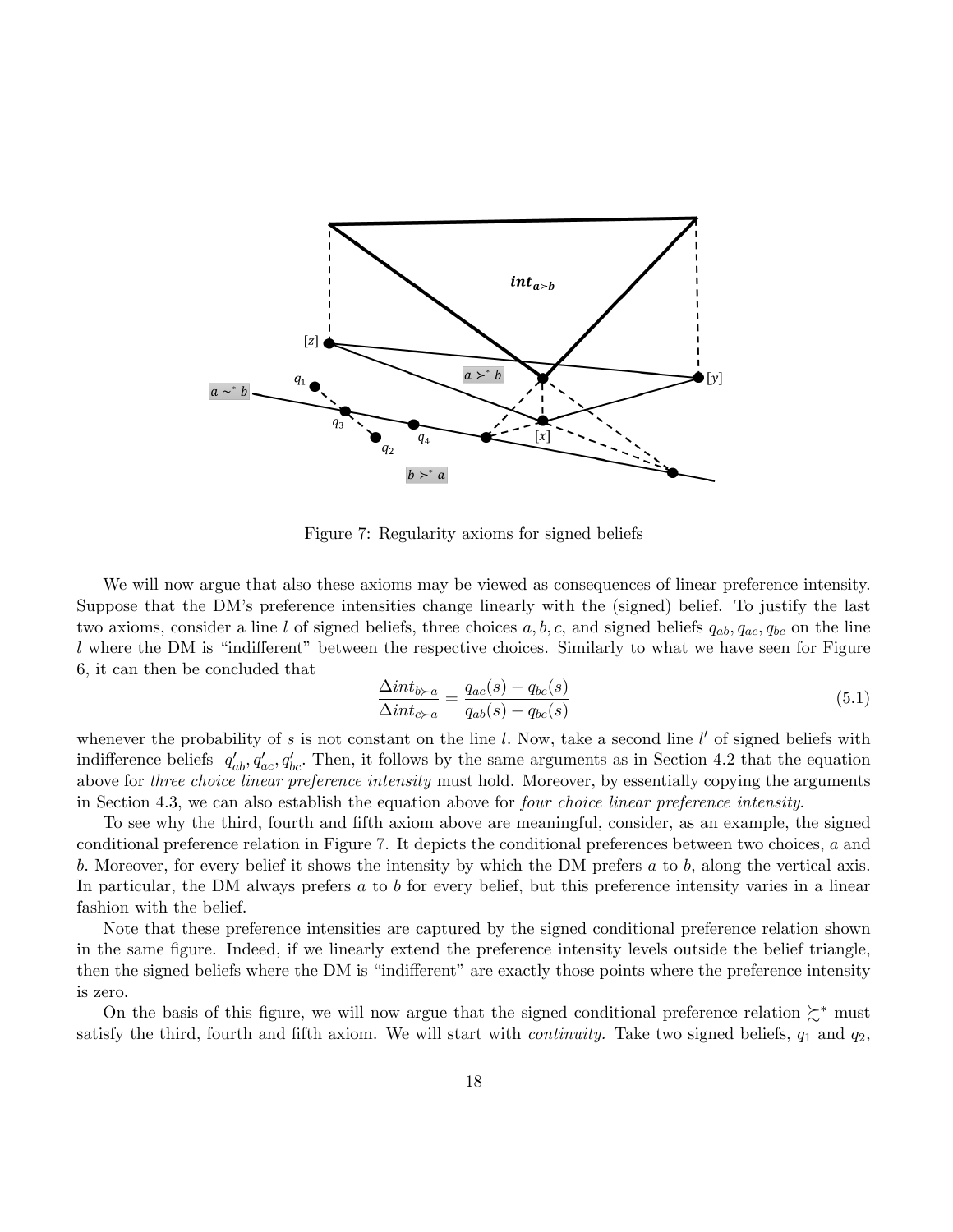Figure 7: Regularity axioms for signed beliefs

We will now argue that also these axioms may be viewed as consequences of linear preference intensity. Suppose that the DM's preference intensities change linearly with the (signed) belief. To justify the last two axioms, consider a line $l$ of signed beliefs, three choices $a, b, c$, and signed beliefs $q_{ab}, q_{ac}, q_{bc}$ on the line $l$ where the DM is "indifferent" between the respective choices. Similarly to what we have seen for Figure 6, it can then be concluded that

$$\frac{\Delta int_{b \succ a}}{\Delta int_{c \succ a}} = \frac{q_{ac}(s) - q_{bc}(s)}{q_{ab}(s) - q_{bc}(s)} \tag{5.1}$$

whenever the probability of $s$ is not constant on the line $l$. Now, take a second line $l'$ of signed beliefs with indifference beliefs $q'_{ab}, q'_{ac}, q'_{bc}$. Then, it follows by the same arguments as in Section 4.2 that the equation above for *three choice linear preference intensity* must hold. Moreover, by essentially copying the arguments in Section 4.3, we can also establish the equation above for *four choice linear preference intensity*.

To see why the third, fourth and fifth axiom above are meaningful, consider, as an example, the signed conditional preference relation in Figure 7. It depicts the conditional preferences between two choices, $a$ and $b$. Moreover, for every belief it shows the intensity by which the DM prefers $a$ to $b$, along the vertical axis. In particular, the DM always prefers $a$ to $b$ for every belief, but this preference intensity varies in a linear fashion with the belief.

Note that these preference intensities are captured by the signed conditional preference relation shown in the same figure. Indeed, if we linearly extend the preference intensity levels outside the belief triangle, then the signed beliefs where the DM is "indifferent" are exactly those points where the preference intensity is zero.

On the basis of this figure, we will now argue that the signed conditional preference relation $\succsim^*$ must satisfy the third, fourth and fifth axiom. We will start with *continuity*. Take two signed beliefs, $q_1$ and $q_2$,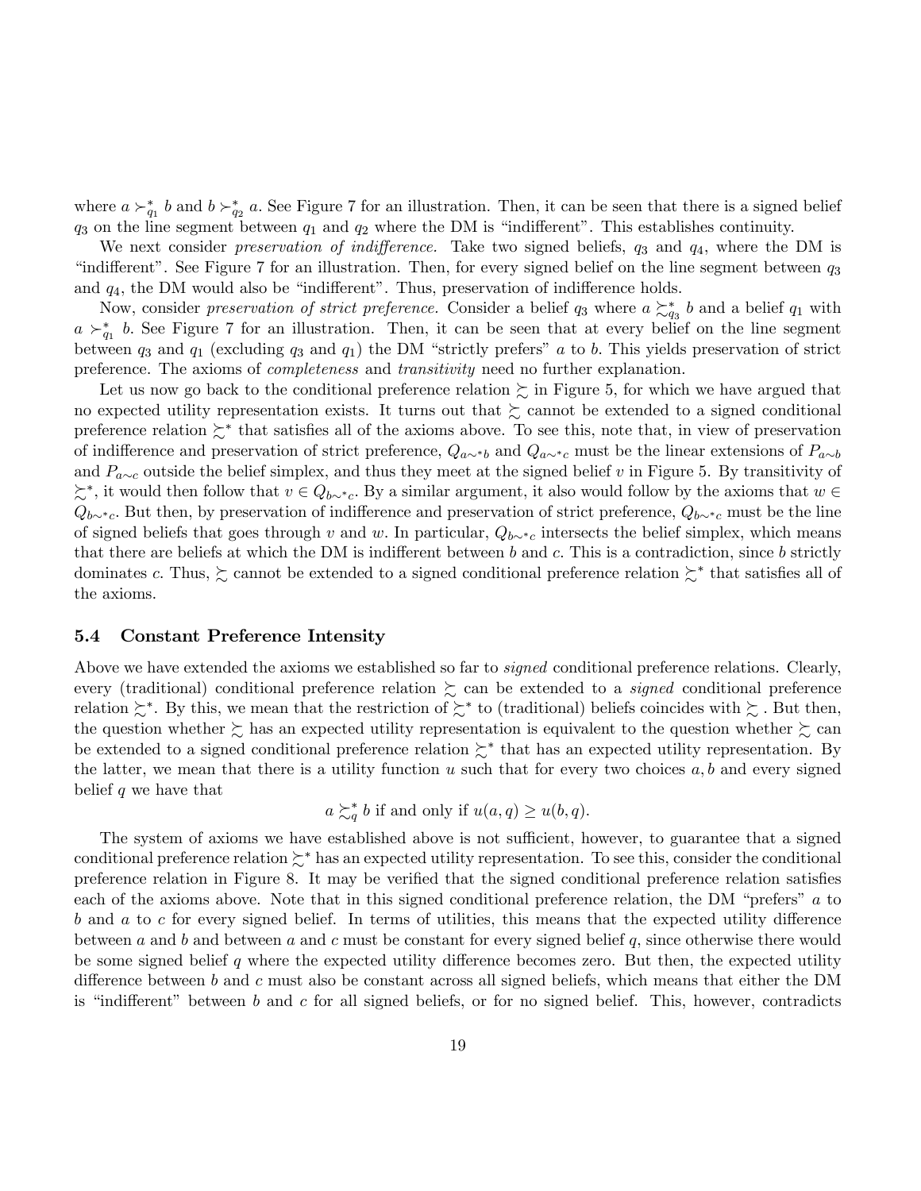where $a \succ^*_{q_1} b$ and $b \succ^*_{q_2} a$. See Figure 7 for an illustration. Then, it can be seen that there is a signed belief $q_3$ on the line segment between $q_1$ and $q_2$ where the DM is "indifferent". This establishes continuity.

We next consider *preservation of indifference.* Take two signed beliefs, $q_3$ and $q_4$, where the DM is "indifferent". See Figure 7 for an illustration. Then, for every signed belief on the line segment between $q_3$ and $q_4$, the DM would also be "indifferent". Thus, preservation of indifference holds.

Now, consider *preservation of strict preference.* Consider a belief $q_3$ where $a \succsim^*_{q_3} b$ and a belief $q_1$ with $a \succ^*_{q_1} b$. See Figure 7 for an illustration. Then, it can be seen that at every belief on the line segment between $q_3$ and $q_1$ (excluding $q_3$ and $q_1$) the DM "strictly prefers" $a$ to $b$. This yields preservation of strict preference. The axioms of *completeness* and *transitivity* need no further explanation.

Let us now go back to the conditional preference relation $\succsim$ in Figure 5, for which we have argued that no expected utility representation exists. It turns out that $\succsim$ cannot be extended to a signed conditional preference relation $\succsim^*$ that satisfies all of the axioms above. To see this, note that, in view of preservation of indifference and preservation of strict preference, $Q_{a\sim^* b}$ and $Q_{a\sim^* c}$ must be the linear extensions of $P_{a\sim b}$ and $P_{a\sim c}$ outside the belief simplex, and thus they meet at the signed belief $v$ in Figure 5. By transitivity of $\succsim^*$, it would then follow that $v \in Q_{b\sim^* c}$. By a similar argument, it also would follow by the axioms that $w \in Q_{b\sim^* c}$. But then, by preservation of indifference and preservation of strict preference, $Q_{b\sim^* c}$ must be the line of signed beliefs that goes through $v$ and $w$. In particular, $Q_{b\sim^* c}$ intersects the belief simplex, which means that there are beliefs at which the DM is indifferent between $b$ and $c$. This is a contradiction, since $b$ strictly dominates $c$. Thus, $\succsim$ cannot be extended to a signed conditional preference relation $\succsim^*$ that satisfies all of the axioms.

### 5.4 Constant Preference Intensity

Above we have extended the axioms we established so far to *signed* conditional preference relations. Clearly, every (traditional) conditional preference relation $\succsim$ can be extended to a *signed* conditional preference relation $\succsim^*$. By this, we mean that the restriction of $\succsim^*$ to (traditional) beliefs coincides with $\succsim$. But then, the question whether $\succsim$ has an expected utility representation is equivalent to the question whether $\succsim$ can be extended to a signed conditional preference relation $\succsim^*$ that has an expected utility representation. By the latter, we mean that there is a utility function $u$ such that for every two choices $a, b$ and every signed belief $q$ we have that

$$a \succsim^*_q b \text{ if and only if } u(a, q) \geq u(b, q).$$

The system of axioms we have established above is not sufficient, however, to guarantee that a signed conditional preference relation $\succsim^*$ has an expected utility representation. To see this, consider the conditional preference relation in Figure 8. It may be verified that the signed conditional preference relation satisfies each of the axioms above. Note that in this signed conditional preference relation, the DM "prefers" $a$ to $b$ and $a$ to $c$ for every signed belief. In terms of utilities, this means that the expected utility difference between $a$ and $b$ and between $a$ and $c$ must be constant for every signed belief $q$, since otherwise there would be some signed belief $q$ where the expected utility difference becomes zero. But then, the expected utility difference between $b$ and $c$ must also be constant across all signed beliefs, which means that either the DM is "indifferent" between $b$ and $c$ for all signed beliefs, or for no signed belief. This, however, contradicts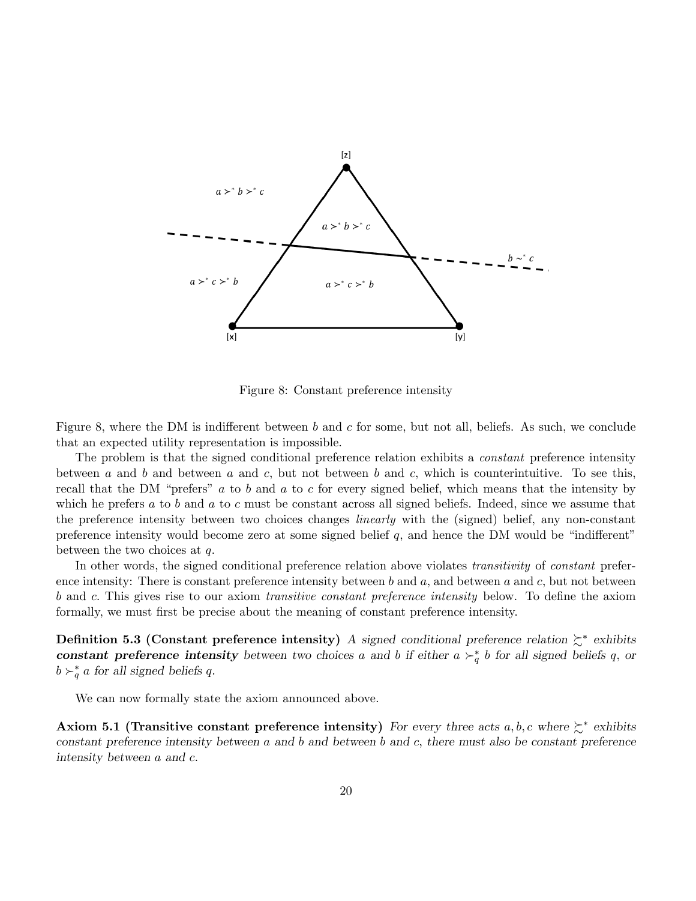Figure 8: Constant preference intensity

Figure 8, where the DM is indifferent between $b$ and $c$ for some, but not all, beliefs. As such, we conclude that an expected utility representation is impossible.

The problem is that the signed conditional preference relation exhibits a *constant* preference intensity between $a$ and $b$ and between $a$ and $c$, but not between $b$ and $c$, which is counterintuitive. To see this, recall that the DM "prefers" $a$ to $b$ and $a$ to $c$ for every signed belief, which means that the intensity by which he prefers $a$ to $b$ and $a$ to $c$ must be constant across all signed beliefs. Indeed, since we assume that the preference intensity between two choices changes *linearly* with the (signed) belief, any non-constant preference intensity would become zero at some signed belief $q$, and hence the DM would be "indifferent" between the two choices at $q$.

In other words, the signed conditional preference relation above violates *transitivity* of *constant* preference intensity: There is constant preference intensity between $b$ and $a$, and between $a$ and $c$, but not between $b$ and $c$. This gives rise to our axiom *transitive constant preference intensity* below. To define the axiom formally, we must first be precise about the meaning of constant preference intensity.

**Definition 5.3 (Constant preference intensity)** *A signed conditional preference relation* $\succsim^*$ *exhibits* ***constant preference intensity*** *between two choices* $a$ *and* $b$ *if either* $a \succ_q^* b$ *for all signed beliefs* $q$*, or* $b \succ_q^* a$ *for all signed beliefs* $q$*.*

We can now formally state the axiom announced above.

**Axiom 5.1 (Transitive constant preference intensity)** *For every three acts* $a, b, c$ *where* $\succsim^*$ *exhibits constant preference intensity between* $a$ *and* $b$ *and between* $b$ *and* $c$*, there must also be constant preference intensity between* $a$ *and* $c$*.*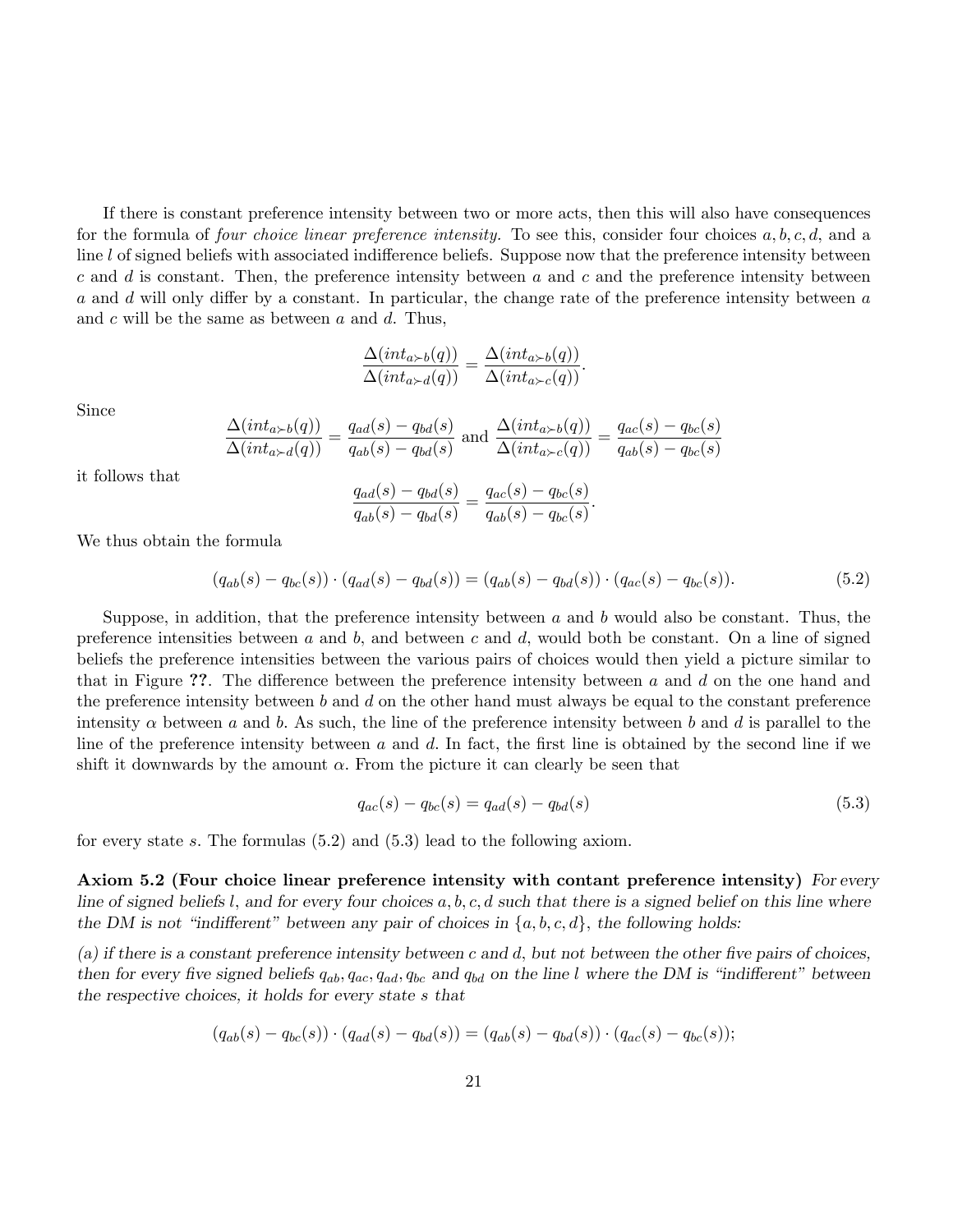If there is constant preference intensity between two or more acts, then this will also have consequences for the formula of *four choice linear preference intensity.* To see this, consider four choices $a, b, c, d$, and a line $l$ of signed beliefs with associated indifference beliefs. Suppose now that the preference intensity between $c$ and $d$ is constant. Then, the preference intensity between $a$ and $c$ and the preference intensity between $a$ and $d$ will only differ by a constant. In particular, the change rate of the preference intensity between $a$ and $c$ will be the same as between $a$ and $d$. Thus,

$$\frac{\Delta(int_{a\succ b}(q))}{\Delta(int_{a\succ d}(q))} = \frac{\Delta(int_{a\succ b}(q))}{\Delta(int_{a\succ c}(q))}.$$

Since

$$\frac{\Delta(int_{a\succ b}(q))}{\Delta(int_{a\succ d}(q))} = \frac{q_{ad}(s) - q_{bd}(s)}{q_{ab}(s) - q_{bd}(s)} \text{ and } \frac{\Delta(int_{a\succ b}(q))}{\Delta(int_{a\succ c}(q))} = \frac{q_{ac}(s) - q_{bc}(s)}{q_{ab}(s) - q_{bc}(s)}$$

it follows that

$$\frac{q_{ad}(s) - q_{bd}(s)}{q_{ab}(s) - q_{bd}(s)} = \frac{q_{ac}(s) - q_{bc}(s)}{q_{ab}(s) - q_{bc}(s)}.$$

We thus obtain the formula

$$(q_{ab}(s) - q_{bc}(s)) \cdot (q_{ad}(s) - q_{bd}(s)) = (q_{ab}(s) - q_{bd}(s)) \cdot (q_{ac}(s) - q_{bc}(s)). \tag{5.2}$$

Suppose, in addition, that the preference intensity between $a$ and $b$ would also be constant. Thus, the preference intensities between $a$ and $b$, and between $c$ and $d$, would both be constant. On a line of signed beliefs the preference intensities between the various pairs of choices would then yield a picture similar to that in Figure **??**. The difference between the preference intensity between $a$ and $d$ on the one hand and the preference intensity between $b$ and $d$ on the other hand must always be equal to the constant preference intensity $\alpha$ between $a$ and $b$. As such, the line of the preference intensity between $b$ and $d$ is parallel to the line of the preference intensity between $a$ and $d$. In fact, the first line is obtained by the second line if we shift it downwards by the amount $\alpha$. From the picture it can clearly be seen that

$$q_{ac}(s) - q_{bc}(s) = q_{ad}(s) - q_{bd}(s) \tag{5.3}$$

for every state $s$. The formulas (5.2) and (5.3) lead to the following axiom.

**Axiom 5.2 (Four choice linear preference intensity with contant preference intensity)** *For every line of signed beliefs $l$, and for every four choices $a, b, c, d$ such that there is a signed belief on this line where the DM is not "indifferent" between any pair of choices in $\{a, b, c, d\}$, the following holds:*

*(a) if there is a constant preference intensity between $c$ and $d$, but not between the other five pairs of choices, then for every five signed beliefs $q_{ab}, q_{ac}, q_{ad}, q_{bc}$ and $q_{bd}$ on the line $l$ where the DM is "indifferent" between the respective choices, it holds for every state $s$ that*

$$(q_{ab}(s) - q_{bc}(s)) \cdot (q_{ad}(s) - q_{bd}(s)) = (q_{ab}(s) - q_{bd}(s)) \cdot (q_{ac}(s) - q_{bc}(s));$$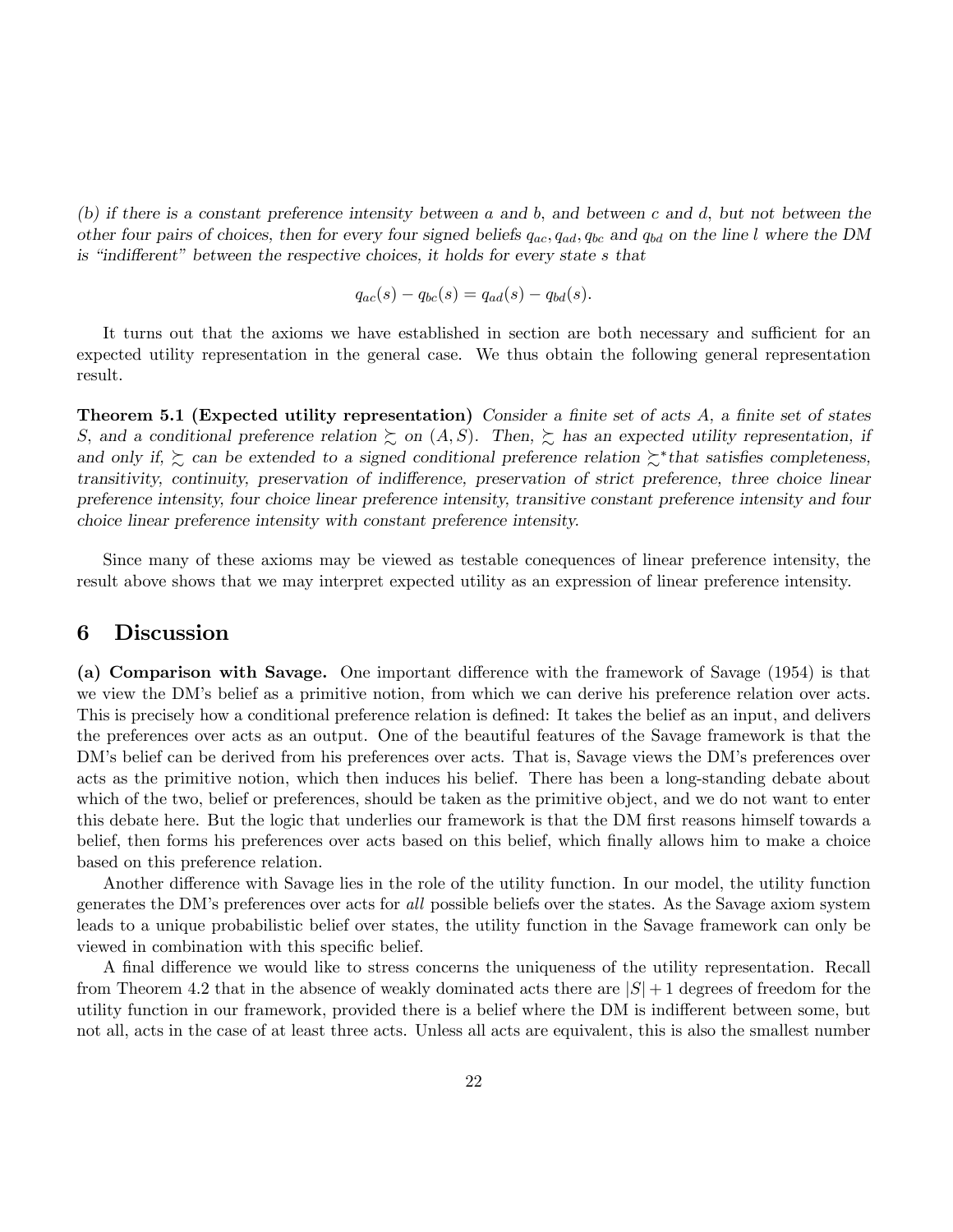*(b) if there is a constant preference intensity between $a$ and $b$, and between $c$ and $d$, but not between the other four pairs of choices, then for every four signed beliefs $q_{ac}, q_{ad}, q_{bc}$ and $q_{bd}$ on the line $l$ where the DM is "indifferent" between the respective choices, it holds for every state $s$ that*

$$q_{ac}(s) - q_{bc}(s) = q_{ad}(s) - q_{bd}(s).$$

It turns out that the axioms we have established in section are both necessary and sufficient for an expected utility representation in the general case. We thus obtain the following general representation result.

**Theorem 5.1 (Expected utility representation)** *Consider a finite set of acts $A$, a finite set of states $S$, and a conditional preference relation $\succsim$ on $(A, S)$. Then, $\succsim$ has an expected utility representation, if and only if, $\succsim$ can be extended to a signed conditional preference relation $\succsim^*$ that satisfies completeness, transitivity, continuity, preservation of indifference, preservation of strict preference, three choice linear preference intensity, four choice linear preference intensity, transitive constant preference intensity and four choice linear preference intensity with constant preference intensity.*

Since many of these axioms may be viewed as testable conequences of linear preference intensity, the result above shows that we may interpret expected utility as an expression of linear preference intensity.

## 6 Discussion

**(a) Comparison with Savage.** One important difference with the framework of Savage (1954) is that we view the DM's belief as a primitive notion, from which we can derive his preference relation over acts. This is precisely how a conditional preference relation is defined: It takes the belief as an input, and delivers the preferences over acts as an output. One of the beautiful features of the Savage framework is that the DM's belief can be derived from his preferences over acts. That is, Savage views the DM's preferences over acts as the primitive notion, which then induces his belief. There has been a long-standing debate about which of the two, belief or preferences, should be taken as the primitive object, and we do not want to enter this debate here. But the logic that underlies our framework is that the DM first reasons himself towards a belief, then forms his preferences over acts based on this belief, which finally allows him to make a choice based on this preference relation.

Another difference with Savage lies in the role of the utility function. In our model, the utility function generates the DM's preferences over acts for *all* possible beliefs over the states. As the Savage axiom system leads to a unique probabilistic belief over states, the utility function in the Savage framework can only be viewed in combination with this specific belief.

A final difference we would like to stress concerns the uniqueness of the utility representation. Recall from Theorem 4.2 that in the absence of weakly dominated acts there are $|S| + 1$ degrees of freedom for the utility function in our framework, provided there is a belief where the DM is indifferent between some, but not all, acts in the case of at least three acts. Unless all acts are equivalent, this is also the smallest number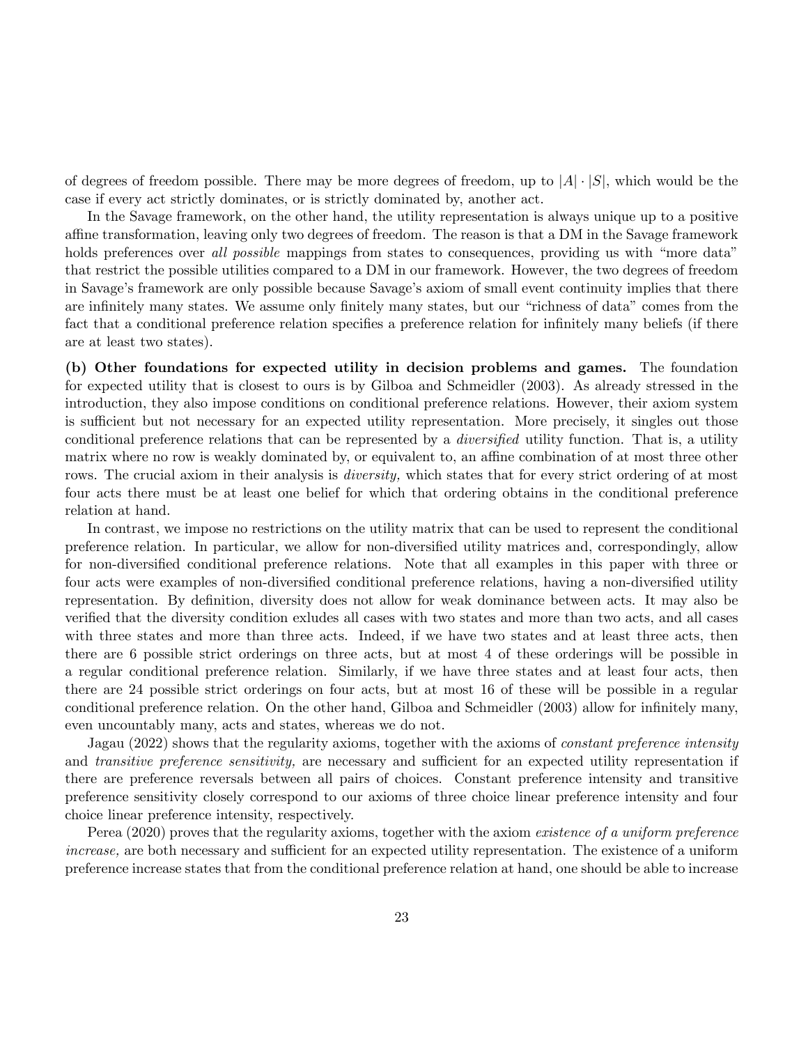of degrees of freedom possible. There may be more degrees of freedom, up to $|A| \cdot |S|$, which would be the case if every act strictly dominates, or is strictly dominated by, another act.

In the Savage framework, on the other hand, the utility representation is always unique up to a positive affine transformation, leaving only two degrees of freedom. The reason is that a DM in the Savage framework holds preferences over *all possible* mappings from states to consequences, providing us with "more data" that restrict the possible utilities compared to a DM in our framework. However, the two degrees of freedom in Savage's framework are only possible because Savage's axiom of small event continuity implies that there are infinitely many states. We assume only finitely many states, but our "richness of data" comes from the fact that a conditional preference relation specifies a preference relation for infinitely many beliefs (if there are at least two states).

**(b) Other foundations for expected utility in decision problems and games.** The foundation for expected utility that is closest to ours is by Gilboa and Schmeidler (2003). As already stressed in the introduction, they also impose conditions on conditional preference relations. However, their axiom system is sufficient but not necessary for an expected utility representation. More precisely, it singles out those conditional preference relations that can be represented by a *diversified* utility function. That is, a utility matrix where no row is weakly dominated by, or equivalent to, an affine combination of at most three other rows. The crucial axiom in their analysis is *diversity,* which states that for every strict ordering of at most four acts there must be at least one belief for which that ordering obtains in the conditional preference relation at hand.

In contrast, we impose no restrictions on the utility matrix that can be used to represent the conditional preference relation. In particular, we allow for non-diversified utility matrices and, correspondingly, allow for non-diversified conditional preference relations. Note that all examples in this paper with three or four acts were examples of non-diversified conditional preference relations, having a non-diversified utility representation. By definition, diversity does not allow for weak dominance between acts. It may also be verified that the diversity condition exludes all cases with two states and more than two acts, and all cases with three states and more than three acts. Indeed, if we have two states and at least three acts, then there are 6 possible strict orderings on three acts, but at most 4 of these orderings will be possible in a regular conditional preference relation. Similarly, if we have three states and at least four acts, then there are 24 possible strict orderings on four acts, but at most 16 of these will be possible in a regular conditional preference relation. On the other hand, Gilboa and Schmeidler (2003) allow for infinitely many, even uncountably many, acts and states, whereas we do not.

Jagau (2022) shows that the regularity axioms, together with the axioms of *constant preference intensity* and *transitive preference sensitivity,* are necessary and sufficient for an expected utility representation if there are preference reversals between all pairs of choices. Constant preference intensity and transitive preference sensitivity closely correspond to our axioms of three choice linear preference intensity and four choice linear preference intensity, respectively.

Perea (2020) proves that the regularity axioms, together with the axiom *existence of a uniform preference increase,* are both necessary and sufficient for an expected utility representation. The existence of a uniform preference increase states that from the conditional preference relation at hand, one should be able to increase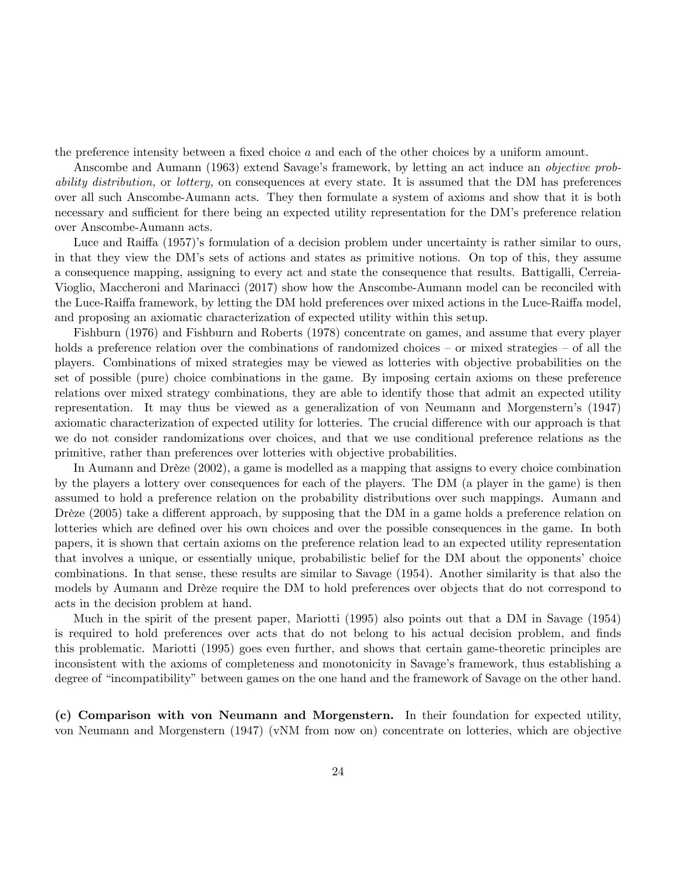the preference intensity between a fixed choice $a$ and each of the other choices by a uniform amount.

Anscombe and Aumann (1963) extend Savage's framework, by letting an act induce an *objective probability distribution,* or *lottery,* on consequences at every state. It is assumed that the DM has preferences over all such Anscombe-Aumann acts. They then formulate a system of axioms and show that it is both necessary and sufficient for there being an expected utility representation for the DM's preference relation over Anscombe-Aumann acts.

Luce and Raiffa (1957)'s formulation of a decision problem under uncertainty is rather similar to ours, in that they view the DM's sets of actions and states as primitive notions. On top of this, they assume a consequence mapping, assigning to every act and state the consequence that results. Battigalli, Cerreia-Vioglio, Maccheroni and Marinacci (2017) show how the Anscombe-Aumann model can be reconciled with the Luce-Raiffa framework, by letting the DM hold preferences over mixed actions in the Luce-Raiffa model, and proposing an axiomatic characterization of expected utility within this setup.

Fishburn (1976) and Fishburn and Roberts (1978) concentrate on games, and assume that every player holds a preference relation over the combinations of randomized choices – or mixed strategies – of all the players. Combinations of mixed strategies may be viewed as lotteries with objective probabilities on the set of possible (pure) choice combinations in the game. By imposing certain axioms on these preference relations over mixed strategy combinations, they are able to identify those that admit an expected utility representation. It may thus be viewed as a generalization of von Neumann and Morgenstern's (1947) axiomatic characterization of expected utility for lotteries. The crucial difference with our approach is that we do not consider randomizations over choices, and that we use conditional preference relations as the primitive, rather than preferences over lotteries with objective probabilities.

In Aumann and Drèze (2002), a game is modelled as a mapping that assigns to every choice combination by the players a lottery over consequences for each of the players. The DM (a player in the game) is then assumed to hold a preference relation on the probability distributions over such mappings. Aumann and Drèze (2005) take a different approach, by supposing that the DM in a game holds a preference relation on lotteries which are defined over his own choices and over the possible consequences in the game. In both papers, it is shown that certain axioms on the preference relation lead to an expected utility representation that involves a unique, or essentially unique, probabilistic belief for the DM about the opponents' choice combinations. In that sense, these results are similar to Savage (1954). Another similarity is that also the models by Aumann and Drèze require the DM to hold preferences over objects that do not correspond to acts in the decision problem at hand.

Much in the spirit of the present paper, Mariotti (1995) also points out that a DM in Savage (1954) is required to hold preferences over acts that do not belong to his actual decision problem, and finds this problematic. Mariotti (1995) goes even further, and shows that certain game-theoretic principles are inconsistent with the axioms of completeness and monotonicity in Savage's framework, thus establishing a degree of "incompatibility" between games on the one hand and the framework of Savage on the other hand.

**(c) Comparison with von Neumann and Morgenstern.** In their foundation for expected utility, von Neumann and Morgenstern (1947) (vNM from now on) concentrate on lotteries, which are objective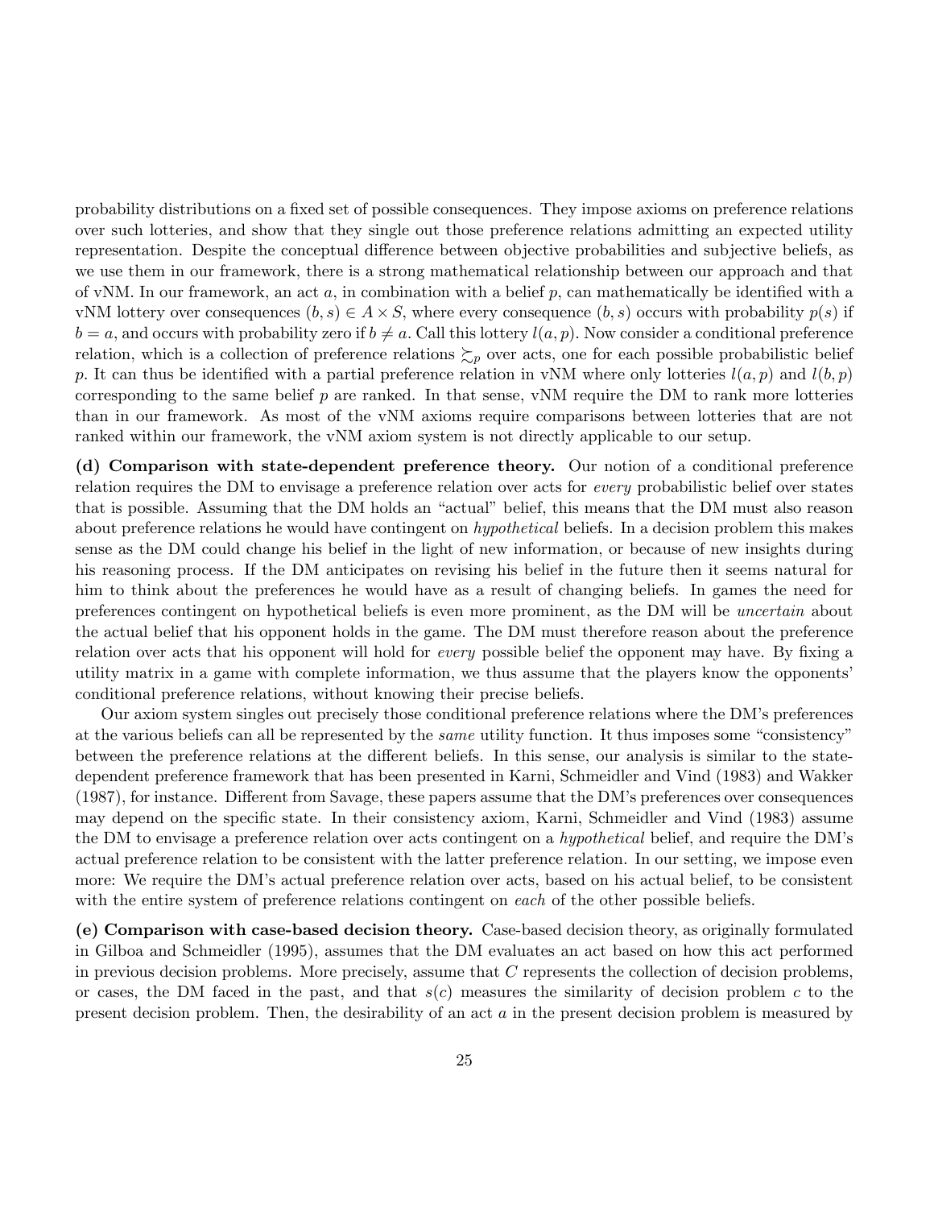probability distributions on a fixed set of possible consequences. They impose axioms on preference relations over such lotteries, and show that they single out those preference relations admitting an expected utility representation. Despite the conceptual difference between objective probabilities and subjective beliefs, as we use them in our framework, there is a strong mathematical relationship between our approach and that of vNM. In our framework, an act $a$, in combination with a belief $p$, can mathematically be identified with a vNM lottery over consequences $(b, s) \in A \times S$, where every consequence $(b, s)$ occurs with probability $p(s)$ if $b = a$, and occurs with probability zero if $b \neq a$. Call this lottery $l(a, p)$. Now consider a conditional preference relation, which is a collection of preference relations $\succsim_p$ over acts, one for each possible probabilistic belief $p$. It can thus be identified with a partial preference relation in vNM where only lotteries $l(a, p)$ and $l(b, p)$ corresponding to the same belief $p$ are ranked. In that sense, vNM require the DM to rank more lotteries than in our framework. As most of the vNM axioms require comparisons between lotteries that are not ranked within our framework, the vNM axiom system is not directly applicable to our setup.

**(d) Comparison with state-dependent preference theory.** Our notion of a conditional preference relation requires the DM to envisage a preference relation over acts for *every* probabilistic belief over states that is possible. Assuming that the DM holds an "actual" belief, this means that the DM must also reason about preference relations he would have contingent on *hypothetical* beliefs. In a decision problem this makes sense as the DM could change his belief in the light of new information, or because of new insights during his reasoning process. If the DM anticipates on revising his belief in the future then it seems natural for him to think about the preferences he would have as a result of changing beliefs. In games the need for preferences contingent on hypothetical beliefs is even more prominent, as the DM will be *uncertain* about the actual belief that his opponent holds in the game. The DM must therefore reason about the preference relation over acts that his opponent will hold for *every* possible belief the opponent may have. By fixing a utility matrix in a game with complete information, we thus assume that the players know the opponents' conditional preference relations, without knowing their precise beliefs.

Our axiom system singles out precisely those conditional preference relations where the DM's preferences at the various beliefs can all be represented by the *same* utility function. It thus imposes some "consistency" between the preference relations at the different beliefs. In this sense, our analysis is similar to the state-dependent preference framework that has been presented in Karni, Schmeidler and Vind (1983) and Wakker (1987), for instance. Different from Savage, these papers assume that the DM's preferences over consequences may depend on the specific state. In their consistency axiom, Karni, Schmeidler and Vind (1983) assume the DM to envisage a preference relation over acts contingent on a *hypothetical* belief, and require the DM's actual preference relation to be consistent with the latter preference relation. In our setting, we impose even more: We require the DM's actual preference relation over acts, based on his actual belief, to be consistent with the entire system of preference relations contingent on *each* of the other possible beliefs.

**(e) Comparison with case-based decision theory.** Case-based decision theory, as originally formulated in Gilboa and Schmeidler (1995), assumes that the DM evaluates an act based on how this act performed in previous decision problems. More precisely, assume that $C$ represents the collection of decision problems, or cases, the DM faced in the past, and that $s(c)$ measures the similarity of decision problem $c$ to the present decision problem. Then, the desirability of an act $a$ in the present decision problem is measured by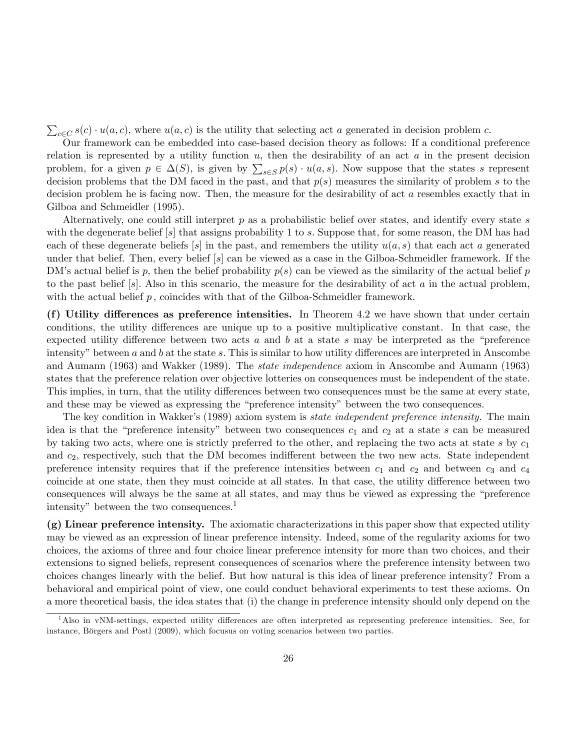$\sum_{c \in C} s(c) \cdot u(a, c)$, where $u(a, c)$ is the utility that selecting act $a$ generated in decision problem $c$.

Our framework can be embedded into case-based decision theory as follows: If a conditional preference relation is represented by a utility function $u$, then the desirability of an act $a$ in the present decision problem, for a given $p \in \Delta(S)$, is given by $\sum_{s \in S} p(s) \cdot u(a, s)$. Now suppose that the states $s$ represent decision problems that the DM faced in the past, and that $p(s)$ measures the similarity of problem $s$ to the decision problem he is facing now. Then, the measure for the desirability of act $a$ resembles exactly that in Gilboa and Schmeidler (1995).

Alternatively, one could still interpret $p$ as a probabilistic belief over states, and identify every state $s$ with the degenerate belief $[s]$ that assigns probability 1 to $s$. Suppose that, for some reason, the DM has had each of these degenerate beliefs $[s]$ in the past, and remembers the utility $u(a, s)$ that each act $a$ generated under that belief. Then, every belief $[s]$ can be viewed as a case in the Gilboa-Schmeidler framework. If the DM's actual belief is $p$, then the belief probability $p(s)$ can be viewed as the similarity of the actual belief $p$ to the past belief $[s]$. Also in this scenario, the measure for the desirability of act $a$ in the actual problem, with the actual belief $p$, coincides with that of the Gilboa-Schmeidler framework.

**(f) Utility differences as preference intensities.** In Theorem 4.2 we have shown that under certain conditions, the utility differences are unique up to a positive multiplicative constant. In that case, the expected utility difference between two acts $a$ and $b$ at a state $s$ may be interpreted as the "preference intensity" between $a$ and $b$ at the state $s$. This is similar to how utility differences are interpreted in Anscombe and Aumann (1963) and Wakker (1989). The *state independence* axiom in Anscombe and Aumann (1963) states that the preference relation over objective lotteries on consequences must be independent of the state. This implies, in turn, that the utility differences between two consequences must be the same at every state, and these may be viewed as expressing the "preference intensity" between the two consequences.

The key condition in Wakker's (1989) axiom system is *state independent preference intensity.* The main idea is that the "preference intensity" between two consequences $c_1$ and $c_2$ at a state $s$ can be measured by taking two acts, where one is strictly preferred to the other, and replacing the two acts at state $s$ by $c_1$ and $c_2$, respectively, such that the DM becomes indifferent between the two new acts. State independent preference intensity requires that if the preference intensities between $c_1$ and $c_2$ and between $c_3$ and $c_4$ coincide at one state, then they must coincide at all states. In that case, the utility difference between two consequences will always be the same at all states, and may thus be viewed as expressing the "preference intensity" between the two consequences.[1]

**(g) Linear preference intensity.** The axiomatic characterizations in this paper show that expected utility may be viewed as an expression of linear preference intensity. Indeed, some of the regularity axioms for two choices, the axioms of three and four choice linear preference intensity for more than two choices, and their extensions to signed beliefs, represent consequences of scenarios where the preference intensity between two choices changes linearly with the belief. But how natural is this idea of linear preference intensity? From a behavioral and empirical point of view, one could conduct behavioral experiments to test these axioms. On a more theoretical basis, the idea states that (i) the change in preference intensity should only depend on the

[1] Also in vNM-settings, expected utility differences are often interpreted as representing preference intensities. See, for instance, Börgers and Postl (2009), which focusus on voting scenarios between two parties.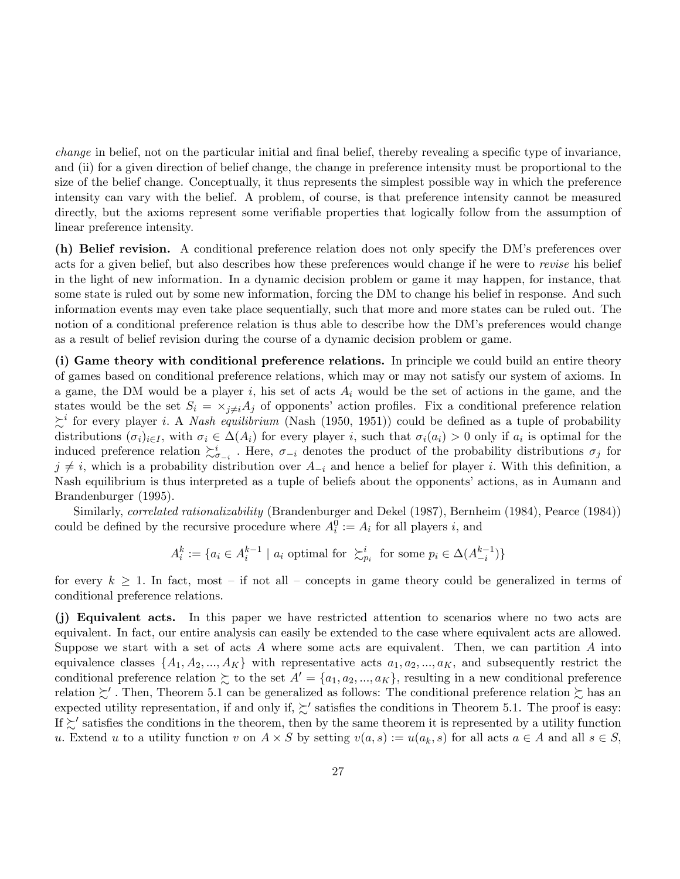*change* in belief, not on the particular initial and final belief, thereby revealing a specific type of invariance, and (ii) for a given direction of belief change, the change in preference intensity must be proportional to the size of the belief change. Conceptually, it thus represents the simplest possible way in which the preference intensity can vary with the belief. A problem, of course, is that preference intensity cannot be measured directly, but the axioms represent some verifiable properties that logically follow from the assumption of linear preference intensity.

**(h) Belief revision.** A conditional preference relation does not only specify the DM's preferences over acts for a given belief, but also describes how these preferences would change if he were to *revise* his belief in the light of new information. In a dynamic decision problem or game it may happen, for instance, that some state is ruled out by some new information, forcing the DM to change his belief in response. And such information events may even take place sequentially, such that more and more states can be ruled out. The notion of a conditional preference relation is thus able to describe how the DM's preferences would change as a result of belief revision during the course of a dynamic decision problem or game.

**(i) Game theory with conditional preference relations.** In principle we could build an entire theory of games based on conditional preference relations, which may or may not satisfy our system of axioms. In a game, the DM would be a player $i$, his set of acts $A_i$ would be the set of actions in the game, and the states would be the set $S_i = \times_{j \neq i} A_j$ of opponents' action profiles. Fix a conditional preference relation $\succsim^i$ for every player $i$. A *Nash equilibrium* (Nash (1950, 1951)) could be defined as a tuple of probability distributions $(\sigma_i)_{i \in I}$, with $\sigma_i \in \Delta(A_i)$ for every player $i$, such that $\sigma_i(a_i) > 0$ only if $a_i$ is optimal for the induced preference relation $\succsim^i_{\sigma_{-i}}$ . Here, $\sigma_{-i}$ denotes the product of the probability distributions $\sigma_j$ for $j \neq i$, which is a probability distribution over $A_{-i}$ and hence a belief for player $i$. With this definition, a Nash equilibrium is thus interpreted as a tuple of beliefs about the opponents' actions, as in Aumann and Brandenburger (1995).

Similarly, *correlated rationalizability* (Brandenburger and Dekel (1987), Bernheim (1984), Pearce (1984)) could be defined by the recursive procedure where $A_i^0 := A_i$ for all players $i$, and

$$A_i^k := \{a_i \in A_i^{k-1} \mid a_i \text{ optimal for } \succsim^i_{p_i} \text{ for some } p_i \in \Delta(A_{-i}^{k-1})\}$$

for every $k \geq 1$. In fact, most – if not all – concepts in game theory could be generalized in terms of conditional preference relations.

**(j) Equivalent acts.** In this paper we have restricted attention to scenarios where no two acts are equivalent. In fact, our entire analysis can easily be extended to the case where equivalent acts are allowed. Suppose we start with a set of acts $A$ where some acts are equivalent. Then, we can partition $A$ into equivalence classes $\{A_1, A_2, ..., A_K\}$ with representative acts $a_1, a_2, ..., a_K$, and subsequently restrict the conditional preference relation $\succsim$ to the set $A' = \{a_1, a_2, ..., a_K\}$, resulting in a new conditional preference relation $\succsim'$ . Then, Theorem 5.1 can be generalized as follows: The conditional preference relation $\succsim$ has an expected utility representation, if and only if, $\succsim'$ satisfies the conditions in Theorem 5.1. The proof is easy: If $\succsim'$ satisfies the conditions in the theorem, then by the same theorem it is represented by a utility function $u$. Extend $u$ to a utility function $v$ on $A \times S$ by setting $v(a, s) := u(a_k, s)$ for all acts $a \in A$ and all $s \in S$,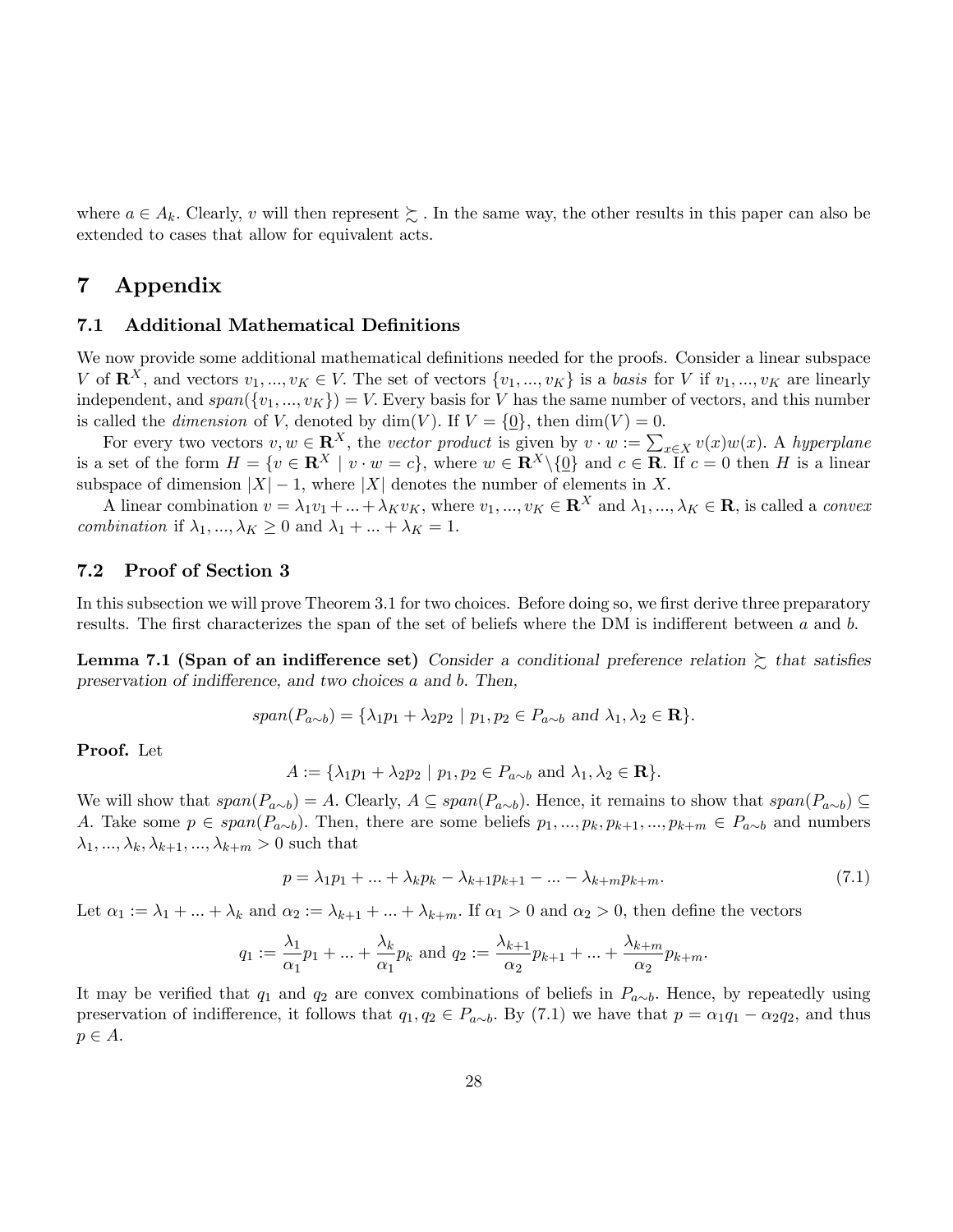where $a \in A_k$. Clearly, $v$ will then represent $\succsim$. In the same way, the other results in this paper can also be extended to cases that allow for equivalent acts.

# 7 Appendix

## 7.1 Additional Mathematical Definitions

We now provide some additional mathematical definitions needed for the proofs. Consider a linear subspace $V$ of $\mathbf{R}^X$, and vectors $v_1, ..., v_K \in V$. The set of vectors $\{v_1, ..., v_K\}$ is a *basis* for $V$ if $v_1, ..., v_K$ are linearly independent, and $span(\{v_1, ..., v_K\}) = V$. Every basis for $V$ has the same number of vectors, and this number is called the *dimension* of V, denoted by $\dim(V)$. If $V = \{\underline{0}\}$, then $\dim(V) = 0$.

For every two vectors $v, w \in \mathbf{R}^X$, the *vector product* is given by $v \cdot w := \sum_{x \in X} v(x)w(x)$. A *hyperplane* is a set of the form $H = \{v \in \mathbf{R}^X \mid v \cdot w = c\}$, where $w \in \mathbf{R}^X \backslash \{\underline{0}\}$ and $c \in \mathbf{R}$. If $c = 0$ then $H$ is a linear subspace of dimension $|X| - 1$, where $|X|$ denotes the number of elements in $X$.

A linear combination $v = \lambda_1 v_1 + ... + \lambda_K v_K$, where $v_1, ..., v_K \in \mathbf{R}^X$ and $\lambda_1, ..., \lambda_K \in \mathbf{R}$, is called a *convex combination* if $\lambda_1, ..., \lambda_K \geq 0$ and $\lambda_1 + ... + \lambda_K = 1$.

## 7.2 Proof of Section 3

In this subsection we will prove Theorem 3.1 for two choices. Before doing so, we first derive three preparatory results. The first characterizes the span of the set of beliefs where the DM is indifferent between $a$ and $b$.

**Lemma 7.1 (Span of an indifference set)** *Consider a conditional preference relation $\succsim$ that satisfies preservation of indifference, and two choices $a$ and $b$. Then,*

$$span(P_{a \sim b}) = \{\lambda_1 p_1 + \lambda_2 p_2 \mid p_1, p_2 \in P_{a \sim b} \text{ and } \lambda_1, \lambda_2 \in \mathbf{R}\}.$$

**Proof.** Let

$$A := \{\lambda_1 p_1 + \lambda_2 p_2 \mid p_1, p_2 \in P_{a \sim b} \text{ and } \lambda_1, \lambda_2 \in \mathbf{R}\}.$$

We will show that $span(P_{a \sim b}) = A$. Clearly, $A \subseteq span(P_{a \sim b})$. Hence, it remains to show that $span(P_{a \sim b}) \subseteq A$. Take some $p \in span(P_{a \sim b})$. Then, there are some beliefs $p_1, ..., p_k, p_{k+1}, ..., p_{k+m} \in P_{a \sim b}$ and numbers $\lambda_1, ..., \lambda_k, \lambda_{k+1}, ..., \lambda_{k+m} > 0$ such that

$$p = \lambda_1 p_1 + ... + \lambda_k p_k - \lambda_{k+1} p_{k+1} - ... - \lambda_{k+m} p_{k+m}. \tag{7.1}$$

Let $\alpha_1 := \lambda_1 + ... + \lambda_k$ and $\alpha_2 := \lambda_{k+1} + ... + \lambda_{k+m}$. If $\alpha_1 > 0$ and $\alpha_2 > 0$, then define the vectors

$$q_1 := \frac{\lambda_1}{\alpha_1} p_1 + ... + \frac{\lambda_k}{\alpha_1} p_k \text{ and } q_2 := \frac{\lambda_{k+1}}{\alpha_2} p_{k+1} + ... + \frac{\lambda_{k+m}}{\alpha_2} p_{k+m}.$$

It may be verified that $q_1$ and $q_2$ are convex combinations of beliefs in $P_{a \sim b}$. Hence, by repeatedly using preservation of indifference, it follows that $q_1, q_2 \in P_{a \sim b}$. By (7.1) we have that $p = \alpha_1 q_1 - \alpha_2 q_2$, and thus $p \in A$.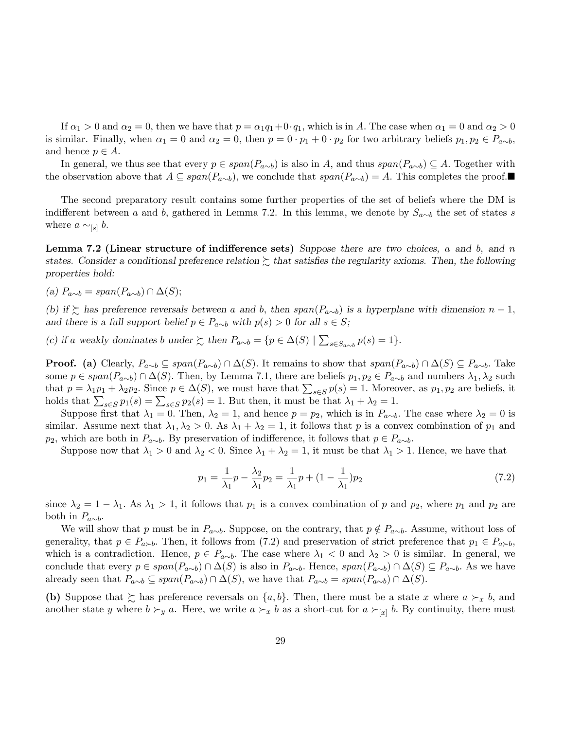If $\alpha_1 > 0$ and $\alpha_2 = 0$, then we have that $p = \alpha_1 q_1 + 0 \cdot q_1$, which is in $A$. The case when $\alpha_1 = 0$ and $\alpha_2 > 0$ is similar. Finally, when $\alpha_1 = 0$ and $\alpha_2 = 0$, then $p = 0 \cdot p_1 + 0 \cdot p_2$ for two arbitrary beliefs $p_1, p_2 \in P_{a\sim b}$, and hence $p \in A$.

In general, we thus see that every $p \in span(P_{a\sim b})$ is also in $A$, and thus $span(P_{a\sim b}) \subseteq A$. Together with the observation above that $A \subseteq span(P_{a\sim b})$, we conclude that $span(P_{a\sim b}) = A$. This completes the proof.■

The second preparatory result contains some further properties of the set of beliefs where the DM is indifferent between $a$ and $b$, gathered in Lemma 7.2. In this lemma, we denote by $S_{a\sim b}$ the set of states $s$ where $a \sim_{[s]} b$.

**Lemma 7.2 (Linear structure of indifference sets)** *Suppose there are two choices, $a$ and $b$, and $n$ states. Consider a conditional preference relation $\succsim$ that satisfies the regularity axioms. Then, the following properties hold:*

*(a) $P_{a\sim b} = span(P_{a\sim b}) \cap \Delta(S)$;*

*(b) if $\succsim$ has preference reversals between $a$ and $b$, then $span(P_{a\sim b})$ is a hyperplane with dimension $n-1$, and there is a full support belief $p \in P_{a\sim b}$ with $p(s) > 0$ for all $s \in S$;*

*(c) if $a$ weakly dominates $b$ under $\succsim$ then $P_{a\sim b} = \{p \in \Delta(S) \mid \sum_{s \in S_{a\sim b}} p(s) = 1\}$.*

**Proof. (a)** Clearly, $P_{a\sim b} \subseteq span(P_{a\sim b}) \cap \Delta(S)$. It remains to show that $span(P_{a\sim b}) \cap \Delta(S) \subseteq P_{a\sim b}$. Take some $p \in span(P_{a\sim b}) \cap \Delta(S)$. Then, by Lemma 7.1, there are beliefs $p_1, p_2 \in P_{a\sim b}$ and numbers $\lambda_1, \lambda_2$ such that $p = \lambda_1 p_1 + \lambda_2 p_2$. Since $p \in \Delta(S)$, we must have that $\sum_{s \in S} p(s) = 1$. Moreover, as $p_1, p_2$ are beliefs, it holds that $\sum_{s \in S} p_1(s) = \sum_{s \in S} p_2(s) = 1$. But then, it must be that $\lambda_1 + \lambda_2 = 1$.

Suppose first that $\lambda_1 = 0$. Then, $\lambda_2 = 1$, and hence $p = p_2$, which is in $P_{a\sim b}$. The case where $\lambda_2 = 0$ is similar. Assume next that $\lambda_1, \lambda_2 > 0$. As $\lambda_1 + \lambda_2 = 1$, it follows that $p$ is a convex combination of $p_1$ and $p_2$, which are both in $P_{a\sim b}$. By preservation of indifference, it follows that $p \in P_{a\sim b}$.

Suppose now that $\lambda_1 > 0$ and $\lambda_2 < 0$. Since $\lambda_1 + \lambda_2 = 1$, it must be that $\lambda_1 > 1$. Hence, we have that

$$p_1 = \frac{1}{\lambda_1} p - \frac{\lambda_2}{\lambda_1} p_2 = \frac{1}{\lambda_1} p + (1 - \frac{1}{\lambda_1}) p_2 \tag{7.2}$$

since $\lambda_2 = 1 - \lambda_1$. As $\lambda_1 > 1$, it follows that $p_1$ is a convex combination of $p$ and $p_2$, where $p_1$ and $p_2$ are both in $P_{a\sim b}$.

We will show that $p$ must be in $P_{a\sim b}$. Suppose, on the contrary, that $p \notin P_{a\sim b}$. Assume, without loss of generality, that $p \in P_{a\succ b}$. Then, it follows from (7.2) and preservation of strict preference that $p_1 \in P_{a\succ b}$, which is a contradiction. Hence, $p \in P_{a\sim b}$. The case where $\lambda_1 < 0$ and $\lambda_2 > 0$ is similar. In general, we conclude that every $p \in span(P_{a\sim b}) \cap \Delta(S)$ is also in $P_{a\sim b}$. Hence, $span(P_{a\sim b}) \cap \Delta(S) \subseteq P_{a\sim b}$. As we have already seen that $P_{a\sim b} \subseteq span(P_{a\sim b}) \cap \Delta(S)$, we have that $P_{a\sim b} = span(P_{a\sim b}) \cap \Delta(S)$.

**(b)** Suppose that $\succsim$ has preference reversals on $\{a, b\}$. Then, there must be a state $x$ where $a \succ_x b$, and another state $y$ where $b \succ_y a$. Here, we write $a \succ_x b$ as a short-cut for $a \succ_{[x]} b$. By continuity, there must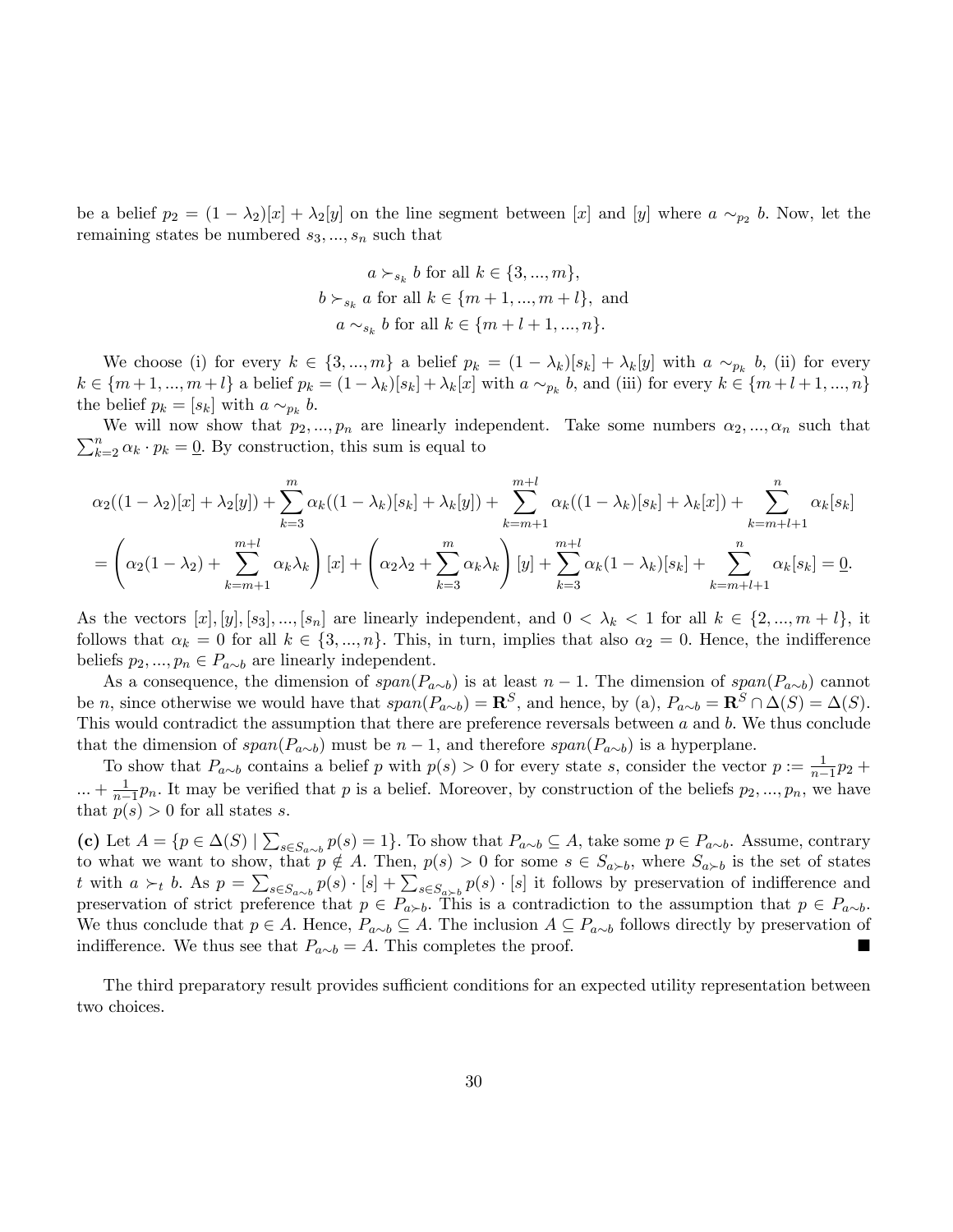be a belief $p_2 = (1 - \lambda_2)[x] + \lambda_2[y]$ on the line segment between $[x]$ and $[y]$ where $a \sim_{p_2} b$. Now, let the remaining states be numbered $s_3, ..., s_n$ such that

$$
\begin{aligned}
a \succ_{s_k} b &\text{ for all } k \in \{3, ..., m\}, \\
b \succ_{s_k} a &\text{ for all } k \in \{m+1, ..., m+l\}, \text{ and} \\
a \sim_{s_k} b &\text{ for all } k \in \{m+l+1, ..., n\}.
\end{aligned}
$$

We choose (i) for every $k \in \{3, ..., m\}$ a belief $p_k = (1 - \lambda_k)[s_k] + \lambda_k[y]$ with $a \sim_{p_k} b$, (ii) for every $k \in \{m+1, ..., m+l\}$ a belief $p_k = (1 - \lambda_k)[s_k] + \lambda_k[x]$ with $a \sim_{p_k} b$, and (iii) for every $k \in \{m+l+1, ..., n\}$ the belief $p_k = [s_k]$ with $a \sim_{p_k} b$.

We will now show that $p_2, ..., p_n$ are linearly independent. Take some numbers $\alpha_2, ..., \alpha_n$ such that $\sum_{k=2}^{n} \alpha_k \cdot p_k = \underline{0}$. By construction, this sum is equal to

$$
\begin{aligned}
&\alpha_2((1 - \lambda_2)[x] + \lambda_2[y]) + \sum_{k=3}^{m} \alpha_k((1 - \lambda_k)[s_k] + \lambda_k[y]) + \sum_{k=m+1}^{m+l} \alpha_k((1 - \lambda_k)[s_k] + \lambda_k[x]) + \sum_{k=m+l+1}^{n} \alpha_k[s_k] \\
&= \left(\alpha_2(1 - \lambda_2) + \sum_{k=m+1}^{m+l} \alpha_k \lambda_k\right)[x] + \left(\alpha_2 \lambda_2 + \sum_{k=3}^{m} \alpha_k \lambda_k\right)[y] + \sum_{k=3}^{m+l} \alpha_k(1 - \lambda_k)[s_k] + \sum_{k=m+l+1}^{n} \alpha_k[s_k] = \underline{0}.
\end{aligned}
$$

As the vectors $[x], [y], [s_3], ..., [s_n]$ are linearly independent, and $0 < \lambda_k < 1$ for all $k \in \{2, ..., m+l\}$, it follows that $\alpha_k = 0$ for all $k \in \{3, ..., n\}$. This, in turn, implies that also $\alpha_2 = 0$. Hence, the indifference beliefs $p_2, ..., p_n \in P_{a \sim b}$ are linearly independent.

As a consequence, the dimension of $span(P_{a \sim b})$ is at least $n - 1$. The dimension of $span(P_{a \sim b})$ cannot be $n$, since otherwise we would have that $span(P_{a \sim b}) = \mathbf{R}^S$, and hence, by (a), $P_{a \sim b} = \mathbf{R}^S \cap \Delta(S) = \Delta(S)$. This would contradict the assumption that there are preference reversals between $a$ and $b$. We thus conclude that the dimension of $span(P_{a \sim b})$ must be $n - 1$, and therefore $span(P_{a \sim b})$ is a hyperplane.

To show that $P_{a \sim b}$ contains a belief $p$ with $p(s) > 0$ for every state $s$, consider the vector $p := \frac{1}{n-1} p_2 + ... + \frac{1}{n-1} p_n$. It may be verified that $p$ is a belief. Moreover, by construction of the beliefs $p_2, ..., p_n$, we have that $p(s) > 0$ for all states $s$.

**(c)** Let $A = \{p \in \Delta(S) \mid \sum_{s \in S_{a \sim b}} p(s) = 1\}$. To show that $P_{a \sim b} \subseteq A$, take some $p \in P_{a \sim b}$. Assume, contrary to what we want to show, that $p \notin A$. Then, $p(s) > 0$ for some $s \in S_{a \succ b}$, where $S_{a \succ b}$ is the set of states $t$ with $a \succ_t b$. As $p = \sum_{s \in S_{a \sim b}} p(s) \cdot [s] + \sum_{s \in S_{a \succ b}} p(s) \cdot [s]$ it follows by preservation of indifference and preservation of strict preference that $p \in P_{a \succ b}$. This is a contradiction to the assumption that $p \in P_{a \sim b}$. We thus conclude that $p \in A$. Hence, $P_{a \sim b} \subseteq A$. The inclusion $A \subseteq P_{a \sim b}$ follows directly by preservation of indifference. We thus see that $P_{a \sim b} = A$. This completes the proof. ■

The third preparatory result provides sufficient conditions for an expected utility representation between two choices.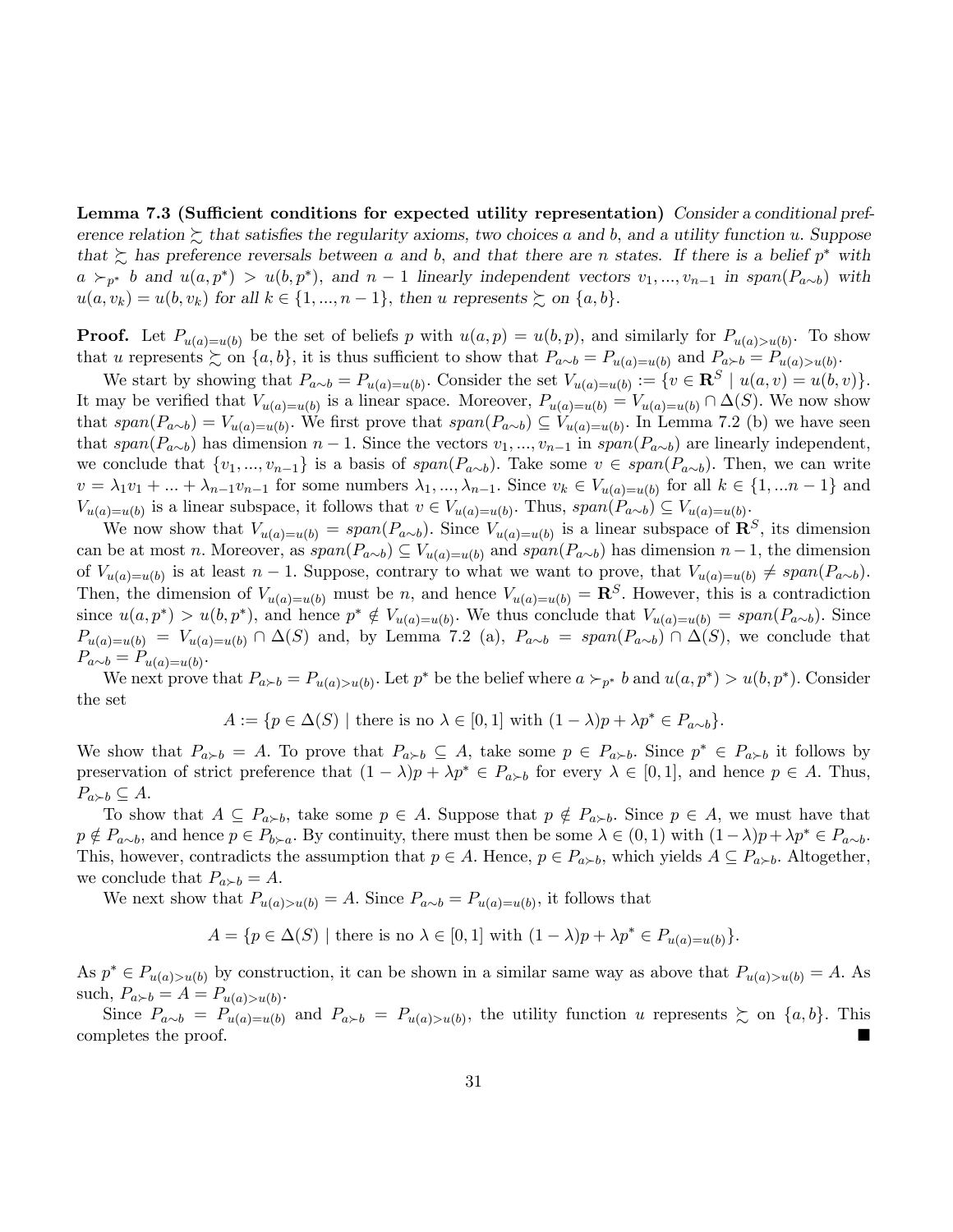**Lemma 7.3 (Sufficient conditions for expected utility representation)** *Consider a conditional preference relation $\succsim$ that satisfies the regularity axioms, two choices $a$ and $b$, and a utility function $u$. Suppose that $\succsim$ has preference reversals between $a$ and $b$, and that there are $n$ states. If there is a belief $p^*$ with $a \succ_{p^*} b$ and $u(a, p^*) > u(b, p^*)$, and $n-1$ linearly independent vectors $v_1, ..., v_{n-1}$ in $span(P_{a\sim b})$ with $u(a, v_k) = u(b, v_k)$ for all $k \in \{1, ..., n-1\}$, then $u$ represents $\succsim$ on $\{a, b\}$.*

**Proof.** Let $P_{u(a)=u(b)}$ be the set of beliefs $p$ with $u(a,p) = u(b,p)$, and similarly for $P_{u(a)>u(b)}$. To show that $u$ represents $\succsim$ on $\{a, b\}$, it is thus sufficient to show that $P_{a\sim b} = P_{u(a)=u(b)}$ and $P_{a\succ b} = P_{u(a)>u(b)}$.

We start by showing that $P_{a\sim b} = P_{u(a)=u(b)}$. Consider the set $V_{u(a)=u(b)} := \{v \in \mathbf{R}^S \mid u(a,v) = u(b,v)\}$. It may be verified that $V_{u(a)=u(b)}$ is a linear space. Moreover, $P_{u(a)=u(b)} = V_{u(a)=u(b)} \cap \Delta(S)$. We now show that $span(P_{a\sim b}) = V_{u(a)=u(b)}$. We first prove that $span(P_{a\sim b}) \subseteq V_{u(a)=u(b)}$. In Lemma 7.2 (b) we have seen that $span(P_{a\sim b})$ has dimension $n-1$. Since the vectors $v_1, ..., v_{n-1}$ in $span(P_{a\sim b})$ are linearly independent, we conclude that $\{v_1, ..., v_{n-1}\}$ is a basis of $span(P_{a\sim b})$. Take some $v \in span(P_{a\sim b})$. Then, we can write $v = \lambda_1 v_1 + ... + \lambda_{n-1} v_{n-1}$ for some numbers $\lambda_1, ..., \lambda_{n-1}$. Since $v_k \in V_{u(a)=u(b)}$ for all $k \in \{1, ... n-1\}$ and $V_{u(a)=u(b)}$ is a linear subspace, it follows that $v \in V_{u(a)=u(b)}$. Thus, $span(P_{a\sim b}) \subseteq V_{u(a)=u(b)}$.

We now show that $V_{u(a)=u(b)} = span(P_{a\sim b})$. Since $V_{u(a)=u(b)}$ is a linear subspace of $\mathbf{R}^S$, its dimension can be at most $n$. Moreover, as $span(P_{a\sim b}) \subseteq V_{u(a)=u(b)}$ and $span(P_{a\sim b})$ has dimension $n-1$, the dimension of $V_{u(a)=u(b)}$ is at least $n-1$. Suppose, contrary to what we want to prove, that $V_{u(a)=u(b)} \neq span(P_{a\sim b})$. Then, the dimension of $V_{u(a)=u(b)}$ must be $n$, and hence $V_{u(a)=u(b)} = \mathbf{R}^S$. However, this is a contradiction since $u(a, p^*) > u(b, p^*)$, and hence $p^* \notin V_{u(a)=u(b)}$. We thus conclude that $V_{u(a)=u(b)} = span(P_{a\sim b})$. Since $P_{u(a)=u(b)} = V_{u(a)=u(b)} \cap \Delta(S)$ and, by Lemma 7.2 (a), $P_{a\sim b} = span(P_{a\sim b}) \cap \Delta(S)$, we conclude that $P_{a\sim b} = P_{u(a)=u(b)}$.

We next prove that $P_{a\succ b} = P_{u(a)>u(b)}$. Let $p^*$ be the belief where $a \succ_{p^*} b$ and $u(a, p^*) > u(b, p^*)$. Consider the set

$$A := \{p \in \Delta(S) \mid \text{there is no } \lambda \in [0,1] \text{ with } (1-\lambda)p + \lambda p^* \in P_{a\sim b}\}.$$

We show that $P_{a\succ b} = A$. To prove that $P_{a\succ b} \subseteq A$, take some $p \in P_{a\succ b}$. Since $p^* \in P_{a\succ b}$ it follows by preservation of strict preference that $(1-\lambda)p + \lambda p^* \in P_{a\succ b}$ for every $\lambda \in [0,1]$, and hence $p \in A$. Thus, $P_{a\succ b} \subseteq A$.

To show that $A \subseteq P_{a\succ b}$, take some $p \in A$. Suppose that $p \notin P_{a\succ b}$. Since $p \in A$, we must have that $p \notin P_{a\sim b}$, and hence $p \in P_{b\succ a}$. By continuity, there must then be some $\lambda \in (0,1)$ with $(1-\lambda)p + \lambda p^* \in P_{a\sim b}$. This, however, contradicts the assumption that $p \in A$. Hence, $p \in P_{a\succ b}$, which yields $A \subseteq P_{a\succ b}$. Altogether, we conclude that $P_{a\succ b} = A$.

We next show that $P_{u(a)>u(b)} = A$. Since $P_{a\sim b} = P_{u(a)=u(b)}$, it follows that

$$A = \{p \in \Delta(S) \mid \text{there is no } \lambda \in [0,1] \text{ with } (1-\lambda)p + \lambda p^* \in P_{u(a)=u(b)}\}.$$

As $p^* \in P_{u(a)>u(b)}$ by construction, it can be shown in a similar same way as above that $P_{u(a)>u(b)} = A$. As such, $P_{a\succ b} = A = P_{u(a)>u(b)}$.

Since $P_{a\sim b} = P_{u(a)=u(b)}$ and $P_{a\succ b} = P_{u(a)>u(b)}$, the utility function $u$ represents $\succsim$ on $\{a, b\}$. This completes the proof. ■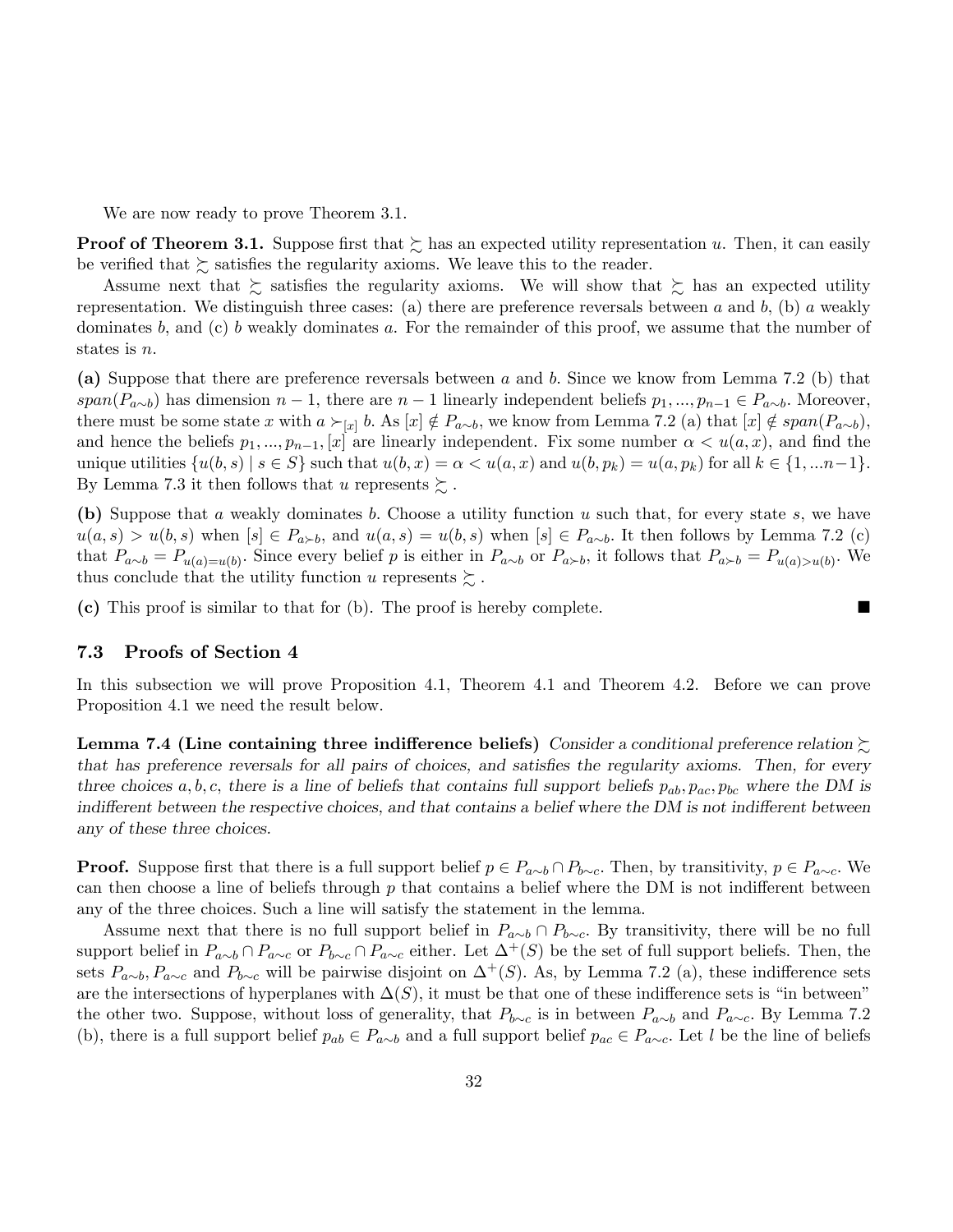We are now ready to prove Theorem 3.1.

**Proof of Theorem 3.1.** Suppose first that $\succsim$ has an expected utility representation $u$. Then, it can easily be verified that $\succsim$ satisfies the regularity axioms. We leave this to the reader.

Assume next that $\succsim$ satisfies the regularity axioms. We will show that $\succsim$ has an expected utility representation. We distinguish three cases: (a) there are preference reversals between $a$ and $b$, (b) $a$ weakly dominates $b$, and (c) $b$ weakly dominates $a$. For the remainder of this proof, we assume that the number of states is $n$.

**(a)** Suppose that there are preference reversals between $a$ and $b$. Since we know from Lemma 7.2 (b) that $span(P_{a\sim b})$ has dimension $n-1$, there are $n-1$ linearly independent beliefs $p_1, ..., p_{n-1} \in P_{a\sim b}$. Moreover, there must be some state $x$ with $a \succ_{[x]} b$. As $[x] \notin P_{a\sim b}$, we know from Lemma 7.2 (a) that $[x] \notin span(P_{a\sim b})$, and hence the beliefs $p_1, ..., p_{n-1}, [x]$ are linearly independent. Fix some number $\alpha < u(a, x)$, and find the unique utilities $\{u(b, s) \mid s \in S\}$ such that $u(b, x) = \alpha < u(a, x)$ and $u(b, p_k) = u(a, p_k)$ for all $k \in \{1, ...n-1\}$. By Lemma 7.3 it then follows that $u$ represents $\succsim$.

**(b)** Suppose that $a$ weakly dominates $b$. Choose a utility function $u$ such that, for every state $s$, we have $u(a, s) > u(b, s)$ when $[s] \in P_{a\succ b}$, and $u(a, s) = u(b, s)$ when $[s] \in P_{a\sim b}$. It then follows by Lemma 7.2 (c) that $P_{a\sim b} = P_{u(a)=u(b)}$. Since every belief $p$ is either in $P_{a\sim b}$ or $P_{a\succ b}$, it follows that $P_{a\succ b} = P_{u(a)>u(b)}$. We thus conclude that the utility function $u$ represents $\succsim$.

**(c)** This proof is similar to that for (b). The proof is hereby complete. ∎

### 7.3 Proofs of Section 4

In this subsection we will prove Proposition 4.1, Theorem 4.1 and Theorem 4.2. Before we can prove Proposition 4.1 we need the result below.

**Lemma 7.4 (Line containing three indifference beliefs)** *Consider a conditional preference relation $\succsim$ that has preference reversals for all pairs of choices, and satisfies the regularity axioms. Then, for every three choices $a, b, c$, there is a line of beliefs that contains full support beliefs $p_{ab}, p_{ac}, p_{bc}$ where the DM is indifferent between the respective choices, and that contains a belief where the DM is not indifferent between any of these three choices.*

**Proof.** Suppose first that there is a full support belief $p \in P_{a\sim b} \cap P_{b\sim c}$. Then, by transitivity, $p \in P_{a\sim c}$. We can then choose a line of beliefs through $p$ that contains a belief where the DM is not indifferent between any of the three choices. Such a line will satisfy the statement in the lemma.

Assume next that there is no full support belief in $P_{a\sim b} \cap P_{b\sim c}$. By transitivity, there will be no full support belief in $P_{a\sim b} \cap P_{a\sim c}$ or $P_{b\sim c} \cap P_{a\sim c}$ either. Let $\Delta^+(S)$ be the set of full support beliefs. Then, the sets $P_{a\sim b}, P_{a\sim c}$ and $P_{b\sim c}$ will be pairwise disjoint on $\Delta^+(S)$. As, by Lemma 7.2 (a), these indifference sets are the intersections of hyperplanes with $\Delta(S)$, it must be that one of these indifference sets is "in between" the other two. Suppose, without loss of generality, that $P_{b\sim c}$ is in between $P_{a\sim b}$ and $P_{a\sim c}$. By Lemma 7.2 (b), there is a full support belief $p_{ab} \in P_{a\sim b}$ and a full support belief $p_{ac} \in P_{a\sim c}$. Let $l$ be the line of beliefs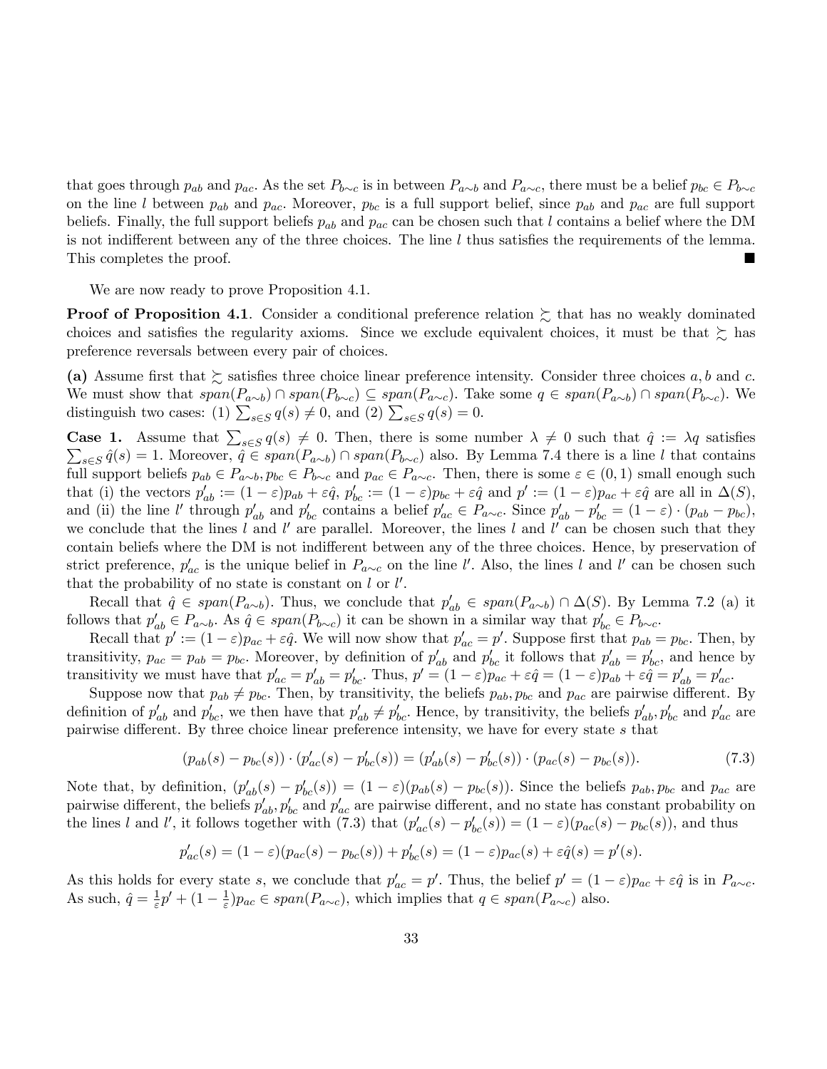that goes through $p_{ab}$ and $p_{ac}$. As the set $P_{b\sim c}$ is in between $P_{a\sim b}$ and $P_{a\sim c}$, there must be a belief $p_{bc} \in P_{b\sim c}$ on the line $l$ between $p_{ab}$ and $p_{ac}$. Moreover, $p_{bc}$ is a full support belief, since $p_{ab}$ and $p_{ac}$ are full support beliefs. Finally, the full support beliefs $p_{ab}$ and $p_{ac}$ can be chosen such that $l$ contains a belief where the DM is not indifferent between any of the three choices. The line $l$ thus satisfies the requirements of the lemma. This completes the proof. ■

We are now ready to prove Proposition 4.1.

**Proof of Proposition 4.1**. Consider a conditional preference relation $\succsim$ that has no weakly dominated choices and satisfies the regularity axioms. Since we exclude equivalent choices, it must be that $\succsim$ has preference reversals between every pair of choices.

**(a)** Assume first that $\succsim$ satisfies three choice linear preference intensity. Consider three choices $a, b$ and $c$. We must show that $span(P_{a\sim b}) \cap span(P_{b\sim c}) \subseteq span(P_{a\sim c})$. Take some $q \in span(P_{a\sim b}) \cap span(P_{b\sim c})$. We distinguish two cases: (1) $\sum_{s\in S} q(s) \neq 0$, and (2) $\sum_{s\in S} q(s) = 0$.

**Case 1.** Assume that $\sum_{s\in S} q(s) \neq 0$. Then, there is some number $\lambda \neq 0$ such that $\hat{q} := \lambda q$ satisfies $\sum_{s\in S} \hat{q}(s) = 1$. Moreover, $\hat{q} \in span(P_{a\sim b}) \cap span(P_{b\sim c})$ also. By Lemma 7.4 there is a line $l$ that contains full support beliefs $p_{ab} \in P_{a\sim b}, p_{bc} \in P_{b\sim c}$ and $p_{ac} \in P_{a\sim c}$. Then, there is some $\varepsilon \in (0, 1)$ small enough such that (i) the vectors $p'_{ab} := (1 - \varepsilon)p_{ab} + \varepsilon\hat{q}$, $p'_{bc} := (1 - \varepsilon)p_{bc} + \varepsilon\hat{q}$ and $p' := (1 - \varepsilon)p_{ac} + \varepsilon\hat{q}$ are all in $\Delta(S)$, and (ii) the line $l'$ through $p'_{ab}$ and $p'_{bc}$ contains a belief $p'_{ac} \in P_{a\sim c}$. Since $p'_{ab} - p'_{bc} = (1 - \varepsilon) \cdot (p_{ab} - p_{bc})$, we conclude that the lines $l$ and $l'$ are parallel. Moreover, the lines $l$ and $l'$ can be chosen such that they contain beliefs where the DM is not indifferent between any of the three choices. Hence, by preservation of strict preference, $p'_{ac}$ is the unique belief in $P_{a\sim c}$ on the line $l'$. Also, the lines $l$ and $l'$ can be chosen such that the probability of no state is constant on $l$ or $l'$.

Recall that $\hat{q} \in span(P_{a\sim b})$. Thus, we conclude that $p'_{ab} \in span(P_{a\sim b}) \cap \Delta(S)$. By Lemma 7.2 (a) it follows that $p'_{ab} \in P_{a\sim b}$. As $\hat{q} \in span(P_{b\sim c})$ it can be shown in a similar way that $p'_{bc} \in P_{b\sim c}$.

Recall that $p' := (1 - \varepsilon)p_{ac} + \varepsilon\hat{q}$. We will now show that $p'_{ac} = p'$. Suppose first that $p_{ab} = p_{bc}$. Then, by transitivity, $p_{ac} = p_{ab} = p_{bc}$. Moreover, by definition of $p'_{ab}$ and $p'_{bc}$ it follows that $p'_{ab} = p'_{bc}$, and hence by transitivity we must have that $p'_{ac} = p'_{ab} = p'_{bc}$. Thus, $p' = (1 - \varepsilon)p_{ac} + \varepsilon\hat{q} = (1 - \varepsilon)p_{ab} + \varepsilon\hat{q} = p'_{ab} = p'_{ac}$.

Suppose now that $p_{ab} \neq p_{bc}$. Then, by transitivity, the beliefs $p_{ab}, p_{bc}$ and $p_{ac}$ are pairwise different. By definition of $p'_{ab}$ and $p'_{bc}$, we then have that $p'_{ab} \neq p'_{bc}$. Hence, by transitivity, the beliefs $p'_{ab}, p'_{bc}$ and $p'_{ac}$ are pairwise different. By three choice linear preference intensity, we have for every state $s$ that

$$(p_{ab}(s) - p_{bc}(s)) \cdot (p'_{ac}(s) - p'_{bc}(s)) = (p'_{ab}(s) - p'_{bc}(s)) \cdot (p_{ac}(s) - p_{bc}(s)). \tag{7.3}$$

Note that, by definition, $(p'_{ab}(s) - p'_{bc}(s)) = (1 - \varepsilon)(p_{ab}(s) - p_{bc}(s))$. Since the beliefs $p_{ab}, p_{bc}$ and $p_{ac}$ are pairwise different, the beliefs $p'_{ab}, p'_{bc}$ and $p'_{ac}$ are pairwise different, and no state has constant probability on the lines $l$ and $l'$, it follows together with (7.3) that $(p'_{ac}(s) - p'_{bc}(s)) = (1 - \varepsilon)(p_{ac}(s) - p_{bc}(s))$, and thus

$$p'_{ac}(s) = (1 - \varepsilon)(p_{ac}(s) - p_{bc}(s)) + p'_{bc}(s) = (1 - \varepsilon)p_{ac}(s) + \varepsilon\hat{q}(s) = p'(s).$$

As this holds for every state $s$, we conclude that $p'_{ac} = p'$. Thus, the belief $p' = (1 - \varepsilon)p_{ac} + \varepsilon\hat{q}$ is in $P_{a\sim c}$. As such, $\hat{q} = \frac{1}{\varepsilon}p' + (1 - \frac{1}{\varepsilon})p_{ac} \in span(P_{a\sim c})$, which implies that $q \in span(P_{a\sim c})$ also.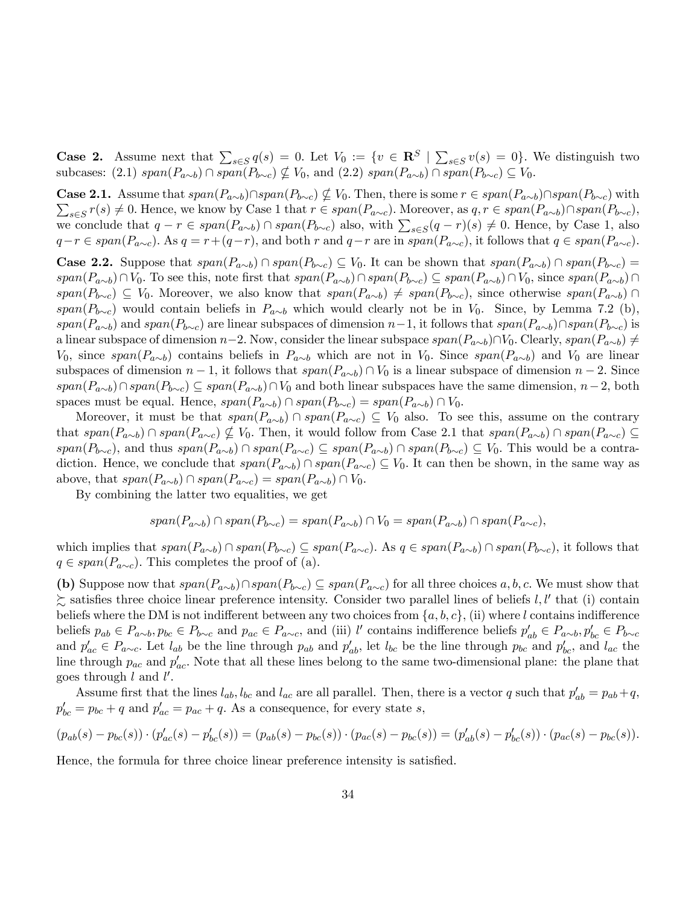**Case 2.** Assume next that $\sum_{s\in S} q(s) = 0$. Let $V_0 := \{v \in \mathbf{R}^S \mid \sum_{s\in S} v(s) = 0\}$. We distinguish two subcases: (2.1) $span(P_{a\sim b}) \cap span(P_{b\sim c}) \nsubseteq V_0$, and (2.2) $span(P_{a\sim b}) \cap span(P_{b\sim c}) \subseteq V_0$.

**Case 2.1.** Assume that $span(P_{a\sim b}) \cap span(P_{b\sim c}) \nsubseteq V_0$. Then, there is some $r \in span(P_{a\sim b}) \cap span(P_{b\sim c})$ with $\sum_{s\in S} r(s) \neq 0$. Hence, we know by Case 1 that $r \in span(P_{a\sim c})$. Moreover, as $q, r \in span(P_{a\sim b}) \cap span(P_{b\sim c})$, we conclude that $q - r \in span(P_{a\sim b}) \cap span(P_{b\sim c})$ also, with $\sum_{s\in S}(q - r)(s) \neq 0$. Hence, by Case 1, also $q - r \in span(P_{a\sim c})$. As $q = r + (q - r)$, and both $r$ and $q - r$ are in $span(P_{a\sim c})$, it follows that $q \in span(P_{a\sim c})$.

**Case 2.2.** Suppose that $span(P_{a\sim b}) \cap span(P_{b\sim c}) \subseteq V_0$. It can be shown that $span(P_{a\sim b}) \cap span(P_{b\sim c}) = span(P_{a\sim b}) \cap V_0$. To see this, note first that $span(P_{a\sim b}) \cap span(P_{b\sim c}) \subseteq span(P_{a\sim b}) \cap V_0$, since $span(P_{a\sim b}) \cap span(P_{b\sim c}) \subseteq V_0$. Moreover, we also know that $span(P_{a\sim b}) \neq span(P_{b\sim c})$, since otherwise $span(P_{a\sim b}) \cap span(P_{b\sim c})$ would contain beliefs in $P_{a\sim b}$ which would clearly not be in $V_0$. Since, by Lemma 7.2 (b), $span(P_{a\sim b})$ and $span(P_{b\sim c})$ are linear subspaces of dimension $n-1$, it follows that $span(P_{a\sim b}) \cap span(P_{b\sim c})$ is a linear subspace of dimension $n-2$. Now, consider the linear subspace $span(P_{a\sim b}) \cap V_0$. Clearly, $span(P_{a\sim b}) \neq V_0$, since $span(P_{a\sim b})$ contains beliefs in $P_{a\sim b}$ which are not in $V_0$. Since $span(P_{a\sim b})$ and $V_0$ are linear subspaces of dimension $n - 1$, it follows that $span(P_{a\sim b}) \cap V_0$ is a linear subspace of dimension $n - 2$. Since $span(P_{a\sim b}) \cap span(P_{b\sim c}) \subseteq span(P_{a\sim b}) \cap V_0$ and both linear subspaces have the same dimension, $n - 2$, both spaces must be equal. Hence, $span(P_{a\sim b}) \cap span(P_{b\sim c}) = span(P_{a\sim b}) \cap V_0$.

Moreover, it must be that $span(P_{a\sim b}) \cap span(P_{a\sim c}) \subseteq V_0$ also. To see this, assume on the contrary that $span(P_{a\sim b}) \cap span(P_{a\sim c}) \nsubseteq V_0$. Then, it would follow from Case 2.1 that $span(P_{a\sim b}) \cap span(P_{a\sim c}) \subseteq span(P_{b\sim c})$, and thus $span(P_{a\sim b}) \cap span(P_{a\sim c}) \subseteq span(P_{a\sim b}) \cap span(P_{b\sim c}) \subseteq V_0$. This would be a contradiction. Hence, we conclude that $span(P_{a\sim b}) \cap span(P_{a\sim c}) \subseteq V_0$. It can then be shown, in the same way as above, that $span(P_{a\sim b}) \cap span(P_{a\sim c}) = span(P_{a\sim b}) \cap V_0$.

By combining the latter two equalities, we get

$$span(P_{a\sim b}) \cap span(P_{b\sim c}) = span(P_{a\sim b}) \cap V_0 = span(P_{a\sim b}) \cap span(P_{a\sim c}),$$

which implies that $span(P_{a\sim b}) \cap span(P_{b\sim c}) \subseteq span(P_{a\sim c})$. As $q \in span(P_{a\sim b}) \cap span(P_{b\sim c})$, it follows that $q \in span(P_{a\sim c})$. This completes the proof of (a).

**(b)** Suppose now that $span(P_{a\sim b}) \cap span(P_{b\sim c}) \subseteq span(P_{a\sim c})$ for all three choices $a, b, c$. We must show that $\succsim$ satisfies three choice linear preference intensity. Consider two parallel lines of beliefs $l, l'$ that (i) contain beliefs where the DM is not indifferent between any two choices from $\{a, b, c\}$, (ii) where $l$ contains indifference beliefs $p_{ab} \in P_{a\sim b}, p_{bc} \in P_{b\sim c}$ and $p_{ac} \in P_{a\sim c}$, and (iii) $l'$ contains indifference beliefs $p'_{ab} \in P_{a\sim b}, p'_{bc} \in P_{b\sim c}$ and $p'_{ac} \in P_{a\sim c}$. Let $l_{ab}$ be the line through $p_{ab}$ and $p'_{ab}$, let $l_{bc}$ be the line through $p_{bc}$ and $p'_{bc}$, and $l_{ac}$ the line through $p_{ac}$ and $p'_{ac}$. Note that all these lines belong to the same two-dimensional plane: the plane that goes through $l$ and $l'$.

Assume first that the lines $l_{ab}, l_{bc}$ and $l_{ac}$ are all parallel. Then, there is a vector $q$ such that $p'_{ab} = p_{ab} + q$, $p'_{bc} = p_{bc} + q$ and $p'_{ac} = p_{ac} + q$. As a consequence, for every state $s$,

$$(p_{ab}(s) - p_{bc}(s)) \cdot (p'_{ac}(s) - p'_{bc}(s)) = (p_{ab}(s) - p_{bc}(s)) \cdot (p_{ac}(s) - p_{bc}(s)) = (p'_{ab}(s) - p'_{bc}(s)) \cdot (p_{ac}(s) - p_{bc}(s)).$$

Hence, the formula for three choice linear preference intensity is satisfied.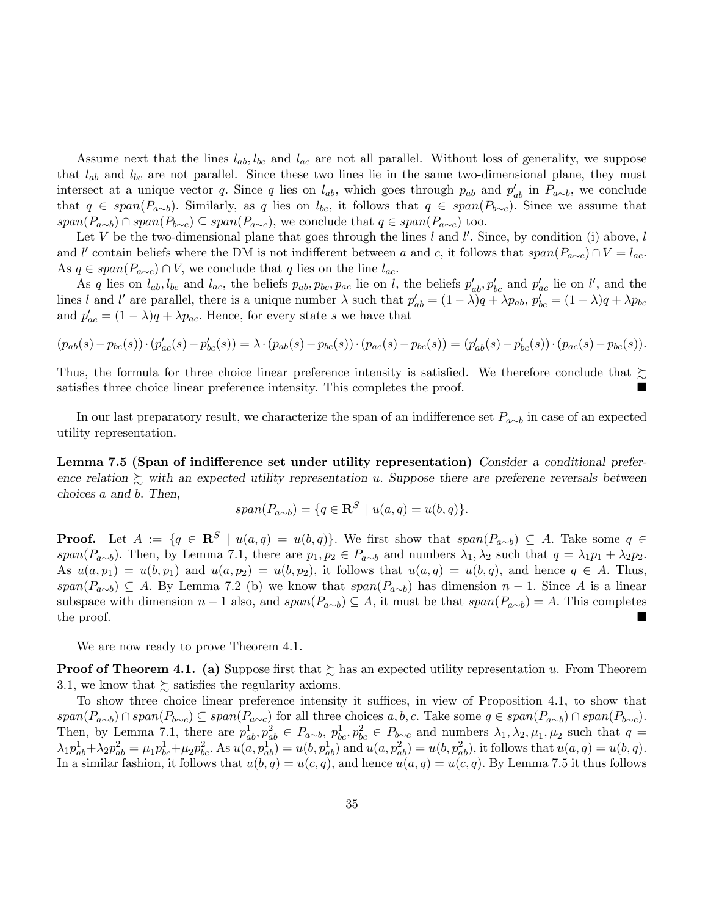Assume next that the lines $l_{ab}, l_{bc}$ and $l_{ac}$ are not all parallel. Without loss of generality, we suppose that $l_{ab}$ and $l_{bc}$ are not parallel. Since these two lines lie in the same two-dimensional plane, they must intersect at a unique vector $q$. Since $q$ lies on $l_{ab}$, which goes through $p_{ab}$ and $p'_{ab}$ in $P_{a\sim b}$, we conclude that $q \in span(P_{a\sim b})$. Similarly, as $q$ lies on $l_{bc}$, it follows that $q \in span(P_{b\sim c})$. Since we assume that $span(P_{a\sim b}) \cap span(P_{b\sim c}) \subseteq span(P_{a\sim c})$, we conclude that $q \in span(P_{a\sim c})$ too.

Let $V$ be the two-dimensional plane that goes through the lines $l$ and $l'$. Since, by condition (i) above, $l$ and $l'$ contain beliefs where the DM is not indifferent between $a$ and $c$, it follows that $span(P_{a\sim c}) \cap V = l_{ac}$. As $q \in span(P_{a\sim c}) \cap V$, we conclude that $q$ lies on the line $l_{ac}$.

As $q$ lies on $l_{ab}, l_{bc}$ and $l_{ac}$, the beliefs $p_{ab}, p_{bc}, p_{ac}$ lie on $l$, the beliefs $p'_{ab}, p'_{bc}$ and $p'_{ac}$ lie on $l'$, and the lines $l$ and $l'$ are parallel, there is a unique number $\lambda$ such that $p'_{ab} = (1-\lambda)q + \lambda p_{ab}$, $p'_{bc} = (1-\lambda)q + \lambda p_{bc}$ and $p'_{ac} = (1-\lambda)q + \lambda p_{ac}$. Hence, for every state $s$ we have that

$$(p_{ab}(s) - p_{bc}(s)) \cdot (p'_{ac}(s) - p'_{bc}(s)) = \lambda \cdot (p_{ab}(s) - p_{bc}(s)) \cdot (p_{ac}(s) - p_{bc}(s)) = (p'_{ab}(s) - p'_{bc}(s)) \cdot (p_{ac}(s) - p_{bc}(s)).$$

Thus, the formula for three choice linear preference intensity is satisfied. We therefore conclude that $\succsim$ satisfies three choice linear preference intensity. This completes the proof. ∎

In our last preparatory result, we characterize the span of an indifference set $P_{a\sim b}$ in case of an expected utility representation.

**Lemma 7.5 (Span of indifference set under utility representation)** *Consider a conditional preference relation $\succsim$ with an expected utility representation $u$. Suppose there are preferene reversals between choices $a$ and $b$. Then,*

$$span(P_{a\sim b}) = \{q \in \mathbf{R}^S \mid u(a,q) = u(b,q)\}.$$

**Proof.** Let $A := \{q \in \mathbf{R}^S \mid u(a,q) = u(b,q)\}$. We first show that $span(P_{a\sim b}) \subseteq A$. Take some $q \in span(P_{a\sim b})$. Then, by Lemma 7.1, there are $p_1, p_2 \in P_{a\sim b}$ and numbers $\lambda_1, \lambda_2$ such that $q = \lambda_1 p_1 + \lambda_2 p_2$. As $u(a, p_1) = u(b, p_1)$ and $u(a, p_2) = u(b, p_2)$, it follows that $u(a,q) = u(b,q)$, and hence $q \in A$. Thus, $span(P_{a\sim b}) \subseteq A$. By Lemma 7.2 (b) we know that $span(P_{a\sim b})$ has dimension $n-1$. Since $A$ is a linear subspace with dimension $n-1$ also, and $span(P_{a\sim b}) \subseteq A$, it must be that $span(P_{a\sim b}) = A$. This completes the proof. ∎

We are now ready to prove Theorem 4.1.

**Proof of Theorem 4.1. (a)** Suppose first that $\succsim$ has an expected utility representation $u$. From Theorem 3.1, we know that $\succsim$ satisfies the regularity axioms.

To show three choice linear preference intensity it suffices, in view of Proposition 4.1, to show that $span(P_{a\sim b}) \cap span(P_{b\sim c}) \subseteq span(P_{a\sim c})$ for all three choices $a, b, c$. Take some $q \in span(P_{a\sim b}) \cap span(P_{b\sim c})$. Then, by Lemma 7.1, there are $p^1_{ab}, p^2_{ab} \in P_{a\sim b}$, $p^1_{bc}, p^2_{bc} \in P_{b\sim c}$ and numbers $\lambda_1, \lambda_2, \mu_1, \mu_2$ such that $q = \lambda_1 p^1_{ab} + \lambda_2 p^2_{ab} = \mu_1 p^1_{bc} + \mu_2 p^2_{bc}$. As $u(a, p^1_{ab}) = u(b, p^1_{ab})$ and $u(a, p^2_{ab}) = u(b, p^2_{ab})$, it follows that $u(a,q) = u(b,q)$. In a similar fashion, it follows that $u(b,q) = u(c,q)$, and hence $u(a,q) = u(c,q)$. By Lemma 7.5 it thus follows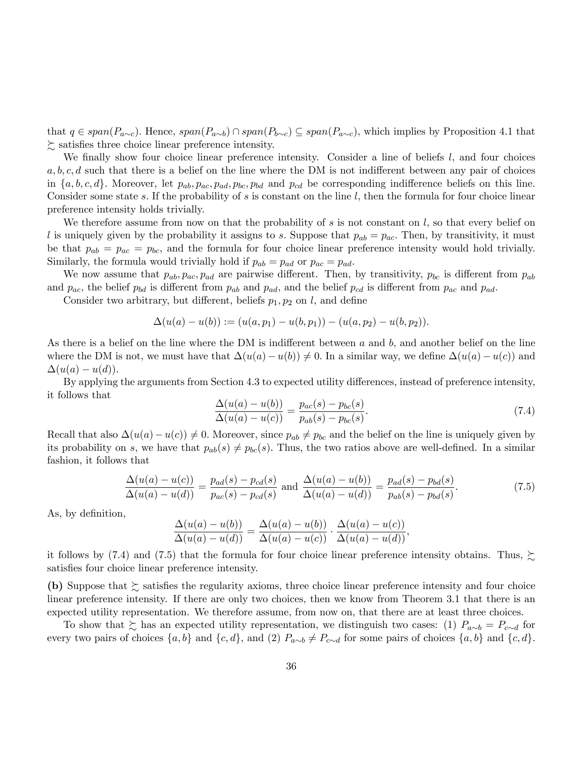that $q \in span(P_{a\sim c})$. Hence, $span(P_{a\sim b}) \cap span(P_{b\sim c}) \subseteq span(P_{a\sim c})$, which implies by Proposition 4.1 that $\succsim$ satisfies three choice linear preference intensity.

We finally show four choice linear preference intensity. Consider a line of beliefs $l$, and four choices $a, b, c, d$ such that there is a belief on the line where the DM is not indifferent between any pair of choices in $\{a, b, c, d\}$. Moreover, let $p_{ab}, p_{ac}, p_{ad}, p_{bc}, p_{bd}$ and $p_{cd}$ be corresponding indifference beliefs on this line. Consider some state $s$. If the probability of $s$ is constant on the line $l$, then the formula for four choice linear preference intensity holds trivially.

We therefore assume from now on that the probability of $s$ is not constant on $l$, so that every belief on $l$ is uniquely given by the probability it assigns to $s$. Suppose that $p_{ab} = p_{ac}$. Then, by transitivity, it must be that $p_{ab} = p_{ac} = p_{bc}$, and the formula for four choice linear preference intensity would hold trivially. Similarly, the formula would trivially hold if $p_{ab} = p_{ad}$ or $p_{ac} = p_{ad}$.

We now assume that $p_{ab}, p_{ac}, p_{ad}$ are pairwise different. Then, by transitivity, $p_{bc}$ is different from $p_{ab}$ and $p_{ac}$, the belief $p_{bd}$ is different from $p_{ab}$ and $p_{ad}$, and the belief $p_{cd}$ is different from $p_{ac}$ and $p_{ad}$.

Consider two arbitrary, but different, beliefs $p_1, p_2$ on $l$, and define

$$\Delta(u(a) - u(b)) := (u(a, p_1) - u(b, p_1)) - (u(a, p_2) - u(b, p_2)).$$

As there is a belief on the line where the DM is indifferent between $a$ and $b$, and another belief on the line where the DM is not, we must have that $\Delta(u(a) - u(b)) \neq 0$. In a similar way, we define $\Delta(u(a) - u(c))$ and $\Delta(u(a) - u(d))$.

By applying the arguments from Section 4.3 to expected utility differences, instead of preference intensity, it follows that

$$\frac{\Delta(u(a) - u(b))}{\Delta(u(a) - u(c))} = \frac{p_{ac}(s) - p_{bc}(s)}{p_{ab}(s) - p_{bc}(s)}. \tag{7.4}$$

Recall that also $\Delta(u(a) - u(c)) \neq 0$. Moreover, since $p_{ab} \neq p_{bc}$ and the belief on the line is uniquely given by its probability on $s$, we have that $p_{ab}(s) \neq p_{bc}(s)$. Thus, the two ratios above are well-defined. In a similar fashion, it follows that

$$\frac{\Delta(u(a) - u(c))}{\Delta(u(a) - u(d))} = \frac{p_{ad}(s) - p_{cd}(s)}{p_{ac}(s) - p_{cd}(s)} \text{ and } \frac{\Delta(u(a) - u(b))}{\Delta(u(a) - u(d))} = \frac{p_{ad}(s) - p_{bd}(s)}{p_{ab}(s) - p_{bd}(s)}. \tag{7.5}$$

As, by definition,

$$\frac{\Delta(u(a) - u(b))}{\Delta(u(a) - u(d))} = \frac{\Delta(u(a) - u(b))}{\Delta(u(a) - u(c))} \cdot \frac{\Delta(u(a) - u(c))}{\Delta(u(a) - u(d))},$$

it follows by (7.4) and (7.5) that the formula for four choice linear preference intensity obtains. Thus, $\succsim$ satisfies four choice linear preference intensity.

**(b)** Suppose that $\succsim$ satisfies the regularity axioms, three choice linear preference intensity and four choice linear preference intensity. If there are only two choices, then we know from Theorem 3.1 that there is an expected utility representation. We therefore assume, from now on, that there are at least three choices.

To show that $\succsim$ has an expected utility representation, we distinguish two cases: (1) $P_{a\sim b} = P_{c\sim d}$ for every two pairs of choices $\{a, b\}$ and $\{c, d\}$, and (2) $P_{a\sim b} \neq P_{c\sim d}$ for some pairs of choices $\{a, b\}$ and $\{c, d\}$.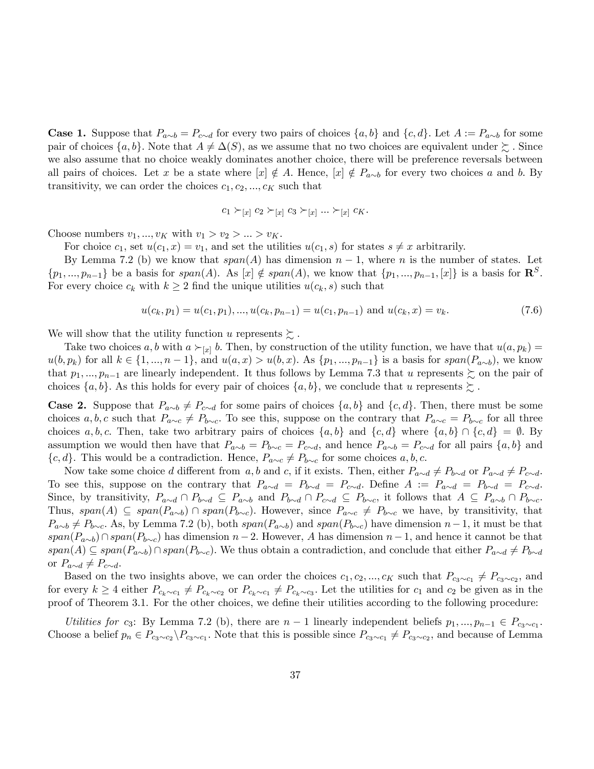**Case 1.** Suppose that $P_{a\sim b} = P_{c\sim d}$ for every two pairs of choices $\{a, b\}$ and $\{c, d\}$. Let $A := P_{a\sim b}$ for some pair of choices $\{a, b\}$. Note that $A \neq \Delta(S)$, as we assume that no two choices are equivalent under $\succsim$. Since we also assume that no choice weakly dominates another choice, there will be preference reversals between all pairs of choices. Let $x$ be a state where $[x] \notin A$. Hence, $[x] \notin P_{a\sim b}$ for every two choices $a$ and $b$. By transitivity, we can order the choices $c_1, c_2, ..., c_K$ such that

$$c_1 \succ_{[x]} c_2 \succ_{[x]} c_3 \succ_{[x]} ... \succ_{[x]} c_K.$$

Choose numbers $v_1, ..., v_K$ with $v_1 > v_2 > ... > v_K$.

For choice $c_1$, set $u(c_1, x) = v_1$, and set the utilities $u(c_1, s)$ for states $s \neq x$ arbitrarily.

By Lemma 7.2 (b) we know that $span(A)$ has dimension $n - 1$, where $n$ is the number of states. Let $\{p_1, ..., p_{n-1}\}$ be a basis for $span(A)$. As $[x] \notin span(A)$, we know that $\{p_1, ..., p_{n-1}, [x]\}$ is a basis for $\mathbf{R}^S$. For every choice $c_k$ with $k \geq 2$ find the unique utilities $u(c_k, s)$ such that

$$u(c_k, p_1) = u(c_1, p_1), ..., u(c_k, p_{n-1}) = u(c_1, p_{n-1}) \text{ and } u(c_k, x) = v_k. \tag{7.6}$$

We will show that the utility function $u$ represents $\succsim$.

Take two choices $a, b$ with $a \succ_{[x]} b$. Then, by construction of the utility function, we have that $u(a, p_k) = u(b, p_k)$ for all $k \in \{1, ..., n - 1\}$, and $u(a, x) > u(b, x)$. As $\{p_1, ..., p_{n-1}\}$ is a basis for $span(P_{a\sim b})$, we know that $p_1, ..., p_{n-1}$ are linearly independent. It thus follows by Lemma 7.3 that $u$ represents $\succsim$ on the pair of choices $\{a, b\}$. As this holds for every pair of choices $\{a, b\}$, we conclude that $u$ represents $\succsim$.

**Case 2.** Suppose that $P_{a\sim b} \neq P_{c\sim d}$ for some pairs of choices $\{a, b\}$ and $\{c, d\}$. Then, there must be some choices $a, b, c$ such that $P_{a\sim c} \neq P_{b\sim c}$. To see this, suppose on the contrary that $P_{a\sim c} = P_{b\sim c}$ for all three choices $a, b, c$. Then, take two arbitrary pairs of choices $\{a, b\}$ and $\{c, d\}$ where $\{a, b\} \cap \{c, d\} = \emptyset$. By assumption we would then have that $P_{a\sim b} = P_{b\sim c} = P_{c\sim d}$, and hence $P_{a\sim b} = P_{c\sim d}$ for all pairs $\{a, b\}$ and $\{c, d\}$. This would be a contradiction. Hence, $P_{a\sim c} \neq P_{b\sim c}$ for some choices $a, b, c$.

Now take some choice $d$ different from $a, b$ and $c$, if it exists. Then, either $P_{a\sim d} \neq P_{b\sim d}$ or $P_{a\sim d} \neq P_{c\sim d}$. To see this, suppose on the contrary that $P_{a\sim d} = P_{b\sim d} = P_{c\sim d}$. Define $A := P_{a\sim d} = P_{b\sim d} = P_{c\sim d}$. Since, by transitivity, $P_{a\sim d} \cap P_{b\sim d} \subseteq P_{a\sim b}$ and $P_{b\sim d} \cap P_{c\sim d} \subseteq P_{b\sim c}$, it follows that $A \subseteq P_{a\sim b} \cap P_{b\sim c}$. Thus, $span(A) \subseteq span(P_{a\sim b}) \cap span(P_{b\sim c})$. However, since $P_{a\sim c} \neq P_{b\sim c}$ we have, by transitivity, that $P_{a\sim b} \neq P_{b\sim c}$. As, by Lemma 7.2 (b), both $span(P_{a\sim b})$ and $span(P_{b\sim c})$ have dimension $n - 1$, it must be that $span(P_{a\sim b}) \cap span(P_{b\sim c})$ has dimension $n - 2$. However, $A$ has dimension $n - 1$, and hence it cannot be that $span(A) \subseteq span(P_{a\sim b}) \cap span(P_{b\sim c})$. We thus obtain a contradiction, and conclude that either $P_{a\sim d} \neq P_{b\sim d}$ or $P_{a\sim d} \neq P_{c\sim d}$.

Based on the two insights above, we can order the choices $c_1, c_2, ..., c_K$ such that $P_{c_3\sim c_1} \neq P_{c_3\sim c_2}$, and for every $k \geq 4$ either $P_{c_k\sim c_1} \neq P_{c_k\sim c_2}$ or $P_{c_k\sim c_1} \neq P_{c_k\sim c_3}$. Let the utilities for $c_1$ and $c_2$ be given as in the proof of Theorem 3.1. For the other choices, we define their utilities according to the following procedure:

*Utilities for* $c_3$: By Lemma 7.2 (b), there are $n - 1$ linearly independent beliefs $p_1, ..., p_{n-1} \in P_{c_3\sim c_1}$. Choose a belief $p_n \in P_{c_3\sim c_2} \backslash P_{c_3\sim c_1}$. Note that this is possible since $P_{c_3\sim c_1} \neq P_{c_3\sim c_2}$, and because of Lemma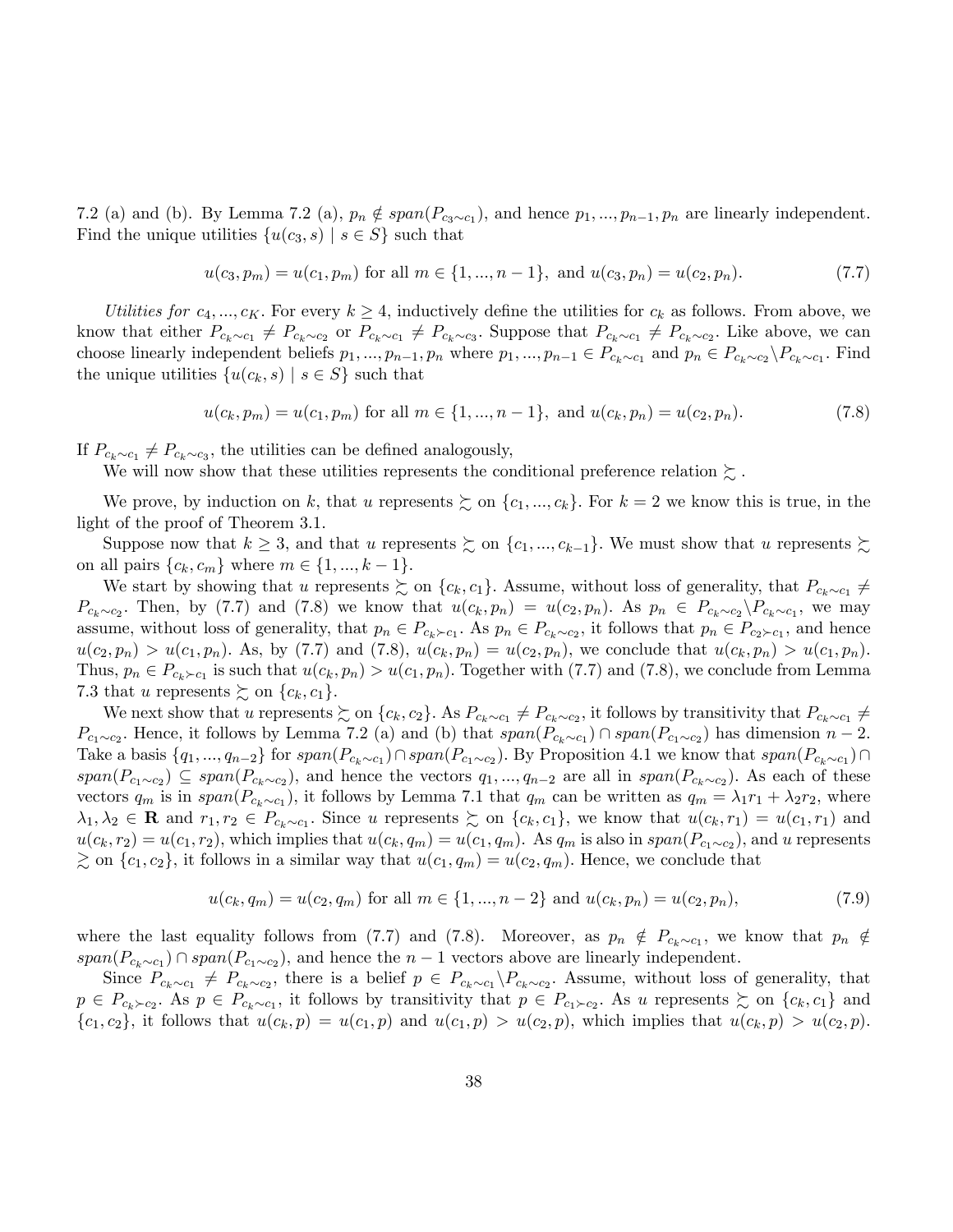7.2 (a) and (b). By Lemma 7.2 (a), $p_n \notin span(P_{c_3 \sim c_1})$, and hence $p_1, ..., p_{n-1}, p_n$ are linearly independent. Find the unique utilities $\{u(c_3, s) \mid s \in S\}$ such that

$$u(c_3, p_m) = u(c_1, p_m) \text{ for all } m \in \{1, ..., n-1\}, \text{ and } u(c_3, p_n) = u(c_2, p_n). \tag{7.7}$$

*Utilities for* $c_4, ..., c_K$. For every $k \geq 4$, inductively define the utilities for $c_k$ as follows. From above, we know that either $P_{c_k \sim c_1} \neq P_{c_k \sim c_2}$ or $P_{c_k \sim c_1} \neq P_{c_k \sim c_3}$. Suppose that $P_{c_k \sim c_1} \neq P_{c_k \sim c_2}$. Like above, we can choose linearly independent beliefs $p_1, ..., p_{n-1}, p_n$ where $p_1, ..., p_{n-1} \in P_{c_k \sim c_1}$ and $p_n \in P_{c_k \sim c_2} \backslash P_{c_k \sim c_1}$. Find the unique utilities $\{u(c_k, s) \mid s \in S\}$ such that

$$u(c_k, p_m) = u(c_1, p_m) \text{ for all } m \in \{1, ..., n-1\}, \text{ and } u(c_k, p_n) = u(c_2, p_n). \tag{7.8}$$

If $P_{c_k \sim c_1} \neq P_{c_k \sim c_3}$, the utilities can be defined analogously,

We will now show that these utilities represents the conditional preference relation $\succsim$.

We prove, by induction on $k$, that $u$ represents $\succsim$ on $\{c_1, ..., c_k\}$. For $k = 2$ we know this is true, in the light of the proof of Theorem 3.1.

Suppose now that $k \geq 3$, and that $u$ represents $\succsim$ on $\{c_1, ..., c_{k-1}\}$. We must show that $u$ represents $\succsim$ on all pairs $\{c_k, c_m\}$ where $m \in \{1, ..., k-1\}$.

We start by showing that $u$ represents $\succsim$ on $\{c_k, c_1\}$. Assume, without loss of generality, that $P_{c_k \sim c_1} \neq P_{c_k \sim c_2}$. Then, by (7.7) and (7.8) we know that $u(c_k, p_n) = u(c_2, p_n)$. As $p_n \in P_{c_k \sim c_2} \backslash P_{c_k \sim c_1}$, we may assume, without loss of generality, that $p_n \in P_{c_k \succ c_1}$. As $p_n \in P_{c_k \sim c_2}$, it follows that $p_n \in P_{c_2 \succ c_1}$, and hence $u(c_2, p_n) > u(c_1, p_n)$. As, by (7.7) and (7.8), $u(c_k, p_n) = u(c_2, p_n)$, we conclude that $u(c_k, p_n) > u(c_1, p_n)$. Thus, $p_n \in P_{c_k \succ c_1}$ is such that $u(c_k, p_n) > u(c_1, p_n)$. Together with (7.7) and (7.8), we conclude from Lemma 7.3 that $u$ represents $\succsim$ on $\{c_k, c_1\}$.

We next show that $u$ represents $\succsim$ on $\{c_k, c_2\}$. As $P_{c_k \sim c_1} \neq P_{c_k \sim c_2}$, it follows by transitivity that $P_{c_k \sim c_1} \neq P_{c_1 \sim c_2}$. Hence, it follows by Lemma 7.2 (a) and (b) that $span(P_{c_k \sim c_1}) \cap span(P_{c_1 \sim c_2})$ has dimension $n-2$. Take a basis $\{q_1, ..., q_{n-2}\}$ for $span(P_{c_k \sim c_1}) \cap span(P_{c_1 \sim c_2})$. By Proposition 4.1 we know that $span(P_{c_k \sim c_1}) \cap span(P_{c_1 \sim c_2}) \subseteq span(P_{c_k \sim c_2})$, and hence the vectors $q_1, ..., q_{n-2}$ are all in $span(P_{c_k \sim c_2})$. As each of these vectors $q_m$ is in $span(P_{c_k \sim c_1})$, it follows by Lemma 7.1 that $q_m$ can be written as $q_m = \lambda_1 r_1 + \lambda_2 r_2$, where $\lambda_1, \lambda_2 \in \mathbf{R}$ and $r_1, r_2 \in P_{c_k \sim c_1}$. Since $u$ represents $\succsim$ on $\{c_k, c_1\}$, we know that $u(c_k, r_1) = u(c_1, r_1)$ and $u(c_k, r_2) = u(c_1, r_2)$, which implies that $u(c_k, q_m) = u(c_1, q_m)$. As $q_m$ is also in $span(P_{c_1 \sim c_2})$, and $u$ represents $\gtrsim$ on $\{c_1, c_2\}$, it follows in a similar way that $u(c_1, q_m) = u(c_2, q_m)$. Hence, we conclude that

$$u(c_k, q_m) = u(c_2, q_m) \text{ for all } m \in \{1, ..., n-2\} \text{ and } u(c_k, p_n) = u(c_2, p_n), \tag{7.9}$$

where the last equality follows from (7.7) and (7.8). Moreover, as $p_n \notin P_{c_k \sim c_1}$, we know that $p_n \notin span(P_{c_k \sim c_1}) \cap span(P_{c_1 \sim c_2})$, and hence the $n-1$ vectors above are linearly independent.

Since $P_{c_k \sim c_1} \neq P_{c_k \sim c_2}$, there is a belief $p \in P_{c_k \sim c_1} \backslash P_{c_k \sim c_2}$. Assume, without loss of generality, that $p \in P_{c_k \succ c_2}$. As $p \in P_{c_k \sim c_1}$, it follows by transitivity that $p \in P_{c_1 \succ c_2}$. As $u$ represents $\succsim$ on $\{c_k, c_1\}$ and $\{c_1, c_2\}$, it follows that $u(c_k, p) = u(c_1, p)$ and $u(c_1, p) > u(c_2, p)$, which implies that $u(c_k, p) > u(c_2, p)$.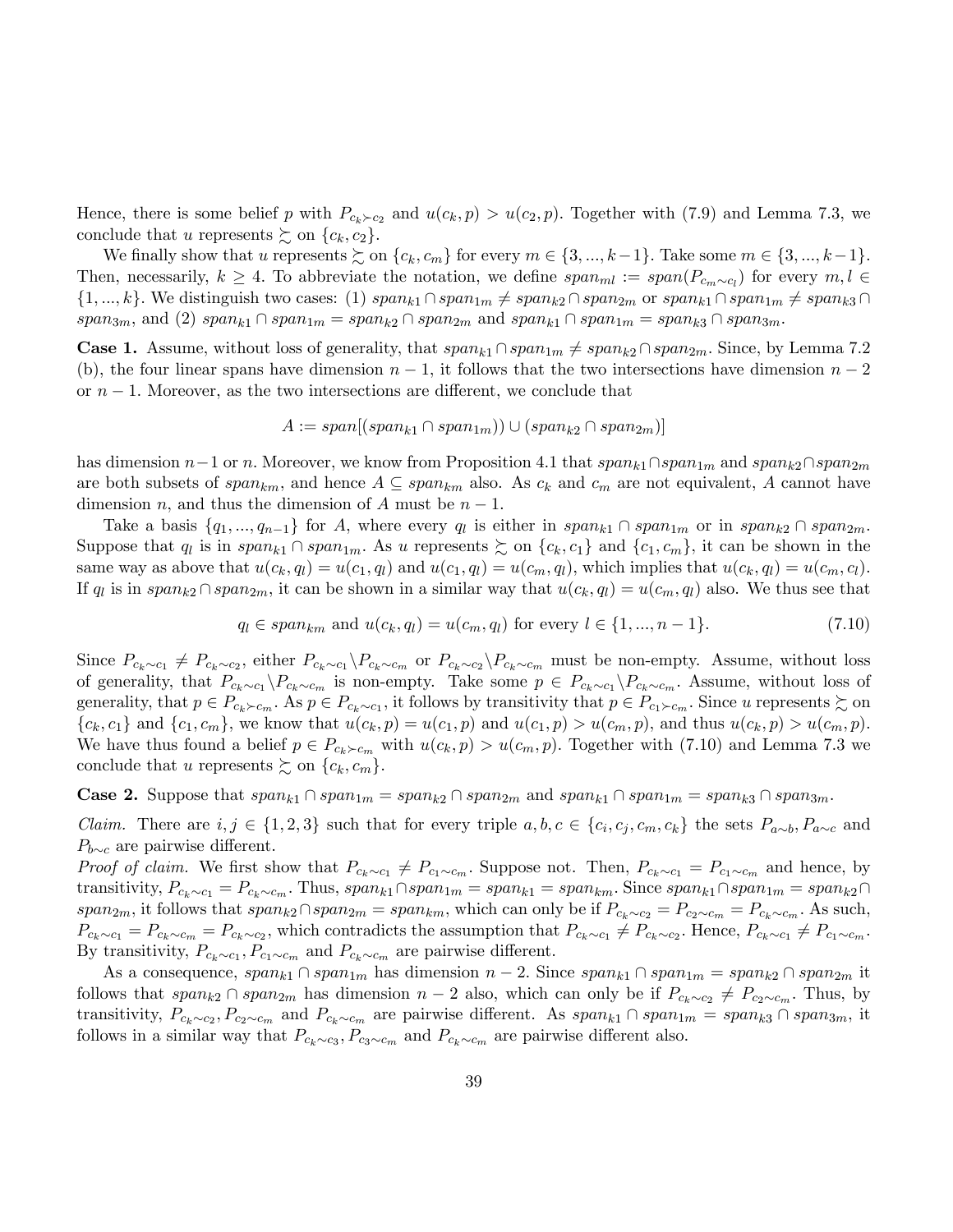Hence, there is some belief $p$ with $P_{c_k \succ c_2}$ and $u(c_k, p) > u(c_2, p)$. Together with (7.9) and Lemma 7.3, we conclude that $u$ represents $\succsim$ on $\{c_k, c_2\}$.

We finally show that $u$ represents $\succsim$ on $\{c_k, c_m\}$ for every $m \in \{3, ..., k-1\}$. Take some $m \in \{3, ..., k-1\}$. Then, necessarily, $k \geq 4$. To abbreviate the notation, we define $span_{ml} := span(P_{c_m \sim c_l})$ for every $m, l \in \{1, ..., k\}$. We distinguish two cases: (1) $span_{k1} \cap span_{1m} \neq span_{k2} \cap span_{2m}$ or $span_{k1} \cap span_{1m} \neq span_{k3} \cap span_{3m}$, and (2) $span_{k1} \cap span_{1m} = span_{k2} \cap span_{2m}$ and $span_{k1} \cap span_{1m} = span_{k3} \cap span_{3m}$.

**Case 1.** Assume, without loss of generality, that $span_{k1} \cap span_{1m} \neq span_{k2} \cap span_{2m}$. Since, by Lemma 7.2 (b), the four linear spans have dimension $n-1$, it follows that the two intersections have dimension $n-2$ or $n-1$. Moreover, as the two intersections are different, we conclude that

$$A := span[(span_{k1} \cap span_{1m})) \cup (span_{k2} \cap span_{2m})]$$

has dimension $n-1$ or $n$. Moreover, we know from Proposition 4.1 that $span_{k1} \cap span_{1m}$ and $span_{k2} \cap span_{2m}$ are both subsets of $span_{km}$, and hence $A \subseteq span_{km}$ also. As $c_k$ and $c_m$ are not equivalent, $A$ cannot have dimension $n$, and thus the dimension of $A$ must be $n-1$.

Take a basis $\{q_1, ..., q_{n-1}\}$ for $A$, where every $q_l$ is either in $span_{k1} \cap span_{1m}$ or in $span_{k2} \cap span_{2m}$. Suppose that $q_l$ is in $span_{k1} \cap span_{1m}$. As $u$ represents $\succsim$ on $\{c_k, c_1\}$ and $\{c_1, c_m\}$, it can be shown in the same way as above that $u(c_k, q_l) = u(c_1, q_l)$ and $u(c_1, q_l) = u(c_m, q_l)$, which implies that $u(c_k, q_l) = u(c_m, c_l)$. If $q_l$ is in $span_{k2} \cap span_{2m}$, it can be shown in a similar way that $u(c_k, q_l) = u(c_m, q_l)$ also. We thus see that

$$q_l \in span_{km} \text{ and } u(c_k, q_l) = u(c_m, q_l) \text{ for every } l \in \{1, ..., n-1\}. \tag{7.10}$$

Since $P_{c_k \sim c_1} \neq P_{c_k \sim c_2}$, either $P_{c_k \sim c_1} \backslash P_{c_k \sim c_m}$ or $P_{c_k \sim c_2} \backslash P_{c_k \sim c_m}$ must be non-empty. Assume, without loss of generality, that $P_{c_k \sim c_1} \backslash P_{c_k \sim c_m}$ is non-empty. Take some $p \in P_{c_k \sim c_1} \backslash P_{c_k \sim c_m}$. Assume, without loss of generality, that $p \in P_{c_k \succ c_m}$. As $p \in P_{c_k \sim c_1}$, it follows by transitivity that $p \in P_{c_1 \succ c_m}$. Since $u$ represents $\succsim$ on $\{c_k, c_1\}$ and $\{c_1, c_m\}$, we know that $u(c_k, p) = u(c_1, p)$ and $u(c_1, p) > u(c_m, p)$, and thus $u(c_k, p) > u(c_m, p)$. We have thus found a belief $p \in P_{c_k \succ c_m}$ with $u(c_k, p) > u(c_m, p)$. Together with (7.10) and Lemma 7.3 we conclude that $u$ represents $\succsim$ on $\{c_k, c_m\}$.

**Case 2.** Suppose that $span_{k1} \cap span_{1m} = span_{k2} \cap span_{2m}$ and $span_{k1} \cap span_{1m} = span_{k3} \cap span_{3m}$.

*Claim.* There are $i, j \in \{1, 2, 3\}$ such that for every triple $a, b, c \in \{c_i, c_j, c_m, c_k\}$ the sets $P_{a \sim b}, P_{a \sim c}$ and $P_{b \sim c}$ are pairwise different.

*Proof of claim.* We first show that $P_{c_k \sim c_1} \neq P_{c_1 \sim c_m}$. Suppose not. Then, $P_{c_k \sim c_1} = P_{c_1 \sim c_m}$ and hence, by transitivity, $P_{c_k \sim c_1} = P_{c_k \sim c_m}$. Thus, $span_{k1} \cap span_{1m} = span_{k1} = span_{km}$. Since $span_{k1} \cap span_{1m} = span_{k2} \cap span_{2m}$, it follows that $span_{k2} \cap span_{2m} = span_{km}$, which can only be if $P_{c_k \sim c_2} = P_{c_2 \sim c_m} = P_{c_k \sim c_m}$. As such, $P_{c_k \sim c_1} = P_{c_k \sim c_m} = P_{c_k \sim c_2}$, which contradicts the assumption that $P_{c_k \sim c_1} \neq P_{c_k \sim c_2}$. Hence, $P_{c_k \sim c_1} \neq P_{c_1 \sim c_m}$. By transitivity, $P_{c_k \sim c_1}, P_{c_1 \sim c_m}$ and $P_{c_k \sim c_m}$ are pairwise different.

As a consequence, $span_{k1} \cap span_{1m}$ has dimension $n-2$. Since $span_{k1} \cap span_{1m} = span_{k2} \cap span_{2m}$ it follows that $span_{k2} \cap span_{2m}$ has dimension $n-2$ also, which can only be if $P_{c_k \sim c_2} \neq P_{c_2 \sim c_m}$. Thus, by transitivity, $P_{c_k \sim c_2}, P_{c_2 \sim c_m}$ and $P_{c_k \sim c_m}$ are pairwise different. As $span_{k1} \cap span_{1m} = span_{k3} \cap span_{3m}$, it follows in a similar way that $P_{c_k \sim c_3}, P_{c_3 \sim c_m}$ and $P_{c_k \sim c_m}$ are pairwise different also.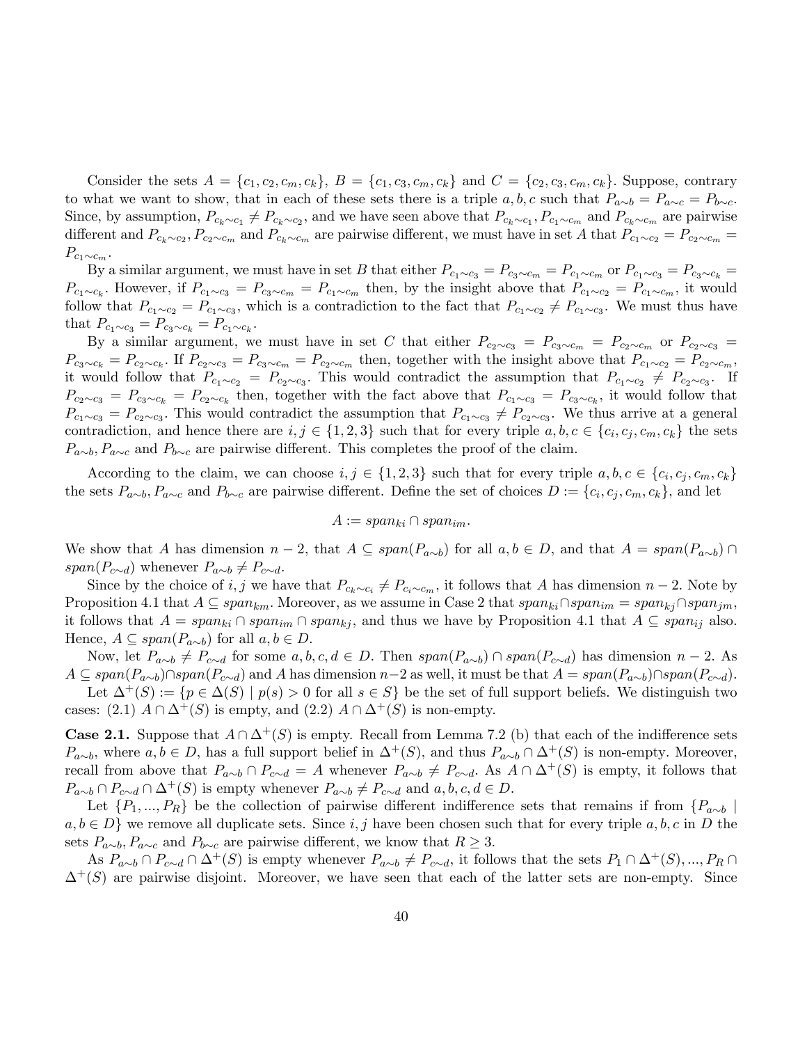Consider the sets $A = \{c_1, c_2, c_m, c_k\}$, $B = \{c_1, c_3, c_m, c_k\}$ and $C = \{c_2, c_3, c_m, c_k\}$. Suppose, contrary to what we want to show, that in each of these sets there is a triple $a, b, c$ such that $P_{a\sim b} = P_{a\sim c} = P_{b\sim c}$. Since, by assumption, $P_{c_k \sim c_1} \neq P_{c_k \sim c_2}$, and we have seen above that $P_{c_k\sim c_1}, P_{c_1\sim c_m}$ and $P_{c_k\sim c_m}$ are pairwise different and $P_{c_k\sim c_2}, P_{c_2\sim c_m}$ and $P_{c_k\sim c_m}$ are pairwise different, we must have in set $A$ that $P_{c_1\sim c_2} = P_{c_2\sim c_m} = P_{c_1\sim c_m}$.

By a similar argument, we must have in set $B$ that either $P_{c_1\sim c_3} = P_{c_3\sim c_m} = P_{c_1\sim c_m}$ or $P_{c_1\sim c_3} = P_{c_3\sim c_k} = P_{c_1\sim c_k}$. However, if $P_{c_1\sim c_3} = P_{c_3\sim c_m} = P_{c_1\sim c_m}$ then, by the insight above that $P_{c_1\sim c_2} = P_{c_1\sim c_m}$, it would follow that $P_{c_1\sim c_2} = P_{c_1\sim c_3}$, which is a contradiction to the fact that $P_{c_1\sim c_2} \neq P_{c_1\sim c_3}$. We must thus have that $P_{c_1\sim c_3} = P_{c_3\sim c_k} = P_{c_1\sim c_k}$.

By a similar argument, we must have in set $C$ that either $P_{c_2\sim c_3} = P_{c_3\sim c_m} = P_{c_2\sim c_m}$ or $P_{c_2\sim c_3} = P_{c_3\sim c_k} = P_{c_2\sim c_k}$. If $P_{c_2\sim c_3} = P_{c_3\sim c_m} = P_{c_2\sim c_m}$ then, together with the insight above that $P_{c_1\sim c_2} = P_{c_2\sim c_m}$, it would follow that $P_{c_1\sim c_2} = P_{c_2\sim c_3}$. This would contradict the assumption that $P_{c_1\sim c_2} \neq P_{c_2\sim c_3}$. If $P_{c_2\sim c_3} = P_{c_3\sim c_k} = P_{c_2\sim c_k}$ then, together with the fact above that $P_{c_1\sim c_3} = P_{c_3\sim c_k}$, it would follow that $P_{c_1\sim c_3} = P_{c_2\sim c_3}$. This would contradict the assumption that $P_{c_1\sim c_3} \neq P_{c_2\sim c_3}$. We thus arrive at a general contradiction, and hence there are $i, j \in \{1, 2, 3\}$ such that for every triple $a, b, c \in \{c_i, c_j, c_m, c_k\}$ the sets $P_{a\sim b}, P_{a\sim c}$ and $P_{b\sim c}$ are pairwise different. This completes the proof of the claim.

According to the claim, we can choose $i, j \in \{1, 2, 3\}$ such that for every triple $a, b, c \in \{c_i, c_j, c_m, c_k\}$ the sets $P_{a\sim b}, P_{a\sim c}$ and $P_{b\sim c}$ are pairwise different. Define the set of choices $D := \{c_i, c_j, c_m, c_k\}$, and let

$$A := span_{ki} \cap span_{im}.$$

We show that $A$ has dimension $n-2$, that $A \subseteq span(P_{a\sim b})$ for all $a, b \in D$, and that $A = span(P_{a\sim b}) \cap span(P_{c\sim d})$ whenever $P_{a\sim b} \neq P_{c\sim d}$.

Since by the choice of $i, j$ we have that $P_{c_k\sim c_i} \neq P_{c_i\sim c_m}$, it follows that $A$ has dimension $n-2$. Note by Proposition 4.1 that $A \subseteq span_{km}$. Moreover, as we assume in Case 2 that $span_{ki} \cap span_{im} = span_{kj} \cap span_{jm}$, it follows that $A = span_{ki} \cap span_{im} \cap span_{kj}$, and thus we have by Proposition 4.1 that $A \subseteq span_{ij}$ also. Hence, $A \subseteq span(P_{a\sim b})$ for all $a, b \in D$.

Now, let $P_{a\sim b} \neq P_{c\sim d}$ for some $a, b, c, d \in D$. Then $span(P_{a\sim b}) \cap span(P_{c\sim d})$ has dimension $n-2$. As $A \subseteq span(P_{a\sim b}) \cap span(P_{c\sim d})$ and $A$ has dimension $n-2$ as well, it must be that $A = span(P_{a\sim b}) \cap span(P_{c\sim d})$.

Let $\Delta^+(S) := \{p \in \Delta(S) \mid p(s) > 0 \text{ for all } s \in S\}$ be the set of full support beliefs. We distinguish two cases: (2.1) $A \cap \Delta^+(S)$ is empty, and (2.2) $A \cap \Delta^+(S)$ is non-empty.

**Case 2.1.** Suppose that $A \cap \Delta^+(S)$ is empty. Recall from Lemma 7.2 (b) that each of the indifference sets $P_{a\sim b}$, where $a, b \in D$, has a full support belief in $\Delta^+(S)$, and thus $P_{a\sim b} \cap \Delta^+(S)$ is non-empty. Moreover, recall from above that $P_{a\sim b} \cap P_{c\sim d} = A$ whenever $P_{a\sim b} \neq P_{c\sim d}$. As $A \cap \Delta^+(S)$ is empty, it follows that $P_{a\sim b} \cap P_{c\sim d} \cap \Delta^+(S)$ is empty whenever $P_{a\sim b} \neq P_{c\sim d}$ and $a, b, c, d \in D$.

Let $\{P_1, ..., P_R\}$ be the collection of pairwise different indifference sets that remains if from $\{P_{a\sim b} \mid a, b \in D\}$ we remove all duplicate sets. Since $i, j$ have been chosen such that for every triple $a, b, c$ in $D$ the sets $P_{a\sim b}, P_{a\sim c}$ and $P_{b\sim c}$ are pairwise different, we know that $R \geq 3$.

As $P_{a\sim b} \cap P_{c\sim d} \cap \Delta^+(S)$ is empty whenever $P_{a\sim b} \neq P_{c\sim d}$, it follows that the sets $P_1 \cap \Delta^+(S), ..., P_R \cap \Delta^+(S)$ are pairwise disjoint. Moreover, we have seen that each of the latter sets are non-empty. Since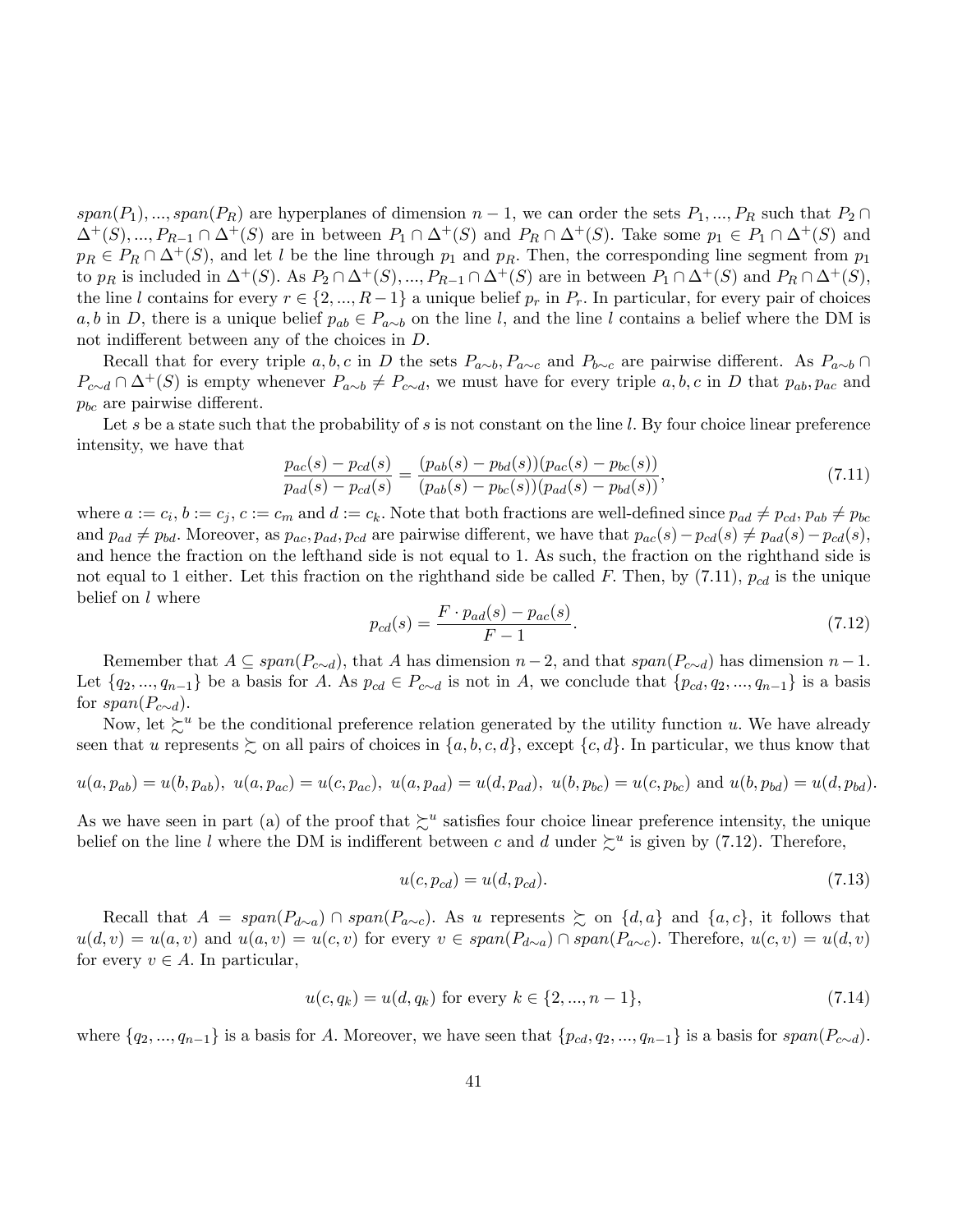$span(P_1), ..., span(P_R)$ are hyperplanes of dimension $n-1$, we can order the sets $P_1, ..., P_R$ such that $P_2 \cap \Delta^+(S), ..., P_{R-1} \cap \Delta^+(S)$ are in between $P_1 \cap \Delta^+(S)$ and $P_R \cap \Delta^+(S)$. Take some $p_1 \in P_1 \cap \Delta^+(S)$ and $p_R \in P_R \cap \Delta^+(S)$, and let $l$ be the line through $p_1$ and $p_R$. Then, the corresponding line segment from $p_1$ to $p_R$ is included in $\Delta^+(S)$. As $P_2 \cap \Delta^+(S), ..., P_{R-1} \cap \Delta^+(S)$ are in between $P_1 \cap \Delta^+(S)$ and $P_R \cap \Delta^+(S)$, the line $l$ contains for every $r \in \{2, ..., R-1\}$ a unique belief $p_r$ in $P_r$. In particular, for every pair of choices $a, b$ in $D$, there is a unique belief $p_{ab} \in P_{a\sim b}$ on the line $l$, and the line $l$ contains a belief where the DM is not indifferent between any of the choices in $D$.

Recall that for every triple $a, b, c$ in $D$ the sets $P_{a\sim b}, P_{a\sim c}$ and $P_{b\sim c}$ are pairwise different. As $P_{a\sim b} \cap P_{c\sim d} \cap \Delta^+(S)$ is empty whenever $P_{a\sim b} \neq P_{c\sim d}$, we must have for every triple $a, b, c$ in $D$ that $p_{ab}, p_{ac}$ and $p_{bc}$ are pairwise different.

Let $s$ be a state such that the probability of $s$ is not constant on the line $l$. By four choice linear preference intensity, we have that

$$\frac{p_{ac}(s) - p_{cd}(s)}{p_{ad}(s) - p_{cd}(s)} = \frac{(p_{ab}(s) - p_{bd}(s))(p_{ac}(s) - p_{bc}(s))}{(p_{ab}(s) - p_{bc}(s))(p_{ad}(s) - p_{bd}(s))}, \tag{7.11}$$

where $a := c_i, b := c_j, c := c_m$ and $d := c_k$. Note that both fractions are well-defined since $p_{ad} \neq p_{cd}$, $p_{ab} \neq p_{bc}$ and $p_{ad} \neq p_{bd}$. Moreover, as $p_{ac}, p_{ad}, p_{cd}$ are pairwise different, we have that $p_{ac}(s) - p_{cd}(s) \neq p_{ad}(s) - p_{cd}(s)$, and hence the fraction on the lefthand side is not equal to 1. As such, the fraction on the righthand side is not equal to 1 either. Let this fraction on the righthand side be called $F$. Then, by (7.11), $p_{cd}$ is the unique belief on $l$ where

$$p_{cd}(s) = \frac{F \cdot p_{ad}(s) - p_{ac}(s)}{F - 1}. \tag{7.12}$$

Remember that $A \subseteq span(P_{c\sim d})$, that $A$ has dimension $n-2$, and that $span(P_{c\sim d})$ has dimension $n-1$. Let $\{q_2, ..., q_{n-1}\}$ be a basis for $A$. As $p_{cd} \in P_{c\sim d}$ is not in $A$, we conclude that $\{p_{cd}, q_2, ..., q_{n-1}\}$ is a basis for $span(P_{c\sim d})$.

Now, let $\succsim^u$ be the conditional preference relation generated by the utility function $u$. We have already seen that $u$ represents $\succsim$ on all pairs of choices in $\{a, b, c, d\}$, except $\{c, d\}$. In particular, we thus know that

$$u(a, p_{ab}) = u(b, p_{ab}),\ u(a, p_{ac}) = u(c, p_{ac}),\ u(a, p_{ad}) = u(d, p_{ad}),\ u(b, p_{bc}) = u(c, p_{bc}) \text{ and } u(b, p_{bd}) = u(d, p_{bd}).$$

As we have seen in part (a) of the proof that $\succsim^u$ satisfies four choice linear preference intensity, the unique belief on the line $l$ where the DM is indifferent between $c$ and $d$ under $\succsim^u$ is given by (7.12). Therefore,

$$u(c, p_{cd}) = u(d, p_{cd}). \tag{7.13}$$

Recall that $A = span(P_{d\sim a}) \cap span(P_{a\sim c})$. As $u$ represents $\succsim$ on $\{d, a\}$ and $\{a, c\}$, it follows that $u(d, v) = u(a, v)$ and $u(a, v) = u(c, v)$ for every $v \in span(P_{d\sim a}) \cap span(P_{a\sim c})$. Therefore, $u(c, v) = u(d, v)$ for every $v \in A$. In particular,

$$u(c, q_k) = u(d, q_k) \text{ for every } k \in \{2, ..., n-1\}, \tag{7.14}$$

where $\{q_2, ..., q_{n-1}\}$ is a basis for $A$. Moreover, we have seen that $\{p_{cd}, q_2, ..., q_{n-1}\}$ is a basis for $span(P_{c\sim d})$.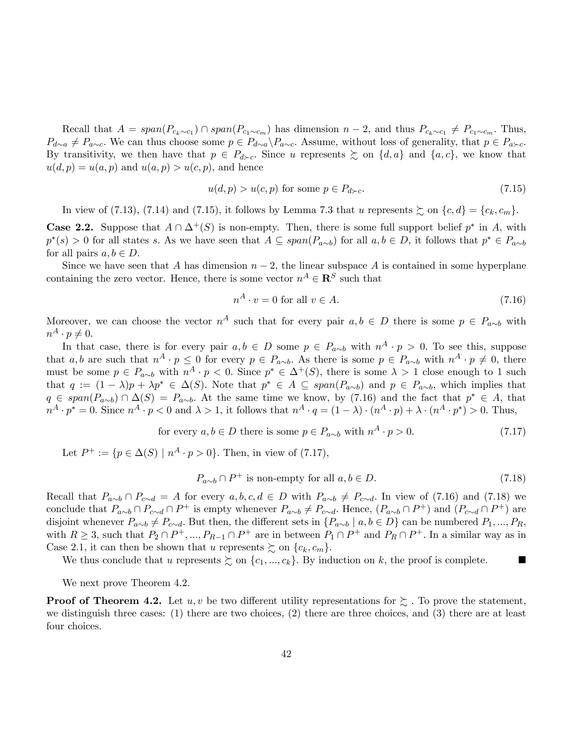Recall that $A = span(P_{c_k \sim c_1}) \cap span(P_{c_1 \sim c_m})$ has dimension $n-2$, and thus $P_{c_k \sim c_1} \neq P_{c_1 \sim c_m}$. Thus, $P_{d \sim a} \neq P_{a \sim c}$. We can thus choose some $p \in P_{d \sim a} \backslash P_{a \sim c}$. Assume, without loss of generality, that $p \in P_{a \succ c}$. By transitivity, we then have that $p \in P_{d \succ c}$. Since $u$ represents $\succsim$ on $\{d, a\}$ and $\{a, c\}$, we know that $u(d,p) = u(a,p)$ and $u(a,p) > u(c,p)$, and hence

$$u(d,p) > u(c,p) \text{ for some } p \in P_{d \succ c}. \tag{7.15}$$

In view of (7.13), (7.14) and (7.15), it follows by Lemma 7.3 that $u$ represents $\succsim$ on $\{c, d\} = \{c_k, c_m\}$.

**Case 2.2.** Suppose that $A \cap \Delta^+(S)$ is non-empty. Then, there is some full support belief $p^*$ in $A$, with $p^*(s) > 0$ for all states $s$. As we have seen that $A \subseteq span(P_{a \sim b})$ for all $a, b \in D$, it follows that $p^* \in P_{a \sim b}$ for all pairs $a, b \in D$.

Since we have seen that $A$ has dimension $n-2$, the linear subspace $A$ is contained in some hyperplane containing the zero vector. Hence, there is some vector $n^A \in \mathbf{R}^S$ such that

$$n^A \cdot v = 0 \text{ for all } v \in A. \tag{7.16}$$

Moreover, we can choose the vector $n^A$ such that for every pair $a, b \in D$ there is some $p \in P_{a \sim b}$ with $n^A \cdot p \neq 0$.

In that case, there is for every pair $a, b \in D$ some $p \in P_{a \sim b}$ with $n^A \cdot p > 0$. To see this, suppose that $a, b$ are such that $n^A \cdot p \leq 0$ for every $p \in P_{a \sim b}$. As there is some $p \in P_{a \sim b}$ with $n^A \cdot p \neq 0$, there must be some $p \in P_{a \sim b}$ with $n^A \cdot p < 0$. Since $p^* \in \Delta^+(S)$, there is some $\lambda > 1$ close enough to 1 such that $q := (1-\lambda)p + \lambda p^* \in \Delta(S)$. Note that $p^* \in A \subseteq span(P_{a \sim b})$ and $p \in P_{a \sim b}$, which implies that $q \in span(P_{a \sim b}) \cap \Delta(S) = P_{a \sim b}$. At the same time we know, by (7.16) and the fact that $p^* \in A$, that $n^A \cdot p^* = 0$. Since $n^A \cdot p < 0$ and $\lambda > 1$, it follows that $n^A \cdot q = (1-\lambda) \cdot (n^A \cdot p) + \lambda \cdot (n^A \cdot p^*) > 0$. Thus,

$$\text{for every } a, b \in D \text{ there is some } p \in P_{a \sim b} \text{ with } n^A \cdot p > 0. \tag{7.17}$$

Let $P^+ := \{p \in \Delta(S) \mid n^A \cdot p > 0\}$. Then, in view of (7.17),

$$P_{a \sim b} \cap P^+ \text{ is non-empty for all } a, b \in D. \tag{7.18}$$

Recall that $P_{a \sim b} \cap P_{c \sim d} = A$ for every $a, b, c, d \in D$ with $P_{a \sim b} \neq P_{c \sim d}$. In view of (7.16) and (7.18) we conclude that $P_{a \sim b} \cap P_{c \sim d} \cap P^+$ is empty whenever $P_{a \sim b} \neq P_{c \sim d}$. Hence, $(P_{a \sim b} \cap P^+)$ and $(P_{c \sim d} \cap P^+)$ are disjoint whenever $P_{a \sim b} \neq P_{c \sim d}$. But then, the different sets in $\{P_{a \sim b} \mid a, b \in D\}$ can be numbered $P_1, ..., P_R$, with $R \geq 3$, such that $P_2 \cap P^+, ..., P_{R-1} \cap P^+$ are in between $P_1 \cap P^+$ and $P_R \cap P^+$. In a similar way as in Case 2.1, it can then be shown that $u$ represents $\succsim$ on $\{c_k, c_m\}$.

We thus conclude that $u$ represents $\succsim$ on $\{c_1, ..., c_k\}$. By induction on $k$, the proof is complete. ■

We next prove Theorem 4.2.

**Proof of Theorem 4.2.** Let $u, v$ be two different utility representations for $\succsim$. To prove the statement, we distinguish three cases: (1) there are two choices, (2) there are three choices, and (3) there are at least four choices.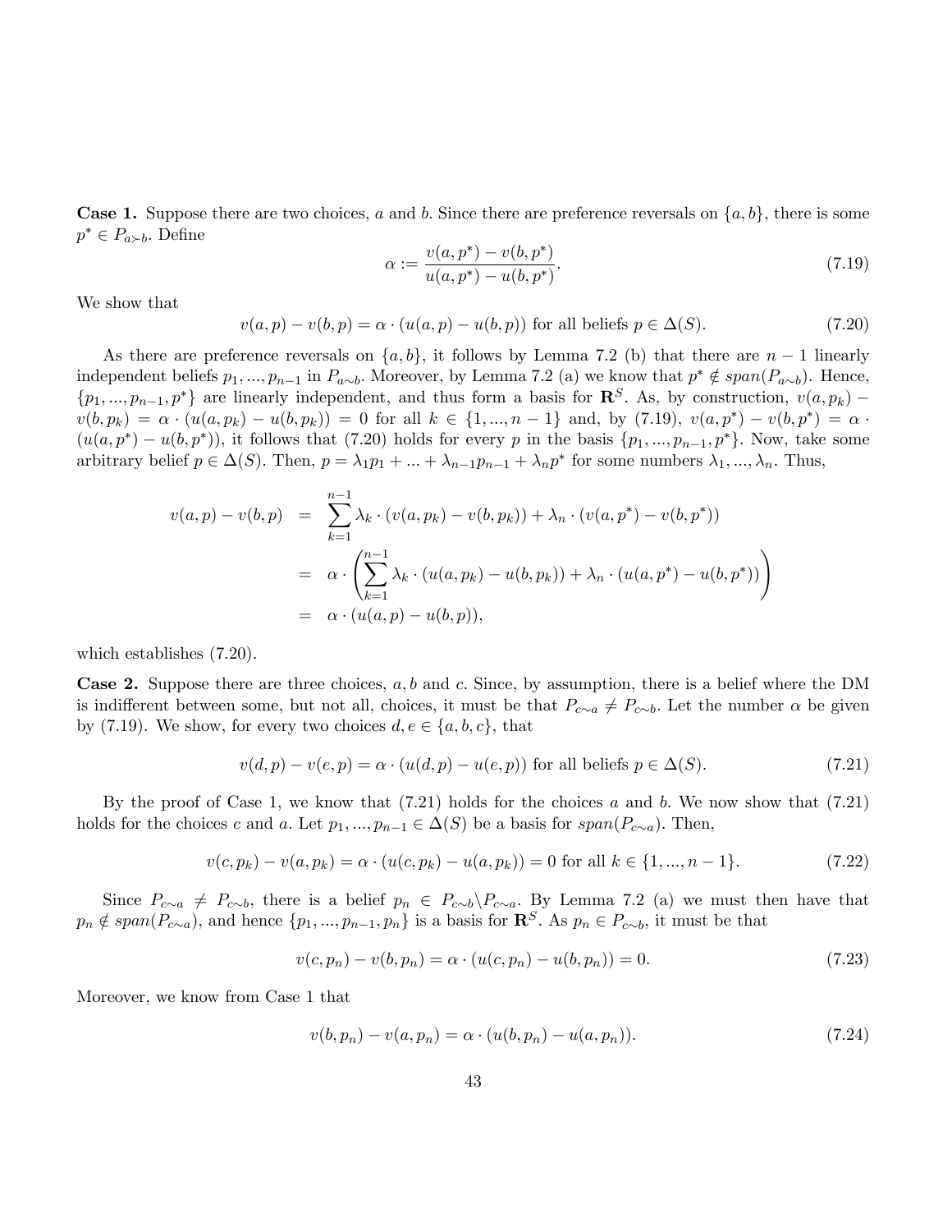**Case 1.** Suppose there are two choices, $a$ and $b$. Since there are preference reversals on $\{a, b\}$, there is some $p^* \in P_{a \succ b}$. Define

$$\alpha := \frac{v(a, p^*) - v(b, p^*)}{u(a, p^*) - u(b, p^*)}. \tag{7.19}$$

We show that

$$v(a, p) - v(b, p) = \alpha \cdot (u(a, p) - u(b, p)) \text{ for all beliefs } p \in \Delta(S). \tag{7.20}$$

As there are preference reversals on $\{a, b\}$, it follows by Lemma 7.2 (b) that there are $n-1$ linearly independent beliefs $p_1, ..., p_{n-1}$ in $P_{a \sim b}$. Moreover, by Lemma 7.2 (a) we know that $p^* \notin span(P_{a \sim b})$. Hence, $\{p_1, ..., p_{n-1}, p^*\}$ are linearly independent, and thus form a basis for $\mathbf{R}^S$. As, by construction, $v(a, p_k) - v(b, p_k) = \alpha \cdot (u(a, p_k) - u(b, p_k)) = 0$ for all $k \in \{1, ..., n-1\}$ and, by (7.19), $v(a, p^*) - v(b, p^*) = \alpha \cdot (u(a, p^*) - u(b, p^*))$, it follows that (7.20) holds for every $p$ in the basis $\{p_1, ..., p_{n-1}, p^*\}$. Now, take some arbitrary belief $p \in \Delta(S)$. Then, $p = \lambda_1 p_1 + ... + \lambda_{n-1} p_{n-1} + \lambda_n p^*$ for some numbers $\lambda_1, ..., \lambda_n$. Thus,

$$\begin{aligned}
v(a, p) - v(b, p) &= \sum_{k=1}^{n-1} \lambda_k \cdot (v(a, p_k) - v(b, p_k)) + \lambda_n \cdot (v(a, p^*) - v(b, p^*)) \\
&= \alpha \cdot \left( \sum_{k=1}^{n-1} \lambda_k \cdot (u(a, p_k) - u(b, p_k)) + \lambda_n \cdot (u(a, p^*) - u(b, p^*)) \right) \\
&= \alpha \cdot (u(a, p) - u(b, p)),
\end{aligned}$$

which establishes (7.20).

**Case 2.** Suppose there are three choices, $a, b$ and $c$. Since, by assumption, there is a belief where the DM is indifferent between some, but not all, choices, it must be that $P_{c \sim a} \neq P_{c \sim b}$. Let the number $\alpha$ be given by (7.19). We show, for every two choices $d, e \in \{a, b, c\}$, that

$$v(d, p) - v(e, p) = \alpha \cdot (u(d, p) - u(e, p)) \text{ for all beliefs } p \in \Delta(S). \tag{7.21}$$

By the proof of Case 1, we know that (7.21) holds for the choices $a$ and $b$. We now show that (7.21) holds for the choices $c$ and $a$. Let $p_1, ..., p_{n-1} \in \Delta(S)$ be a basis for $span(P_{c \sim a})$. Then,

$$v(c, p_k) - v(a, p_k) = \alpha \cdot (u(c, p_k) - u(a, p_k)) = 0 \text{ for all } k \in \{1, ..., n-1\}. \tag{7.22}$$

Since $P_{c \sim a} \neq P_{c \sim b}$, there is a belief $p_n \in P_{c \sim b} \backslash P_{c \sim a}$. By Lemma 7.2 (a) we must then have that $p_n \notin span(P_{c \sim a})$, and hence $\{p_1, ..., p_{n-1}, p_n\}$ is a basis for $\mathbf{R}^S$. As $p_n \in P_{c \sim b}$, it must be that

$$v(c, p_n) - v(b, p_n) = \alpha \cdot (u(c, p_n) - u(b, p_n)) = 0. \tag{7.23}$$

Moreover, we know from Case 1 that

$$v(b, p_n) - v(a, p_n) = \alpha \cdot (u(b, p_n) - u(a, p_n)). \tag{7.24}$$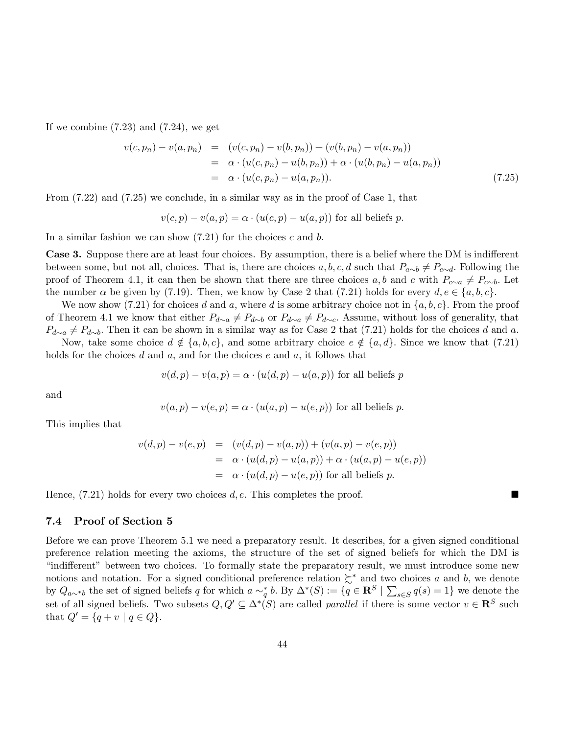If we combine (7.23) and (7.24), we get

$$
\begin{aligned}
v(c, p_n) - v(a, p_n) &= (v(c, p_n) - v(b, p_n)) + (v(b, p_n) - v(a, p_n)) \\
&= \alpha \cdot (u(c, p_n) - u(b, p_n)) + \alpha \cdot (u(b, p_n) - u(a, p_n)) \\
&= \alpha \cdot (u(c, p_n) - u(a, p_n)). \qquad (7.25)
\end{aligned}
$$

From (7.22) and (7.25) we conclude, in a similar way as in the proof of Case 1, that

$$v(c, p) - v(a, p) = \alpha \cdot (u(c, p) - u(a, p)) \text{ for all beliefs } p.$$

In a similar fashion we can show (7.21) for the choices $c$ and $b$.

**Case 3.** Suppose there are at least four choices. By assumption, there is a belief where the DM is indifferent between some, but not all, choices. That is, there are choices $a, b, c, d$ such that $P_{a\sim b} \neq P_{c\sim d}$. Following the proof of Theorem 4.1, it can then be shown that there are three choices $a, b$ and $c$ with $P_{c\sim a} \neq P_{c\sim b}$. Let the number $\alpha$ be given by (7.19). Then, we know by Case 2 that (7.21) holds for every $d, e \in \{a, b, c\}$.

We now show (7.21) for choices $d$ and $a$, where $d$ is some arbitrary choice not in $\{a, b, c\}$. From the proof of Theorem 4.1 we know that either $P_{d\sim a} \neq P_{d\sim b}$ or $P_{d\sim a} \neq P_{d\sim c}$. Assume, without loss of generality, that $P_{d\sim a} \neq P_{d\sim b}$. Then it can be shown in a similar way as for Case 2 that (7.21) holds for the choices $d$ and $a$.

Now, take some choice $d \notin \{a, b, c\}$, and some arbitrary choice $e \notin \{a, d\}$. Since we know that (7.21) holds for the choices $d$ and $a$, and for the choices $e$ and $a$, it follows that

$$v(d, p) - v(a, p) = \alpha \cdot (u(d, p) - u(a, p)) \text{ for all beliefs } p$$

and

$$v(a, p) - v(e, p) = \alpha \cdot (u(a, p) - u(e, p)) \text{ for all beliefs } p.$$

This implies that

$$
\begin{aligned}
v(d, p) - v(e, p) &= (v(d, p) - v(a, p)) + (v(a, p) - v(e, p)) \\
&= \alpha \cdot (u(d, p) - u(a, p)) + \alpha \cdot (u(a, p) - u(e, p)) \\
&= \alpha \cdot (u(d, p) - u(e, p)) \text{ for all beliefs } p.
\end{aligned}
$$

Hence, (7.21) holds for every two choices $d, e$. This completes the proof. ■

## 7.4 Proof of Section 5

Before we can prove Theorem 5.1 we need a preparatory result. It describes, for a given signed conditional preference relation meeting the axioms, the structure of the set of signed beliefs for which the DM is "indifferent" between two choices. To formally state the preparatory result, we must introduce some new notions and notation. For a signed conditional preference relation $\succsim^*$ and two choices $a$ and $b$, we denote by $Q_{a\sim^* b}$ the set of signed beliefs $q$ for which $a \sim_q^* b$. By $\Delta^*(S) := \{q \in \mathbf{R}^S \mid \sum_{s\in S} q(s) = 1\}$ we denote the set of all signed beliefs. Two subsets $Q, Q' \subseteq \Delta^*(S)$ are called *parallel* if there is some vector $v \in \mathbf{R}^S$ such that $Q' = \{q + v \mid q \in Q\}$.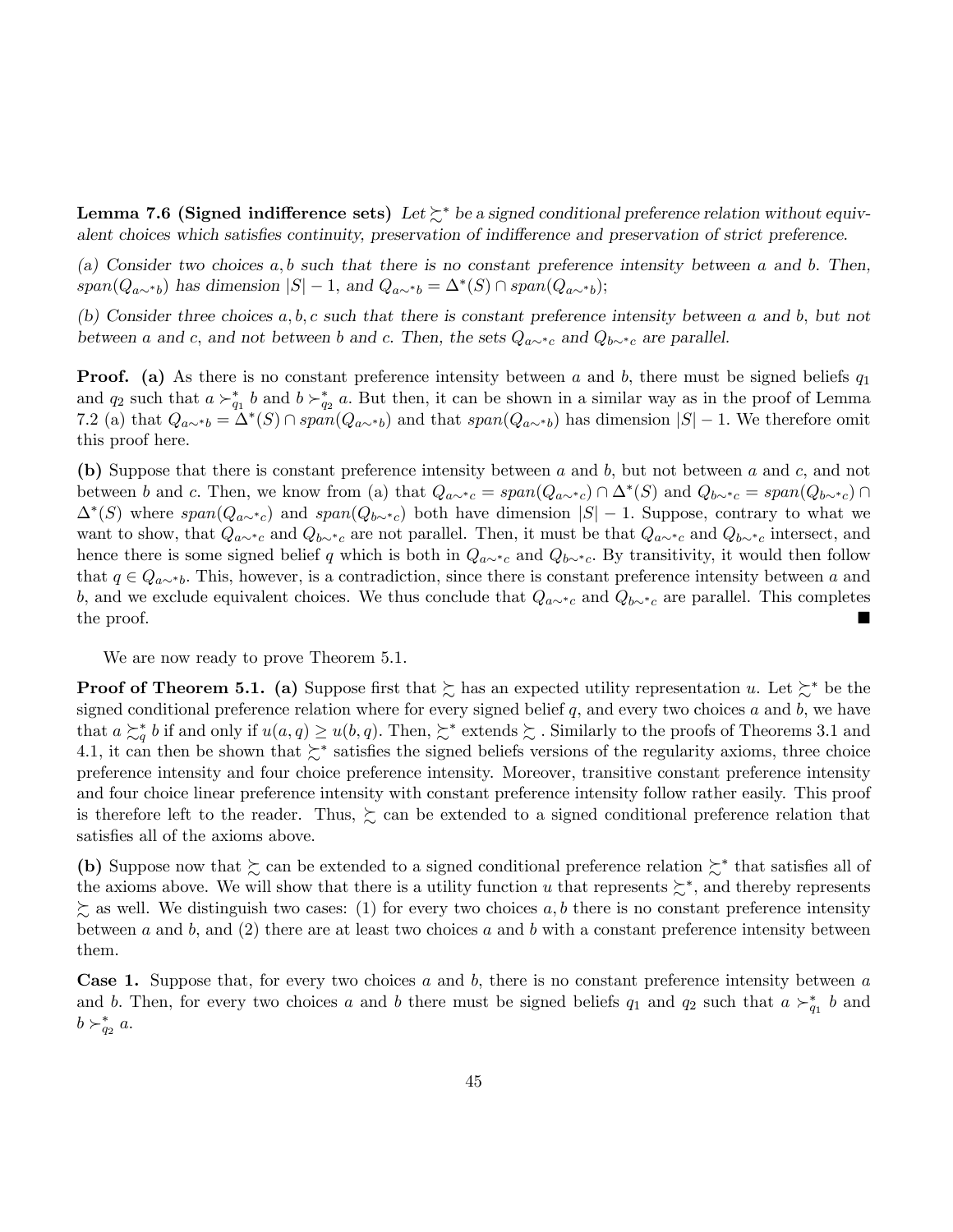**Lemma 7.6 (Signed indifference sets)** *Let $\succsim^*$ be a signed conditional preference relation without equivalent choices which satisfies continuity, preservation of indifference and preservation of strict preference.*

*(a) Consider two choices $a, b$ such that there is no constant preference intensity between $a$ and $b$. Then, $span(Q_{a\sim^* b})$ has dimension $|S| - 1$, and $Q_{a\sim^* b} = \Delta^*(S) \cap span(Q_{a\sim^* b})$;*

*(b) Consider three choices $a, b, c$ such that there is constant preference intensity between $a$ and $b$, but not between $a$ and $c$, and not between $b$ and $c$. Then, the sets $Q_{a\sim^* c}$ and $Q_{b\sim^* c}$ are parallel.*

**Proof. (a)** As there is no constant preference intensity between $a$ and $b$, there must be signed beliefs $q_1$ and $q_2$ such that $a \succ^*_{q_1} b$ and $b \succ^*_{q_2} a$. But then, it can be shown in a similar way as in the proof of Lemma 7.2 (a) that $Q_{a\sim^* b} = \Delta^*(S) \cap span(Q_{a\sim^* b})$ and that $span(Q_{a\sim^* b})$ has dimension $|S| - 1$. We therefore omit this proof here.

**(b)** Suppose that there is constant preference intensity between $a$ and $b$, but not between $a$ and $c$, and not between $b$ and $c$. Then, we know from (a) that $Q_{a\sim^* c} = span(Q_{a\sim^* c}) \cap \Delta^*(S)$ and $Q_{b\sim^* c} = span(Q_{b\sim^* c}) \cap \Delta^*(S)$ where $span(Q_{a\sim^* c})$ and $span(Q_{b\sim^* c})$ both have dimension $|S| - 1$. Suppose, contrary to what we want to show, that $Q_{a\sim^* c}$ and $Q_{b\sim^* c}$ are not parallel. Then, it must be that $Q_{a\sim^* c}$ and $Q_{b\sim^* c}$ intersect, and hence there is some signed belief $q$ which is both in $Q_{a\sim^* c}$ and $Q_{b\sim^* c}$. By transitivity, it would then follow that $q \in Q_{a\sim^* b}$. This, however, is a contradiction, since there is constant preference intensity between $a$ and $b$, and we exclude equivalent choices. We thus conclude that $Q_{a\sim^* c}$ and $Q_{b\sim^* c}$ are parallel. This completes the proof. ∎

We are now ready to prove Theorem 5.1.

**Proof of Theorem 5.1. (a)** Suppose first that $\succsim$ has an expected utility representation $u$. Let $\succsim^*$ be the signed conditional preference relation where for every signed belief $q$, and every two choices $a$ and $b$, we have that $a \succsim^*_q b$ if and only if $u(a, q) \geq u(b, q)$. Then, $\succsim^*$ extends $\succsim$. Similarly to the proofs of Theorems 3.1 and 4.1, it can then be shown that $\succsim^*$ satisfies the signed beliefs versions of the regularity axioms, three choice preference intensity and four choice preference intensity. Moreover, transitive constant preference intensity and four choice linear preference intensity with constant preference intensity follow rather easily. This proof is therefore left to the reader. Thus, $\succsim$ can be extended to a signed conditional preference relation that satisfies all of the axioms above.

**(b)** Suppose now that $\succsim$ can be extended to a signed conditional preference relation $\succsim^*$ that satisfies all of the axioms above. We will show that there is a utility function $u$ that represents $\succsim^*$, and thereby represents $\succsim$ as well. We distinguish two cases: (1) for every two choices $a, b$ there is no constant preference intensity between $a$ and $b$, and (2) there are at least two choices $a$ and $b$ with a constant preference intensity between them.

**Case 1.** Suppose that, for every two choices $a$ and $b$, there is no constant preference intensity between $a$ and $b$. Then, for every two choices $a$ and $b$ there must be signed beliefs $q_1$ and $q_2$ such that $a \succ^*_{q_1} b$ and $b \succ^*_{q_2} a$.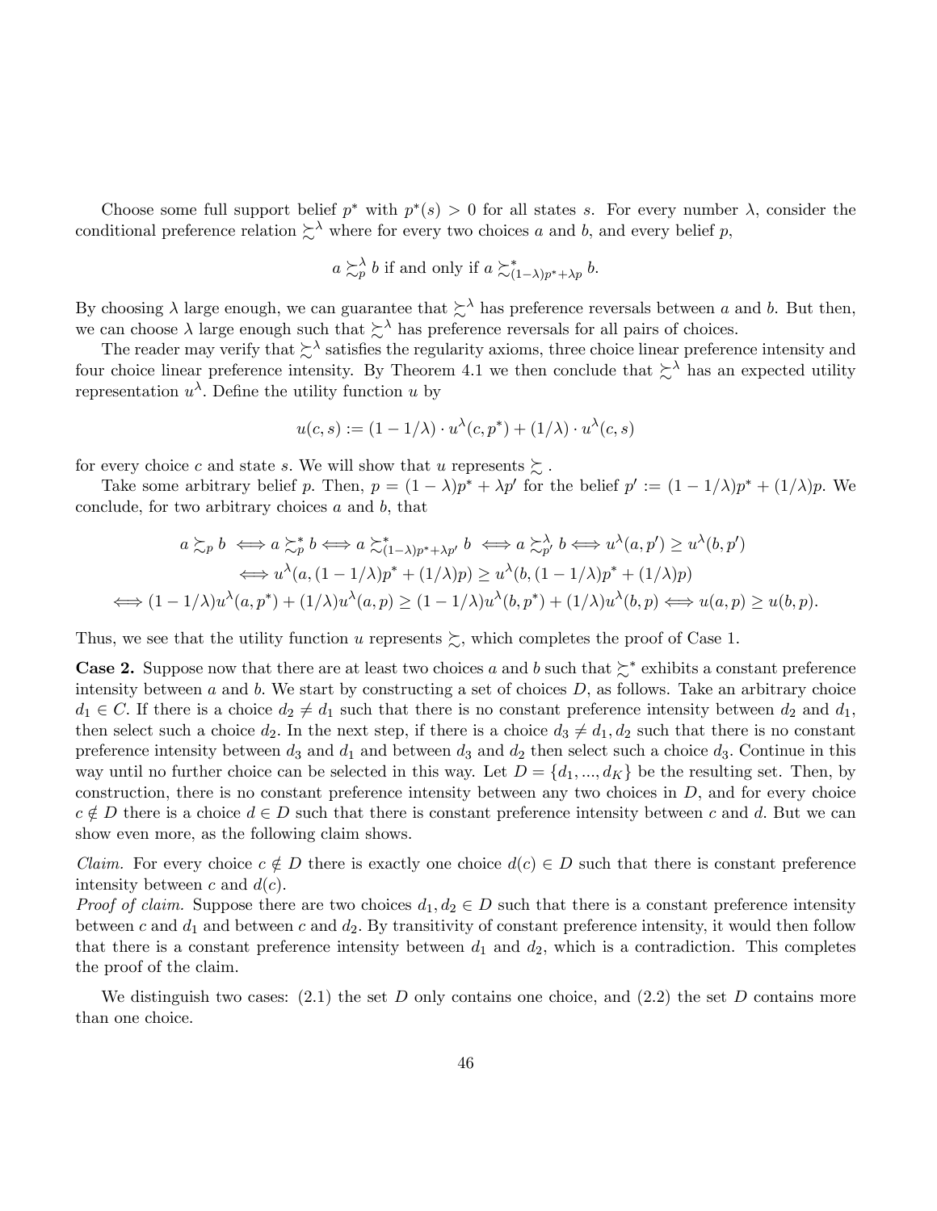Choose some full support belief $p^*$ with $p^*(s) > 0$ for all states $s$. For every number $\lambda$, consider the conditional preference relation $\succsim^\lambda$ where for every two choices $a$ and $b$, and every belief $p$,

$$a \succsim_p^\lambda b \text{ if and only if } a \succsim^*_{(1-\lambda)p^*+\lambda p} b.$$

By choosing $\lambda$ large enough, we can guarantee that $\succsim^\lambda$ has preference reversals between $a$ and $b$. But then, we can choose $\lambda$ large enough such that $\succsim^\lambda$ has preference reversals for all pairs of choices.

The reader may verify that $\succsim^\lambda$ satisfies the regularity axioms, three choice linear preference intensity and four choice linear preference intensity. By Theorem 4.1 we then conclude that $\succsim^\lambda$ has an expected utility representation $u^\lambda$. Define the utility function $u$ by

$$u(c,s) := (1 - 1/\lambda) \cdot u^\lambda(c, p^*) + (1/\lambda) \cdot u^\lambda(c, s)$$

for every choice $c$ and state $s$. We will show that $u$ represents $\succsim$ .

Take some arbitrary belief $p$. Then, $p = (1-\lambda)p^* + \lambda p'$ for the belief $p' := (1-1/\lambda)p^* + (1/\lambda)p$. We conclude, for two arbitrary choices $a$ and $b$, that

$$\begin{aligned}
a \succsim_p b \iff a \succsim_p^* b &\iff a \succsim^*_{(1-\lambda)p^*+\lambda p'} b \iff a \succsim^\lambda_{p'} b \iff u^\lambda(a,p') \geq u^\lambda(b,p') \\
&\iff u^\lambda(a, (1-1/\lambda)p^* + (1/\lambda)p) \geq u^\lambda(b, (1-1/\lambda)p^* + (1/\lambda)p) \\
\iff (1-1/\lambda)u^\lambda(a,p^*) + (1/\lambda)u^\lambda(a,p) &\geq (1-1/\lambda)u^\lambda(b,p^*) + (1/\lambda)u^\lambda(b,p) \iff u(a,p) \geq u(b,p).
\end{aligned}$$

Thus, we see that the utility function $u$ represents $\succsim$, which completes the proof of Case 1.

**Case 2.** Suppose now that there are at least two choices $a$ and $b$ such that $\succsim^*$ exhibits a constant preference intensity between $a$ and $b$. We start by constructing a set of choices $D$, as follows. Take an arbitrary choice $d_1 \in C$. If there is a choice $d_2 \neq d_1$ such that there is no constant preference intensity between $d_2$ and $d_1$, then select such a choice $d_2$. In the next step, if there is a choice $d_3 \neq d_1, d_2$ such that there is no constant preference intensity between $d_3$ and $d_1$ and between $d_3$ and $d_2$ then select such a choice $d_3$. Continue in this way until no further choice can be selected in this way. Let $D = \{d_1, ..., d_K\}$ be the resulting set. Then, by construction, there is no constant preference intensity between any two choices in $D$, and for every choice $c \notin D$ there is a choice $d \in D$ such that there is constant preference intensity between $c$ and $d$. But we can show even more, as the following claim shows.

*Claim.* For every choice $c \notin D$ there is exactly one choice $d(c) \in D$ such that there is constant preference intensity between $c$ and $d(c)$.

*Proof of claim.* Suppose there are two choices $d_1, d_2 \in D$ such that there is a constant preference intensity between $c$ and $d_1$ and between $c$ and $d_2$. By transitivity of constant preference intensity, it would then follow that there is a constant preference intensity between $d_1$ and $d_2$, which is a contradiction. This completes the proof of the claim.

We distinguish two cases: (2.1) the set $D$ only contains one choice, and (2.2) the set $D$ contains more than one choice.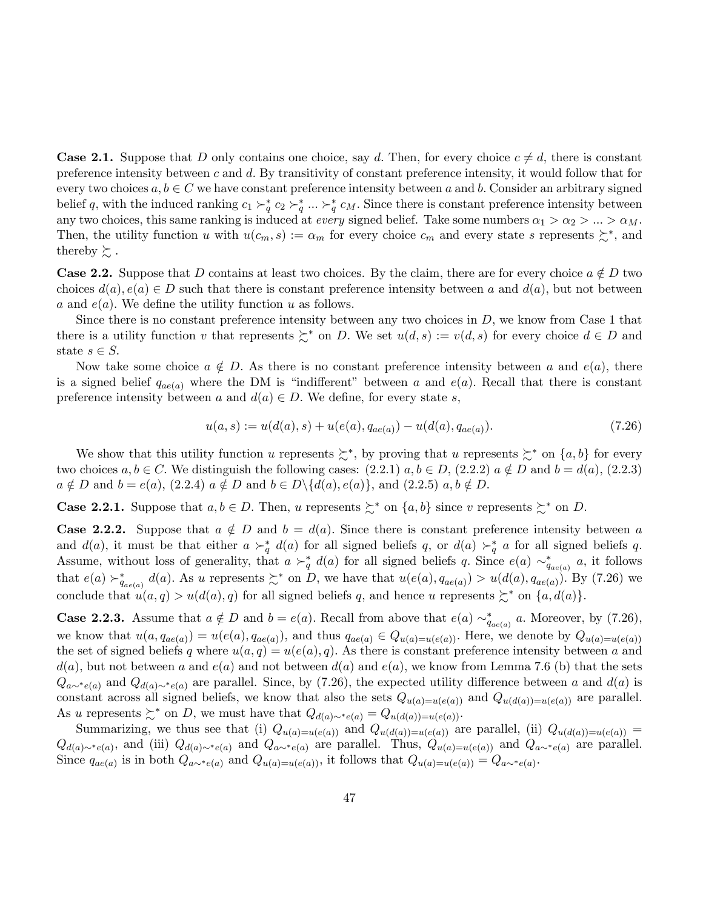**Case 2.1.** Suppose that $D$ only contains one choice, say $d$. Then, for every choice $c \neq d$, there is constant preference intensity between $c$ and $d$. By transitivity of constant preference intensity, it would follow that for every two choices $a, b \in C$ we have constant preference intensity between $a$ and $b$. Consider an arbitrary signed belief $q$, with the induced ranking $c_1 \succ_q^* c_2 \succ_q^* ... \succ_q^* c_M$. Since there is constant preference intensity between any two choices, this same ranking is induced at *every* signed belief. Take some numbers $\alpha_1 > \alpha_2 > ... > \alpha_M$. Then, the utility function $u$ with $u(c_m, s) := \alpha_m$ for every choice $c_m$ and every state $s$ represents $\succsim^*$, and thereby $\succsim$ .

**Case 2.2.** Suppose that $D$ contains at least two choices. By the claim, there are for every choice $a \notin D$ two choices $d(a), e(a) \in D$ such that there is constant preference intensity between $a$ and $d(a)$, but not between $a$ and $e(a)$. We define the utility function $u$ as follows.

Since there is no constant preference intensity between any two choices in $D$, we know from Case 1 that there is a utility function $v$ that represents $\succsim^*$ on $D$. We set $u(d, s) := v(d, s)$ for every choice $d \in D$ and state $s \in S$.

Now take some choice $a \notin D$. As there is no constant preference intensity between $a$ and $e(a)$, there is a signed belief $q_{ae(a)}$ where the DM is "indifferent" between $a$ and $e(a)$. Recall that there is constant preference intensity between $a$ and $d(a) \in D$. We define, for every state $s$,

$$u(a, s) := u(d(a), s) + u(e(a), q_{ae(a)}) - u(d(a), q_{ae(a)}). \tag{7.26}$$

We show that this utility function $u$ represents $\succsim^*$, by proving that $u$ represents $\succsim^*$ on $\{a, b\}$ for every two choices $a, b \in C$. We distinguish the following cases: (2.2.1) $a, b \in D$, (2.2.2) $a \notin D$ and $b = d(a)$, (2.2.3) $a \notin D$ and $b = e(a)$, (2.2.4) $a \notin D$ and $b \in D \backslash \{d(a), e(a)\}$, and (2.2.5) $a, b \notin D$.

**Case 2.2.1.** Suppose that $a, b \in D$. Then, $u$ represents $\succsim^*$ on $\{a, b\}$ since $v$ represents $\succsim^*$ on $D$.

**Case 2.2.2.** Suppose that $a \notin D$ and $b = d(a)$. Since there is constant preference intensity between $a$ and $d(a)$, it must be that either $a \succ_q^* d(a)$ for all signed beliefs $q$, or $d(a) \succ_q^* a$ for all signed beliefs $q$. Assume, without loss of generality, that $a \succ_q^* d(a)$ for all signed beliefs $q$. Since $e(a) \sim_{q_{ae(a)}}^* a$, it follows that $e(a) \succ_{q_{ae(a)}}^* d(a)$. As $u$ represents $\succsim^*$ on $D$, we have that $u(e(a), q_{ae(a)}) > u(d(a), q_{ae(a)})$. By (7.26) we conclude that $u(a, q) > u(d(a), q)$ for all signed beliefs $q$, and hence $u$ represents $\succsim^*$ on $\{a, d(a)\}$.

**Case 2.2.3.** Assume that $a \notin D$ and $b = e(a)$. Recall from above that $e(a) \sim_{q_{ae(a)}}^* a$. Moreover, by (7.26), we know that $u(a, q_{ae(a)}) = u(e(a), q_{ae(a)})$, and thus $q_{ae(a)} \in Q_{u(a)=u(e(a))}$. Here, we denote by $Q_{u(a)=u(e(a))}$ the set of signed beliefs $q$ where $u(a, q) = u(e(a), q)$. As there is constant preference intensity between $a$ and $d(a)$, but not between $a$ and $e(a)$ and not between $d(a)$ and $e(a)$, we know from Lemma 7.6 (b) that the sets $Q_{a \sim^* e(a)}$ and $Q_{d(a) \sim^* e(a)}$ are parallel. Since, by (7.26), the expected utility difference between $a$ and $d(a)$ is constant across all signed beliefs, we know that also the sets $Q_{u(a)=u(e(a))}$ and $Q_{u(d(a))=u(e(a))}$ are parallel. As $u$ represents $\succsim^*$ on $D$, we must have that $Q_{d(a) \sim^* e(a)} = Q_{u(d(a))=u(e(a))}$.

Summarizing, we thus see that (i) $Q_{u(a)=u(e(a))}$ and $Q_{u(d(a))=u(e(a))}$ are parallel, (ii) $Q_{u(d(a))=u(e(a))} = Q_{d(a) \sim^* e(a)}$, and (iii) $Q_{d(a) \sim^* e(a)}$ and $Q_{a \sim^* e(a)}$ are parallel. Thus, $Q_{u(a)=u(e(a))}$ and $Q_{a \sim^* e(a)}$ are parallel. Since $q_{ae(a)}$ is in both $Q_{a \sim^* e(a)}$ and $Q_{u(a)=u(e(a))}$, it follows that $Q_{u(a)=u(e(a))} = Q_{a \sim^* e(a)}$.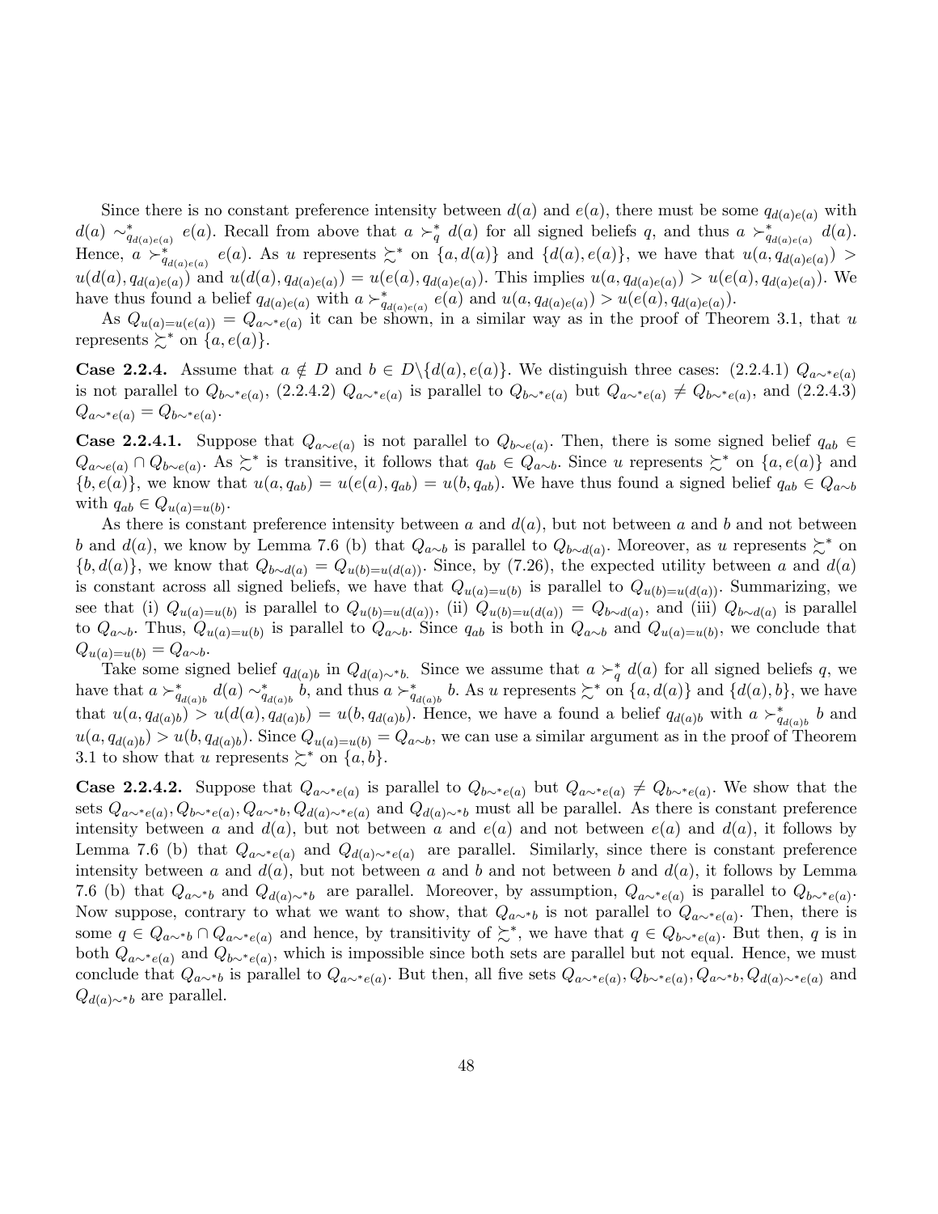Since there is no constant preference intensity between $d(a)$ and $e(a)$, there must be some $q_{d(a)e(a)}$ with $d(a) \sim^*_{q_{d(a)e(a)}} e(a)$. Recall from above that $a \succ^*_q d(a)$ for all signed beliefs $q$, and thus $a \succ^*_{q_{d(a)e(a)}} d(a)$. Hence, $a \succ^*_{q_{d(a)e(a)}} e(a)$. As $u$ represents $\succsim^*$ on $\{a, d(a)\}$ and $\{d(a), e(a)\}$, we have that $u(a, q_{d(a)e(a)}) > u(d(a), q_{d(a)e(a)})$ and $u(d(a), q_{d(a)e(a)}) = u(e(a), q_{d(a)e(a)})$. This implies $u(a, q_{d(a)e(a)}) > u(e(a), q_{d(a)e(a)})$. We have thus found a belief $q_{d(a)e(a)}$ with $a \succ^*_{q_{d(a)e(a)}} e(a)$ and $u(a, q_{d(a)e(a)}) > u(e(a), q_{d(a)e(a)})$.

As $Q_{u(a)=u(e(a))} = Q_{a\sim^*e(a)}$ it can be shown, in a similar way as in the proof of Theorem 3.1, that $u$ represents $\succsim^*$ on $\{a, e(a)\}$.

**Case 2.2.4.** Assume that $a \notin D$ and $b \in D \backslash \{d(a), e(a)\}$. We distinguish three cases: (2.2.4.1) $Q_{a\sim^*e(a)}$ is not parallel to $Q_{b\sim^*e(a)}$, (2.2.4.2) $Q_{a\sim^*e(a)}$ is parallel to $Q_{b\sim^*e(a)}$ but $Q_{a\sim^*e(a)} \neq Q_{b\sim^*e(a)}$, and (2.2.4.3) $Q_{a\sim^*e(a)} = Q_{b\sim^*e(a)}$.

**Case 2.2.4.1.** Suppose that $Q_{a\sim e(a)}$ is not parallel to $Q_{b\sim e(a)}$. Then, there is some signed belief $q_{ab} \in Q_{a\sim e(a)} \cap Q_{b\sim e(a)}$. As $\succsim^*$ is transitive, it follows that $q_{ab} \in Q_{a\sim b}$. Since $u$ represents $\succsim^*$ on $\{a, e(a)\}$ and $\{b, e(a)\}$, we know that $u(a, q_{ab}) = u(e(a), q_{ab}) = u(b, q_{ab})$. We have thus found a signed belief $q_{ab} \in Q_{a\sim b}$ with $q_{ab} \in Q_{u(a)=u(b)}$.

As there is constant preference intensity between $a$ and $d(a)$, but not between $a$ and $b$ and not between $b$ and $d(a)$, we know by Lemma 7.6 (b) that $Q_{a\sim b}$ is parallel to $Q_{b\sim d(a)}$. Moreover, as $u$ represents $\succsim^*$ on $\{b, d(a)\}$, we know that $Q_{b\sim d(a)} = Q_{u(b)=u(d(a))}$. Since, by (7.26), the expected utility between $a$ and $d(a)$ is constant across all signed beliefs, we have that $Q_{u(a)=u(b)}$ is parallel to $Q_{u(b)=u(d(a))}$. Summarizing, we see that (i) $Q_{u(a)=u(b)}$ is parallel to $Q_{u(b)=u(d(a))}$, (ii) $Q_{u(b)=u(d(a))} = Q_{b\sim d(a)}$, and (iii) $Q_{b\sim d(a)}$ is parallel to $Q_{a\sim b}$. Thus, $Q_{u(a)=u(b)}$ is parallel to $Q_{a\sim b}$. Since $q_{ab}$ is both in $Q_{a\sim b}$ and $Q_{u(a)=u(b)}$, we conclude that $Q_{u(a)=u(b)} = Q_{a\sim b}$.

Take some signed belief $q_{d(a)b}$ in $Q_{d(a)\sim^*b.}$ Since we assume that $a \succ^*_q d(a)$ for all signed beliefs $q$, we have that $a \succ^*_{q_{d(a)b}} d(a) \sim^*_{q_{d(a)b}} b$, and thus $a \succ^*_{q_{d(a)b}} b$. As $u$ represents $\succsim^*$ on $\{a, d(a)\}$ and $\{d(a), b\}$, we have that $u(a, q_{d(a)b}) > u(d(a), q_{d(a)b}) = u(b, q_{d(a)b})$. Hence, we have a found a belief $q_{d(a)b}$ with $a \succ^*_{q_{d(a)b}} b$ and $u(a, q_{d(a)b}) > u(b, q_{d(a)b})$. Since $Q_{u(a)=u(b)} = Q_{a\sim b}$, we can use a similar argument as in the proof of Theorem 3.1 to show that $u$ represents $\succsim^*$ on $\{a, b\}$.

**Case 2.2.4.2.** Suppose that $Q_{a\sim^*e(a)}$ is parallel to $Q_{b\sim^*e(a)}$ but $Q_{a\sim^*e(a)} \neq Q_{b\sim^*e(a)}$. We show that the sets $Q_{a\sim^*e(a)}, Q_{b\sim^*e(a)}, Q_{a\sim^*b}, Q_{d(a)\sim^*e(a)}$ and $Q_{d(a)\sim^*b}$ must all be parallel. As there is constant preference intensity between $a$ and $d(a)$, but not between $a$ and $e(a)$ and not between $e(a)$ and $d(a)$, it follows by Lemma 7.6 (b) that $Q_{a\sim^*e(a)}$ and $Q_{d(a)\sim^*e(a)}$ are parallel. Similarly, since there is constant preference intensity between $a$ and $d(a)$, but not between $a$ and $b$ and not between $b$ and $d(a)$, it follows by Lemma 7.6 (b) that $Q_{a\sim^*b}$ and $Q_{d(a)\sim^*b}$ are parallel. Moreover, by assumption, $Q_{a\sim^*e(a)}$ is parallel to $Q_{b\sim^*e(a)}$. Now suppose, contrary to what we want to show, that $Q_{a\sim^*b}$ is not parallel to $Q_{a\sim^*e(a)}$. Then, there is some $q \in Q_{a\sim^*b} \cap Q_{a\sim^*e(a)}$ and hence, by transitivity of $\succsim^*$, we have that $q \in Q_{b\sim^*e(a)}$. But then, $q$ is in both $Q_{a\sim^*e(a)}$ and $Q_{b\sim^*e(a)}$, which is impossible since both sets are parallel but not equal. Hence, we must conclude that $Q_{a\sim^*b}$ is parallel to $Q_{a\sim^*e(a)}$. But then, all five sets $Q_{a\sim^*e(a)}, Q_{b\sim^*e(a)}, Q_{a\sim^*b}, Q_{d(a)\sim^*e(a)}$ and $Q_{d(a)\sim^*b}$ are parallel.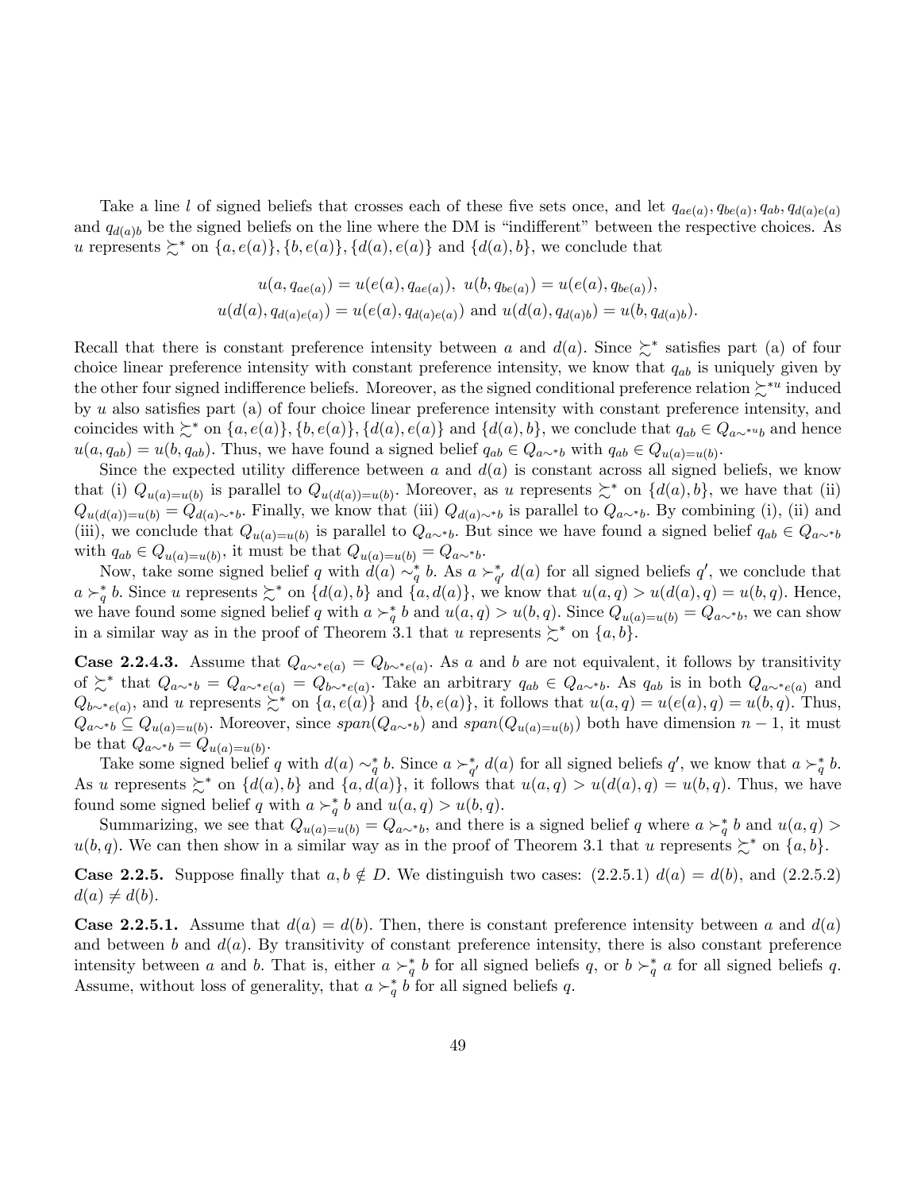Take a line $l$ of signed beliefs that crosses each of these five sets once, and let $q_{ae(a)}, q_{be(a)}, q_{ab}, q_{d(a)e(a)}$ and $q_{d(a)b}$ be the signed beliefs on the line where the DM is "indifferent" between the respective choices. As $u$ represents $\succsim^*$ on $\{a, e(a)\}, \{b, e(a)\}, \{d(a), e(a)\}$ and $\{d(a), b\}$, we conclude that

$$u(a, q_{ae(a)}) = u(e(a), q_{ae(a)}), \; u(b, q_{be(a)}) = u(e(a), q_{be(a)}),$$
$$u(d(a), q_{d(a)e(a)}) = u(e(a), q_{d(a)e(a)}) \text{ and } u(d(a), q_{d(a)b}) = u(b, q_{d(a)b}).$$

Recall that there is constant preference intensity between $a$ and $d(a)$. Since $\succsim^*$ satisfies part (a) of four choice linear preference intensity with constant preference intensity, we know that $q_{ab}$ is uniquely given by the other four signed indifference beliefs. Moreover, as the signed conditional preference relation $\succsim^{*u}$ induced by $u$ also satisfies part (a) of four choice linear preference intensity with constant preference intensity, and coincides with $\succsim^*$ on $\{a, e(a)\}, \{b, e(a)\}, \{d(a), e(a)\}$ and $\{d(a), b\}$, we conclude that $q_{ab} \in Q_{a \sim^{*u} b}$ and hence $u(a, q_{ab}) = u(b, q_{ab})$. Thus, we have found a signed belief $q_{ab} \in Q_{a \sim^* b}$ with $q_{ab} \in Q_{u(a)=u(b)}$.

Since the expected utility difference between $a$ and $d(a)$ is constant across all signed beliefs, we know that (i) $Q_{u(a)=u(b)}$ is parallel to $Q_{u(d(a))=u(b)}$. Moreover, as $u$ represents $\succsim^*$ on $\{d(a), b\}$, we have that (ii) $Q_{u(d(a))=u(b)} = Q_{d(a) \sim^* b}$. Finally, we know that (iii) $Q_{d(a) \sim^* b}$ is parallel to $Q_{a \sim^* b}$. By combining (i), (ii) and (iii), we conclude that $Q_{u(a)=u(b)}$ is parallel to $Q_{a \sim^* b}$. But since we have found a signed belief $q_{ab} \in Q_{a \sim^* b}$ with $q_{ab} \in Q_{u(a)=u(b)}$, it must be that $Q_{u(a)=u(b)} = Q_{a \sim^* b}$.

Now, take some signed belief $q$ with $d(a) \sim^*_q b$. As $a \succ^*_{q'} d(a)$ for all signed beliefs $q'$, we conclude that $a \succ^*_q b$. Since $u$ represents $\succsim^*$ on $\{d(a), b\}$ and $\{a, d(a)\}$, we know that $u(a, q) > u(d(a), q) = u(b, q)$. Hence, we have found some signed belief $q$ with $a \succ^*_q b$ and $u(a, q) > u(b, q)$. Since $Q_{u(a)=u(b)} = Q_{a \sim^* b}$, we can show in a similar way as in the proof of Theorem 3.1 that $u$ represents $\succsim^*$ on $\{a, b\}$.

**Case 2.2.4.3.** Assume that $Q_{a \sim^* e(a)} = Q_{b \sim^* e(a)}$. As $a$ and $b$ are not equivalent, it follows by transitivity of $\succsim^*$ that $Q_{a \sim^* b} = Q_{a \sim^* e(a)} = Q_{b \sim^* e(a)}$. Take an arbitrary $q_{ab} \in Q_{a \sim^* b}$. As $q_{ab}$ is in both $Q_{a \sim^* e(a)}$ and $Q_{b \sim^* e(a)}$, and $u$ represents $\succsim^*$ on $\{a, e(a)\}$ and $\{b, e(a)\}$, it follows that $u(a, q) = u(e(a), q) = u(b, q)$. Thus, $Q_{a \sim^* b} \subseteq Q_{u(a)=u(b)}$. Moreover, since $span(Q_{a \sim^* b})$ and $span(Q_{u(a)=u(b)})$ both have dimension $n-1$, it must be that $Q_{a \sim^* b} = Q_{u(a)=u(b)}$.

Take some signed belief $q$ with $d(a) \sim^*_q b$. Since $a \succ^*_{q'} d(a)$ for all signed beliefs $q'$, we know that $a \succ^*_q b$. As $u$ represents $\succsim^*$ on $\{d(a), b\}$ and $\{a, d(a)\}$, it follows that $u(a, q) > u(d(a), q) = u(b, q)$. Thus, we have found some signed belief $q$ with $a \succ^*_q b$ and $u(a, q) > u(b, q)$.

Summarizing, we see that $Q_{u(a)=u(b)} = Q_{a \sim^* b}$, and there is a signed belief $q$ where $a \succ^*_q b$ and $u(a, q) > u(b, q)$. We can then show in a similar way as in the proof of Theorem 3.1 that $u$ represents $\succsim^*$ on $\{a, b\}$.

**Case 2.2.5.** Suppose finally that $a, b \notin D$. We distinguish two cases: (2.2.5.1) $d(a) = d(b)$, and (2.2.5.2) $d(a) \neq d(b)$.

**Case 2.2.5.1.** Assume that $d(a) = d(b)$. Then, there is constant preference intensity between $a$ and $d(a)$ and between $b$ and $d(a)$. By transitivity of constant preference intensity, there is also constant preference intensity between $a$ and $b$. That is, either $a \succ^*_q b$ for all signed beliefs $q$, or $b \succ^*_q a$ for all signed beliefs $q$. Assume, without loss of generality, that $a \succ^*_q b$ for all signed beliefs $q$.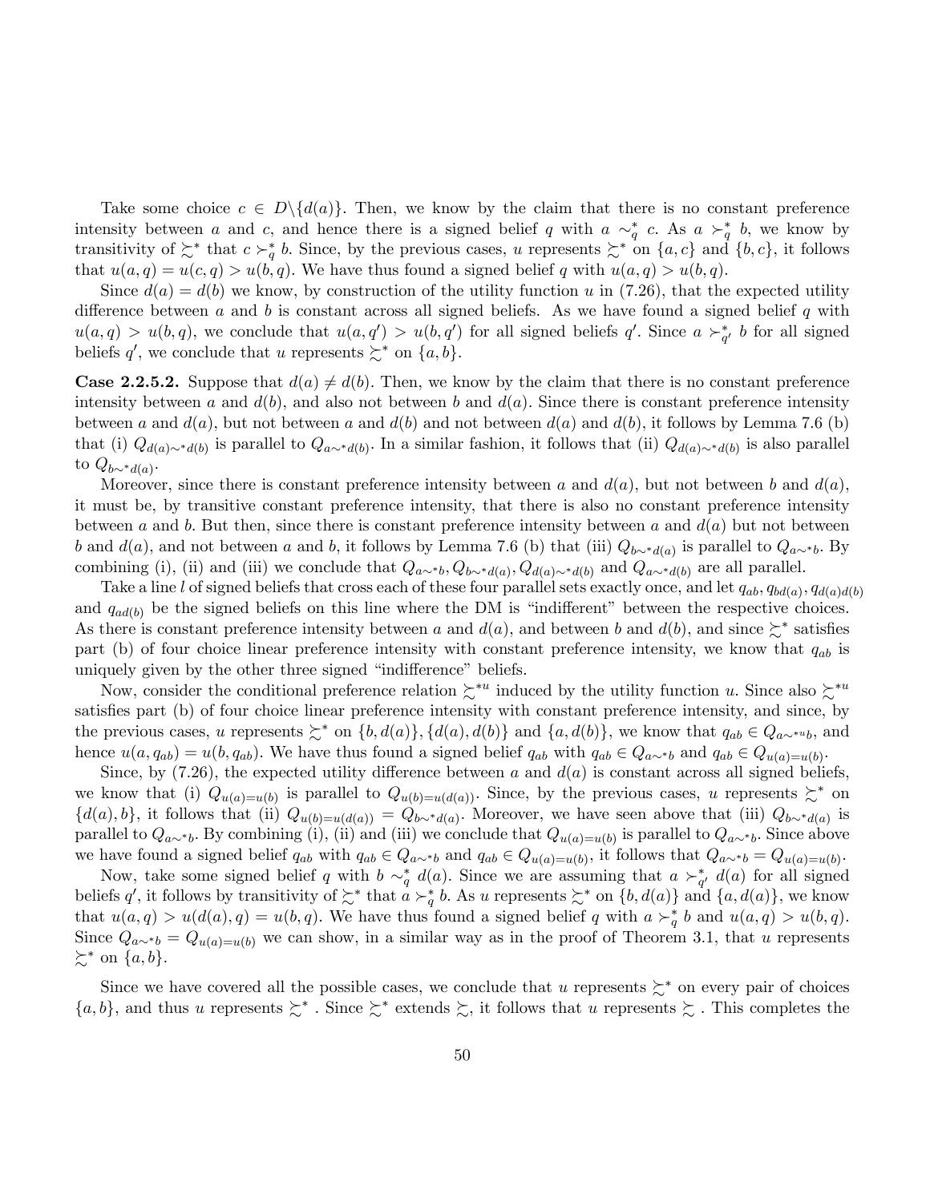Take some choice $c \in D \backslash \{d(a)\}$. Then, we know by the claim that there is no constant preference intensity between $a$ and $c$, and hence there is a signed belief $q$ with $a \sim_q^* c$. As $a \succ_q^* b$, we know by transitivity of $\succsim^*$ that $c \succ_q^* b$. Since, by the previous cases, $u$ represents $\succsim^*$ on $\{a, c\}$ and $\{b, c\}$, it follows that $u(a, q) = u(c, q) > u(b, q)$. We have thus found a signed belief $q$ with $u(a, q) > u(b, q)$.

Since $d(a) = d(b)$ we know, by construction of the utility function $u$ in (7.26), that the expected utility difference between $a$ and $b$ is constant across all signed beliefs. As we have found a signed belief $q$ with $u(a, q) > u(b, q)$, we conclude that $u(a, q') > u(b, q')$ for all signed beliefs $q'$. Since $a \succ_{q'}^* b$ for all signed beliefs $q'$, we conclude that $u$ represents $\succsim^*$ on $\{a, b\}$.

**Case 2.2.5.2.** Suppose that $d(a) \neq d(b)$. Then, we know by the claim that there is no constant preference intensity between $a$ and $d(b)$, and also not between $b$ and $d(a)$. Since there is constant preference intensity between $a$ and $d(a)$, but not between $a$ and $d(b)$ and not between $d(a)$ and $d(b)$, it follows by Lemma 7.6 (b) that (i) $Q_{d(a) \sim^* d(b)}$ is parallel to $Q_{a \sim^* d(b)}$. In a similar fashion, it follows that (ii) $Q_{d(a) \sim^* d(b)}$ is also parallel to $Q_{b \sim^* d(a)}$.

Moreover, since there is constant preference intensity between $a$ and $d(a)$, but not between $b$ and $d(a)$, it must be, by transitive constant preference intensity, that there is also no constant preference intensity between $a$ and $b$. But then, since there is constant preference intensity between $a$ and $d(a)$ but not between $b$ and $d(a)$, and not between $a$ and $b$, it follows by Lemma 7.6 (b) that (iii) $Q_{b \sim^* d(a)}$ is parallel to $Q_{a \sim^* b}$. By combining (i), (ii) and (iii) we conclude that $Q_{a \sim^* b}, Q_{b \sim^* d(a)}, Q_{d(a) \sim^* d(b)}$ and $Q_{a \sim^* d(b)}$ are all parallel.

Take a line $l$ of signed beliefs that cross each of these four parallel sets exactly once, and let $q_{ab}, q_{bd(a)}, q_{d(a)d(b)}$ and $q_{ad(b)}$ be the signed beliefs on this line where the DM is "indifferent" between the respective choices. As there is constant preference intensity between $a$ and $d(a)$, and between $b$ and $d(b)$, and since $\succsim^*$ satisfies part (b) of four choice linear preference intensity with constant preference intensity, we know that $q_{ab}$ is uniquely given by the other three signed "indifference" beliefs.

Now, consider the conditional preference relation $\succsim^{*u}$ induced by the utility function $u$. Since also $\succsim^{*u}$ satisfies part (b) of four choice linear preference intensity with constant preference intensity, and since, by the previous cases, $u$ represents $\succsim^*$ on $\{b, d(a)\}, \{d(a), d(b)\}$ and $\{a, d(b)\}$, we know that $q_{ab} \in Q_{a \sim^{*u} b}$, and hence $u(a, q_{ab}) = u(b, q_{ab})$. We have thus found a signed belief $q_{ab}$ with $q_{ab} \in Q_{a \sim^* b}$ and $q_{ab} \in Q_{u(a)=u(b)}$.

Since, by (7.26), the expected utility difference between $a$ and $d(a)$ is constant across all signed beliefs, we know that (i) $Q_{u(a)=u(b)}$ is parallel to $Q_{u(b)=u(d(a))}$. Since, by the previous cases, $u$ represents $\succsim^*$ on $\{d(a), b\}$, it follows that (ii) $Q_{u(b)=u(d(a))} = Q_{b \sim^* d(a)}$. Moreover, we have seen above that (iii) $Q_{b \sim^* d(a)}$ is parallel to $Q_{a \sim^* b}$. By combining (i), (ii) and (iii) we conclude that $Q_{u(a)=u(b)}$ is parallel to $Q_{a \sim^* b}$. Since above we have found a signed belief $q_{ab}$ with $q_{ab} \in Q_{a \sim^* b}$ and $q_{ab} \in Q_{u(a)=u(b)}$, it follows that $Q_{a \sim^* b} = Q_{u(a)=u(b)}$.

Now, take some signed belief $q$ with $b \sim_q^* d(a)$. Since we are assuming that $a \succ_{q'}^* d(a)$ for all signed beliefs $q'$, it follows by transitivity of $\succsim^*$ that $a \succ_q^* b$. As $u$ represents $\succsim^*$ on $\{b, d(a)\}$ and $\{a, d(a)\}$, we know that $u(a, q) > u(d(a), q) = u(b, q)$. We have thus found a signed belief $q$ with $a \succ_q^* b$ and $u(a, q) > u(b, q)$. Since $Q_{a \sim^* b} = Q_{u(a)=u(b)}$ we can show, in a similar way as in the proof of Theorem 3.1, that $u$ represents $\succsim^*$ on $\{a, b\}$.

Since we have covered all the possible cases, we conclude that $u$ represents $\succsim^*$ on every pair of choices $\{a, b\}$, and thus $u$ represents $\succsim^*$ . Since $\succsim^*$ extends $\succsim$, it follows that $u$ represents $\succsim$ . This completes the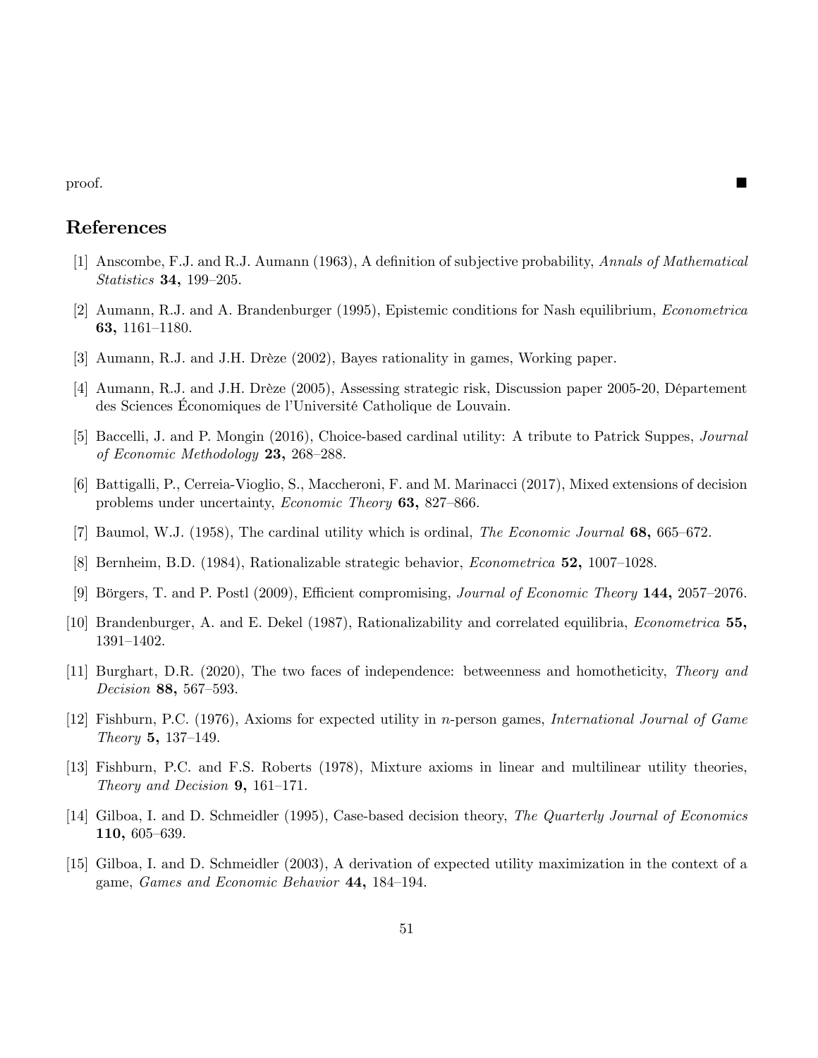proof. ■

# References

[1] Anscombe, F.J. and R.J. Aumann (1963), A definition of subjective probability, *Annals of Mathematical Statistics* **34,** 199–205.

[2] Aumann, R.J. and A. Brandenburger (1995), Epistemic conditions for Nash equilibrium, *Econometrica* **63,** 1161–1180.

[3] Aumann, R.J. and J.H. Drèze (2002), Bayes rationality in games, Working paper.

[4] Aumann, R.J. and J.H. Drèze (2005), Assessing strategic risk, Discussion paper 2005-20, Département des Sciences Économiques de l'Université Catholique de Louvain.

[5] Baccelli, J. and P. Mongin (2016), Choice-based cardinal utility: A tribute to Patrick Suppes, *Journal of Economic Methodology* **23,** 268–288.

[6] Battigalli, P., Cerreia-Vioglio, S., Maccheroni, F. and M. Marinacci (2017), Mixed extensions of decision problems under uncertainty, *Economic Theory* **63,** 827–866.

[7] Baumol, W.J. (1958), The cardinal utility which is ordinal, *The Economic Journal* **68,** 665–672.

[8] Bernheim, B.D. (1984), Rationalizable strategic behavior, *Econometrica* **52,** 1007–1028.

[9] Börgers, T. and P. Postl (2009), Efficient compromising, *Journal of Economic Theory* **144,** 2057–2076.

[10] Brandenburger, A. and E. Dekel (1987), Rationalizability and correlated equilibria, *Econometrica* **55,** 1391–1402.

[11] Burghart, D.R. (2020), The two faces of independence: betweenness and homotheticity, *Theory and Decision* **88,** 567–593.

[12] Fishburn, P.C. (1976), Axioms for expected utility in $n$-person games, *International Journal of Game Theory* **5,** 137–149.

[13] Fishburn, P.C. and F.S. Roberts (1978), Mixture axioms in linear and multilinear utility theories, *Theory and Decision* **9,** 161–171.

[14] Gilboa, I. and D. Schmeidler (1995), Case-based decision theory, *The Quarterly Journal of Economics* **110,** 605–639.

[15] Gilboa, I. and D. Schmeidler (2003), A derivation of expected utility maximization in the context of a game, *Games and Economic Behavior* **44,** 184–194.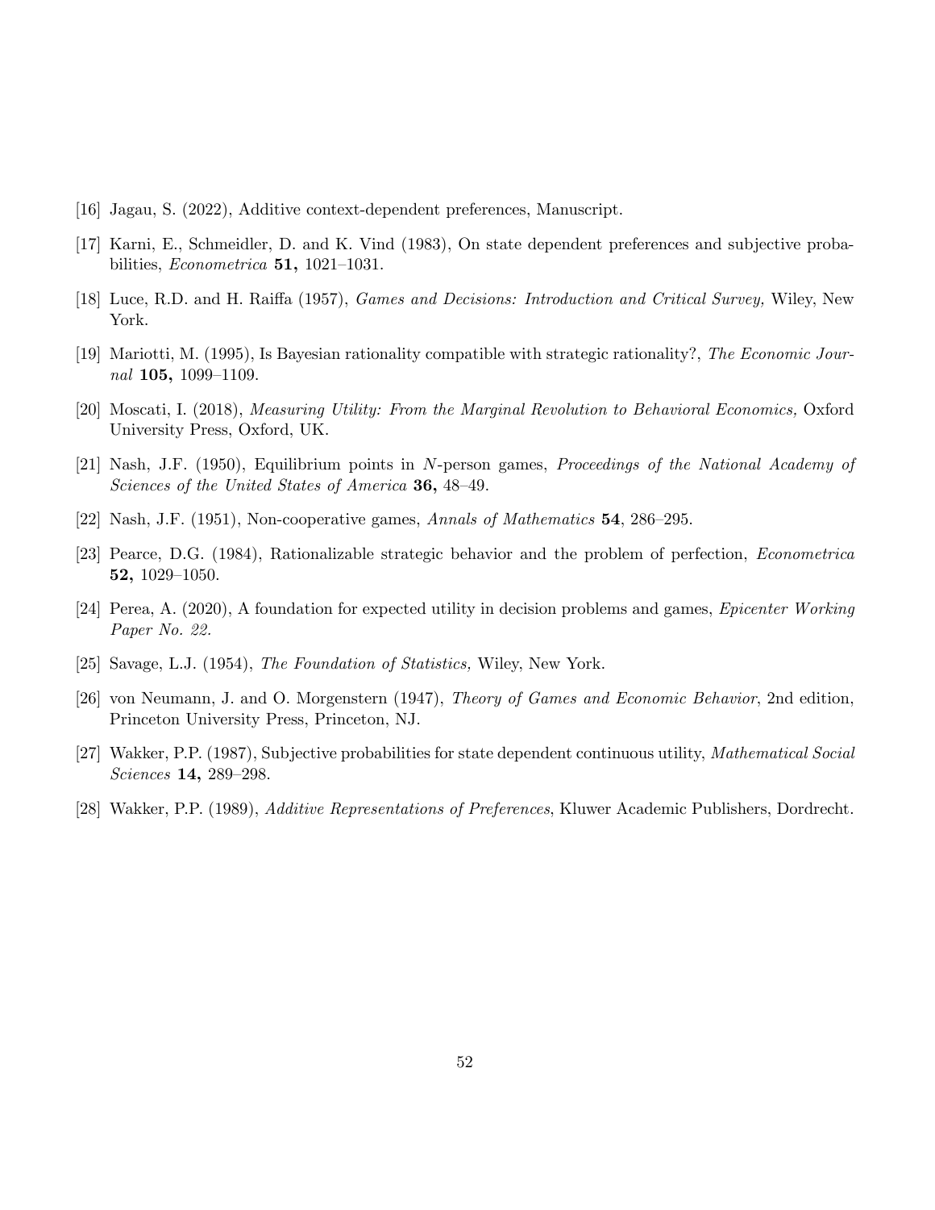[16] Jagau, S. (2022), Additive context-dependent preferences, Manuscript.

[17] Karni, E., Schmeidler, D. and K. Vind (1983), On state dependent preferences and subjective probabilities, *Econometrica* **51,** 1021–1031.

[18] Luce, R.D. and H. Raiffa (1957), *Games and Decisions: Introduction and Critical Survey,* Wiley, New York.

[19] Mariotti, M. (1995), Is Bayesian rationality compatible with strategic rationality?, *The Economic Journal* **105,** 1099–1109.

[20] Moscati, I. (2018), *Measuring Utility: From the Marginal Revolution to Behavioral Economics,* Oxford University Press, Oxford, UK.

[21] Nash, J.F. (1950), Equilibrium points in $N$-person games, *Proceedings of the National Academy of Sciences of the United States of America* **36,** 48–49.

[22] Nash, J.F. (1951), Non-cooperative games, *Annals of Mathematics* **54**, 286–295.

[23] Pearce, D.G. (1984), Rationalizable strategic behavior and the problem of perfection, *Econometrica* **52,** 1029–1050.

[24] Perea, A. (2020), A foundation for expected utility in decision problems and games, *Epicenter Working Paper No. 22.*

[25] Savage, L.J. (1954), *The Foundation of Statistics,* Wiley, New York.

[26] von Neumann, J. and O. Morgenstern (1947), *Theory of Games and Economic Behavior*, 2nd edition, Princeton University Press, Princeton, NJ.

[27] Wakker, P.P. (1987), Subjective probabilities for state dependent continuous utility, *Mathematical Social Sciences* **14,** 289–298.

[28] Wakker, P.P. (1989), *Additive Representations of Preferences*, Kluwer Academic Publishers, Dordrecht.